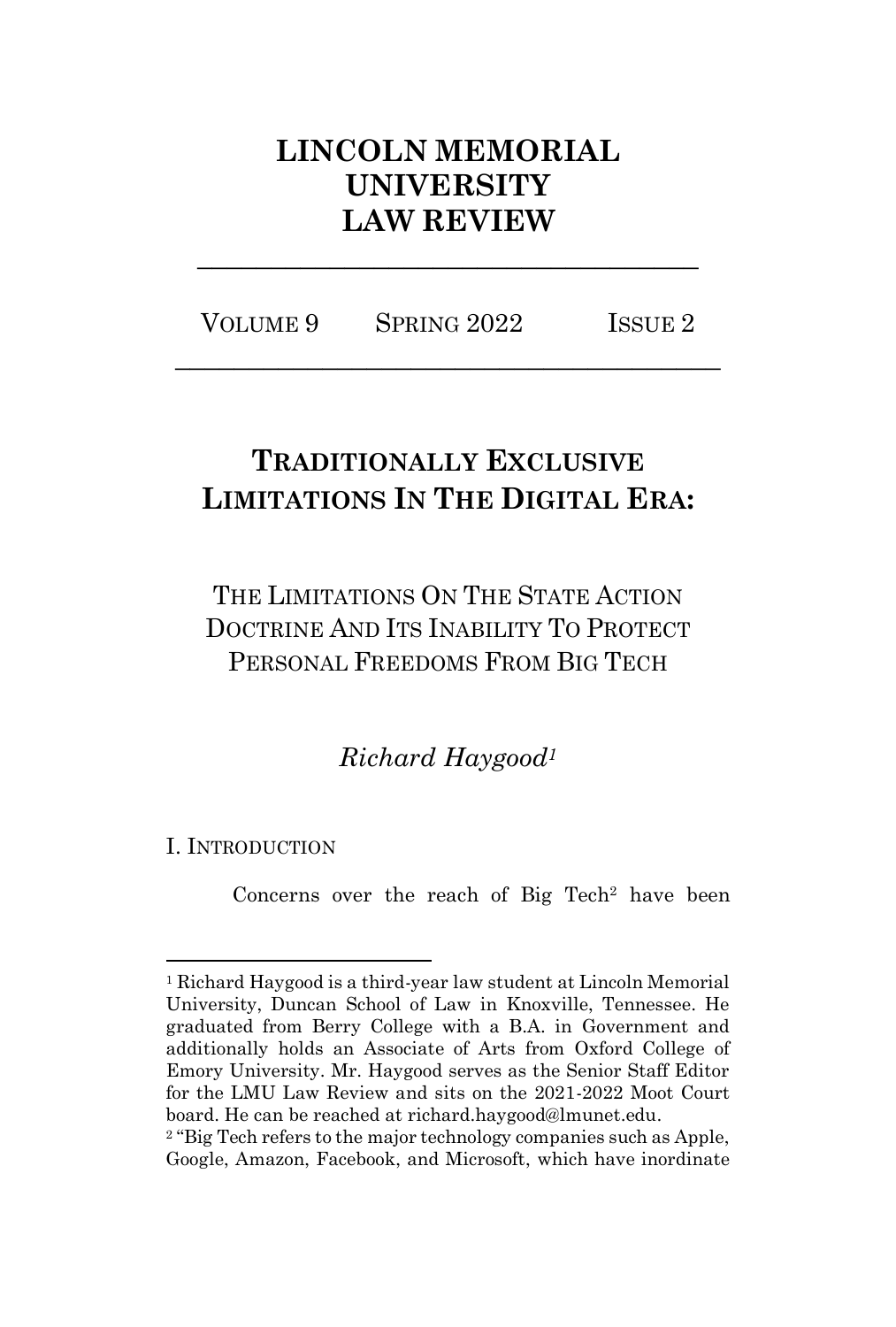# LINCOLN MEMORIAL UNIVERSITY LAW REVIEW

VOLUME 9 SPRING 2022 ISSUE 2

## TRADITIONALLY EXCLUSIVE LIMITATIONS IN THE DIGITAL ERA:

### THE LIMITATIONS ON THE STATE ACTION DOCTRINE AND ITS INABILITY TO PROTECT PERSONAL FREEDOMS FROM BIG TECH

*Richard Haygood*[1]

I. INTRODUCTION

Concerns over the reach of Big Tech[2] have been

---

[1] Richard Haygood is a third-year law student at Lincoln Memorial University, Duncan School of Law in Knoxville, Tennessee. He graduated from Berry College with a B.A. in Government and additionally holds an Associate of Arts from Oxford College of Emory University. Mr. Haygood serves as the Senior Staff Editor for the LMU Law Review and sits on the 2021-2022 Moot Court board. He can be reached at richard.haygood@lmunet.edu.

[2] "Big Tech refers to the major technology companies such as Apple, Google, Amazon, Facebook, and Microsoft, which have inordinate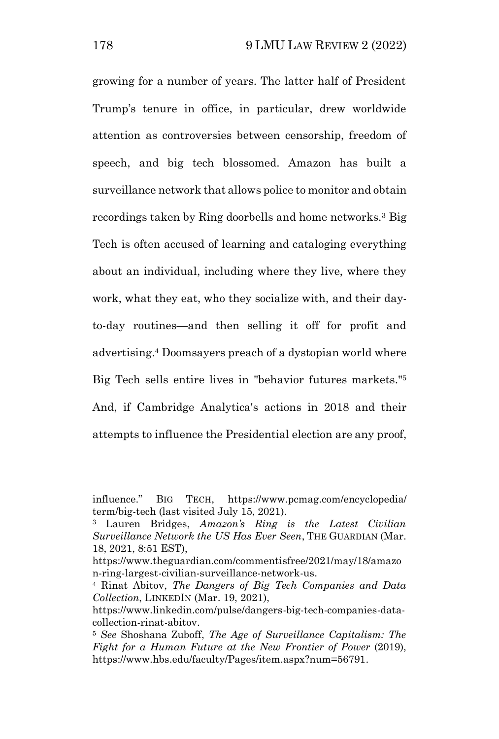growing for a number of years. The latter half of President Trump's tenure in office, in particular, drew worldwide attention as controversies between censorship, freedom of speech, and big tech blossomed. Amazon has built a surveillance network that allows police to monitor and obtain recordings taken by Ring doorbells and home networks.[3] Big Tech is often accused of learning and cataloging everything about an individual, including where they live, where they work, what they eat, who they socialize with, and their day-to-day routines—and then selling it off for profit and advertising.[4] Doomsayers preach of a dystopian world where Big Tech sells entire lives in "behavior futures markets."[5] And, if Cambridge Analytica's actions in 2018 and their attempts to influence the Presidential election are any proof,

---

influence." BIG TECH, https://www.pcmag.com/encyclopedia/term/big-tech (last visited July 15, 2021).

[3] Lauren Bridges, *Amazon's Ring is the Latest Civilian Surveillance Network the US Has Ever Seen*, THE GUARDIAN (Mar. 18, 2021, 8:51 EST), https://www.theguardian.com/commentisfree/2021/may/18/amazon-ring-largest-civilian-surveillance-network-us.

[4] Rinat Abitov, *The Dangers of Big Tech Companies and Data Collection*, LINKEDIN (Mar. 19, 2021), https://www.linkedin.com/pulse/dangers-big-tech-companies-data-collection-rinat-abitov.

[5] *See* Shoshana Zuboff, *The Age of Surveillance Capitalism: The Fight for a Human Future at the New Frontier of Power* (2019), https://www.hbs.edu/faculty/Pages/item.aspx?num=56791.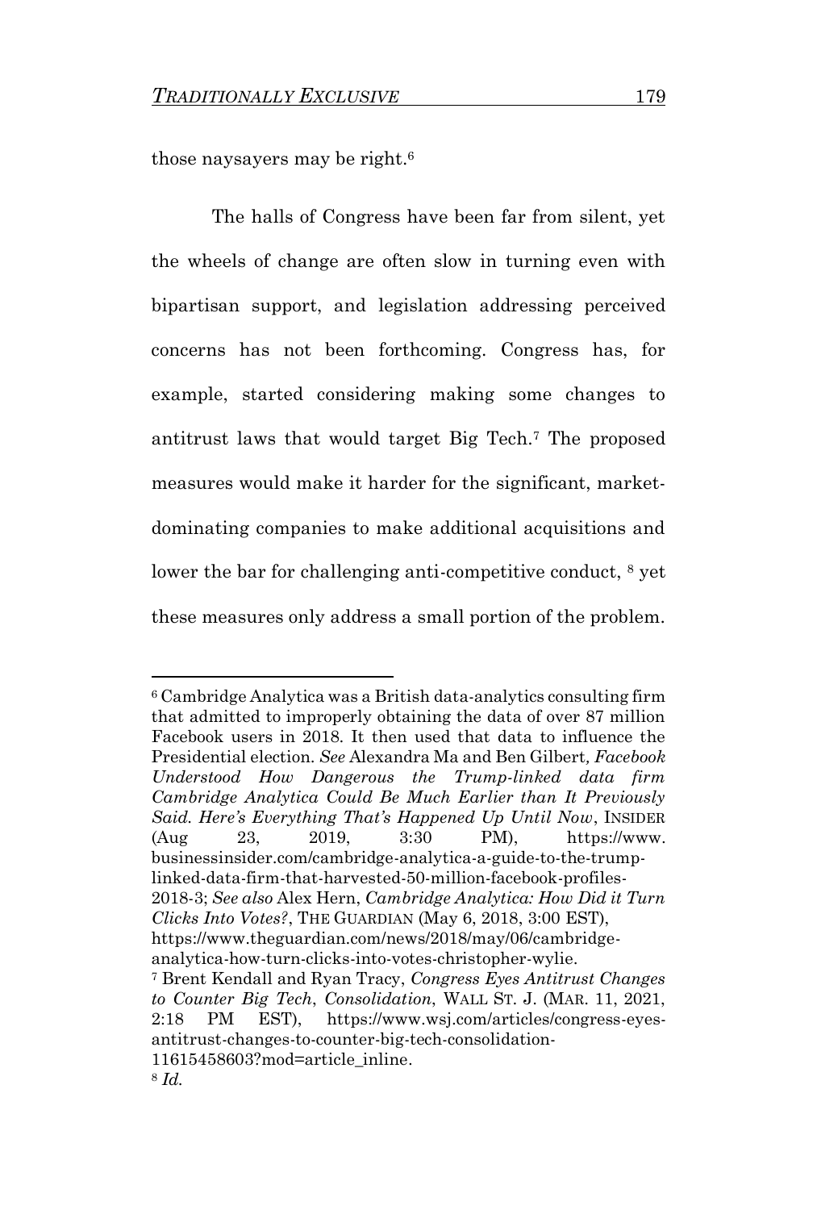those naysayers may be right.[6]

The halls of Congress have been far from silent, yet the wheels of change are often slow in turning even with bipartisan support, and legislation addressing perceived concerns has not been forthcoming. Congress has, for example, started considering making some changes to antitrust laws that would target Big Tech.[7] The proposed measures would make it harder for the significant, market-dominating companies to make additional acquisitions and lower the bar for challenging anti-competitive conduct, [8] yet these measures only address a small portion of the problem.

---

[6] Cambridge Analytica was a British data-analytics consulting firm that admitted to improperly obtaining the data of over 87 million Facebook users in 2018. It then used that data to influence the Presidential election. *See* Alexandra Ma and Ben Gilbert*, Facebook Understood How Dangerous the Trump-linked data firm Cambridge Analytica Could Be Much Earlier than It Previously Said. Here's Everything That's Happened Up Until Now*, INSIDER (Aug 23, 2019, 3:30 PM), https://www.businessinsider.com/cambridge-analytica-a-guide-to-the-trump-linked-data-firm-that-harvested-50-million-facebook-profiles-2018-3; *See also* Alex Hern, *Cambridge Analytica: How Did it Turn Clicks Into Votes?*, THE GUARDIAN (May 6, 2018, 3:00 EST), https://www.theguardian.com/news/2018/may/06/cambridge-analytica-how-turn-clicks-into-votes-christopher-wylie.

[7] Brent Kendall and Ryan Tracy, *Congress Eyes Antitrust Changes to Counter Big Tech*, *Consolidation*, WALL ST. J. (MAR. 11, 2021, 2:18 PM EST), https://www.wsj.com/articles/congress-eyes-antitrust-changes-to-counter-big-tech-consolidation-11615458603?mod=article_inline.

[8] *Id.*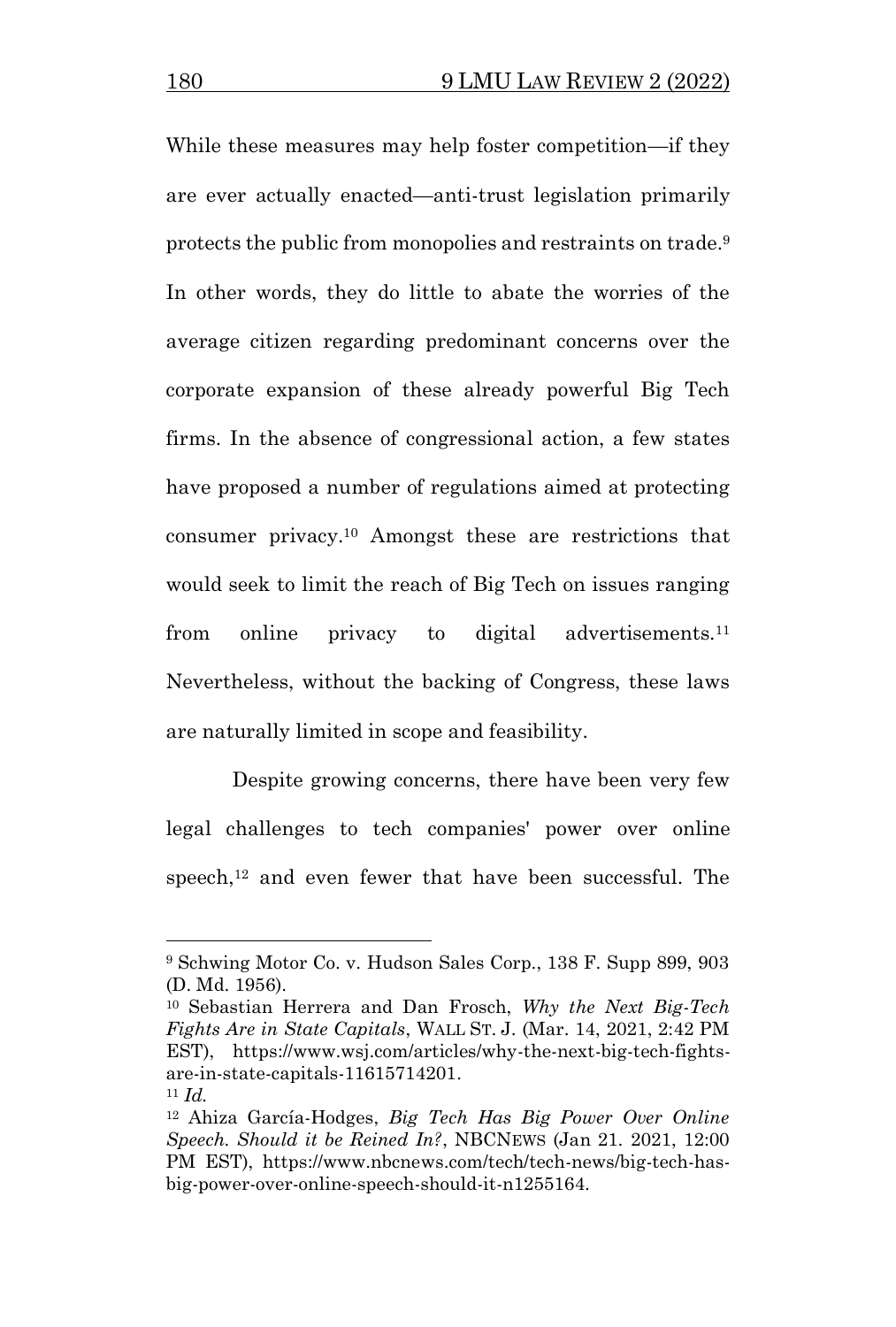While these measures may help foster competition—if they are ever actually enacted—anti-trust legislation primarily protects the public from monopolies and restraints on trade.[9] In other words, they do little to abate the worries of the average citizen regarding predominant concerns over the corporate expansion of these already powerful Big Tech firms. In the absence of congressional action, a few states have proposed a number of regulations aimed at protecting consumer privacy.[10] Amongst these are restrictions that would seek to limit the reach of Big Tech on issues ranging from online privacy to digital advertisements.[11] Nevertheless, without the backing of Congress, these laws are naturally limited in scope and feasibility.

Despite growing concerns, there have been very few legal challenges to tech companies' power over online speech,[12] and even fewer that have been successful. The

---

[9] Schwing Motor Co. v. Hudson Sales Corp., 138 F. Supp 899, 903 (D. Md. 1956).

[10] Sebastian Herrera and Dan Frosch, *Why the Next Big-Tech Fights Are in State Capitals*, WALL ST. J. (Mar. 14, 2021, 2:42 PM EST), https://www.wsj.com/articles/why-the-next-big-tech-fights-are-in-state-capitals-11615714201.

[11] *Id.*

[12] Ahiza García-Hodges, *Big Tech Has Big Power Over Online Speech. Should it be Reined In?*, NBCNEWS (Jan 21. 2021, 12:00 PM EST), https://www.nbcnews.com/tech/tech-news/big-tech-has-big-power-over-online-speech-should-it-n1255164.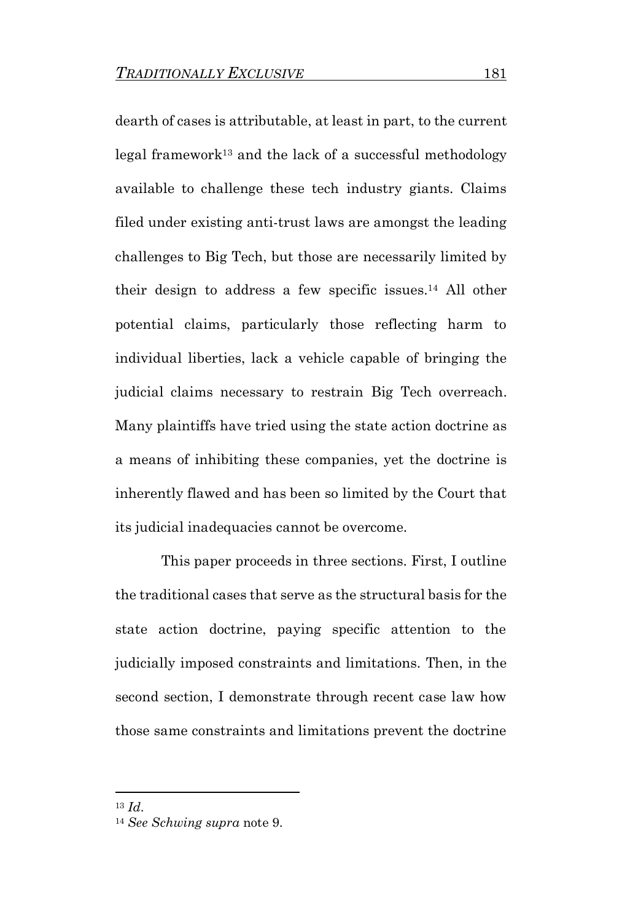dearth of cases is attributable, at least in part, to the current legal framework[13] and the lack of a successful methodology available to challenge these tech industry giants. Claims filed under existing anti-trust laws are amongst the leading challenges to Big Tech, but those are necessarily limited by their design to address a few specific issues.[14] All other potential claims, particularly those reflecting harm to individual liberties, lack a vehicle capable of bringing the judicial claims necessary to restrain Big Tech overreach. Many plaintiffs have tried using the state action doctrine as a means of inhibiting these companies, yet the doctrine is inherently flawed and has been so limited by the Court that its judicial inadequacies cannot be overcome.

This paper proceeds in three sections. First, I outline the traditional cases that serve as the structural basis for the state action doctrine, paying specific attention to the judicially imposed constraints and limitations. Then, in the second section, I demonstrate through recent case law how those same constraints and limitations prevent the doctrine

---

[13] *Id.*

[14] *See Schwing supra* note 9.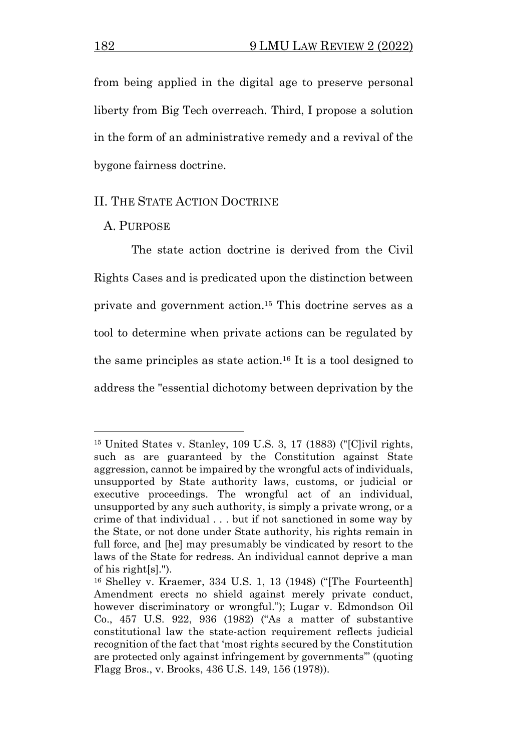from being applied in the digital age to preserve personal liberty from Big Tech overreach. Third, I propose a solution in the form of an administrative remedy and a revival of the bygone fairness doctrine.

## II. THE STATE ACTION DOCTRINE

### A. PURPOSE

The state action doctrine is derived from the Civil Rights Cases and is predicated upon the distinction between private and government action.[15] This doctrine serves as a tool to determine when private actions can be regulated by the same principles as state action.[16] It is a tool designed to address the "essential dichotomy between deprivation by the

---

[15] United States v. Stanley, 109 U.S. 3, 17 (1883) ("[C]ivil rights, such as are guaranteed by the Constitution against State aggression, cannot be impaired by the wrongful acts of individuals, unsupported by State authority laws, customs, or judicial or executive proceedings. The wrongful act of an individual, unsupported by any such authority, is simply a private wrong, or a crime of that individual . . . but if not sanctioned in some way by the State, or not done under State authority, his rights remain in full force, and [he] may presumably be vindicated by resort to the laws of the State for redress. An individual cannot deprive a man of his right[s].").

[16] Shelley v. Kraemer, 334 U.S. 1, 13 (1948) ("[The Fourteenth] Amendment erects no shield against merely private conduct, however discriminatory or wrongful."); Lugar v. Edmondson Oil Co., 457 U.S. 922, 936 (1982) ("As a matter of substantive constitutional law the state-action requirement reflects judicial recognition of the fact that 'most rights secured by the Constitution are protected only against infringement by governments'" (quoting Flagg Bros., v. Brooks, 436 U.S. 149, 156 (1978)).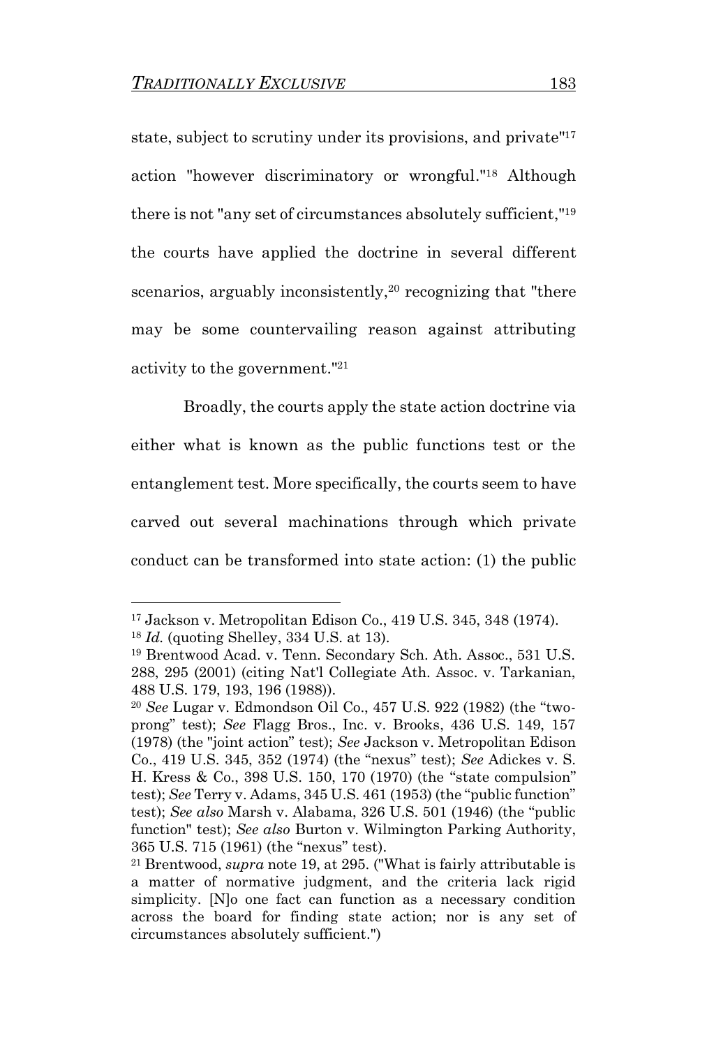state, subject to scrutiny under its provisions, and private"[17] action "however discriminatory or wrongful."[18] Although there is not "any set of circumstances absolutely sufficient,"[19] the courts have applied the doctrine in several different scenarios, arguably inconsistently,[20] recognizing that "there may be some countervailing reason against attributing activity to the government."[21]

Broadly, the courts apply the state action doctrine via either what is known as the public functions test or the entanglement test. More specifically, the courts seem to have carved out several machinations through which private conduct can be transformed into state action: (1) the public

---

[17] Jackson v. Metropolitan Edison Co., 419 U.S. 345, 348 (1974).

[18] *Id.* (quoting Shelley, 334 U.S. at 13).

[19] Brentwood Acad. v. Tenn. Secondary Sch. Ath. Assoc., 531 U.S. 288, 295 (2001) (citing Nat'l Collegiate Ath. Assoc. v. Tarkanian, 488 U.S. 179, 193, 196 (1988)).

[20] *See* Lugar v. Edmondson Oil Co., 457 U.S. 922 (1982) (the "two-prong" test); *See* Flagg Bros., Inc. v. Brooks, 436 U.S. 149, 157 (1978) (the "joint action" test); *See* Jackson v. Metropolitan Edison Co., 419 U.S. 345, 352 (1974) (the "nexus" test); *See* Adickes v. S. H. Kress & Co., 398 U.S. 150, 170 (1970) (the "state compulsion" test); *See* Terry v. Adams, 345 U.S. 461 (1953) (the "public function" test); *See also* Marsh v. Alabama, 326 U.S. 501 (1946) (the "public function" test); *See also* Burton v. Wilmington Parking Authority, 365 U.S. 715 (1961) (the "nexus" test).

[21] Brentwood, *supra* note 19, at 295. ("What is fairly attributable is a matter of normative judgment, and the criteria lack rigid simplicity. [N]o one fact can function as a necessary condition across the board for finding state action; nor is any set of circumstances absolutely sufficient.")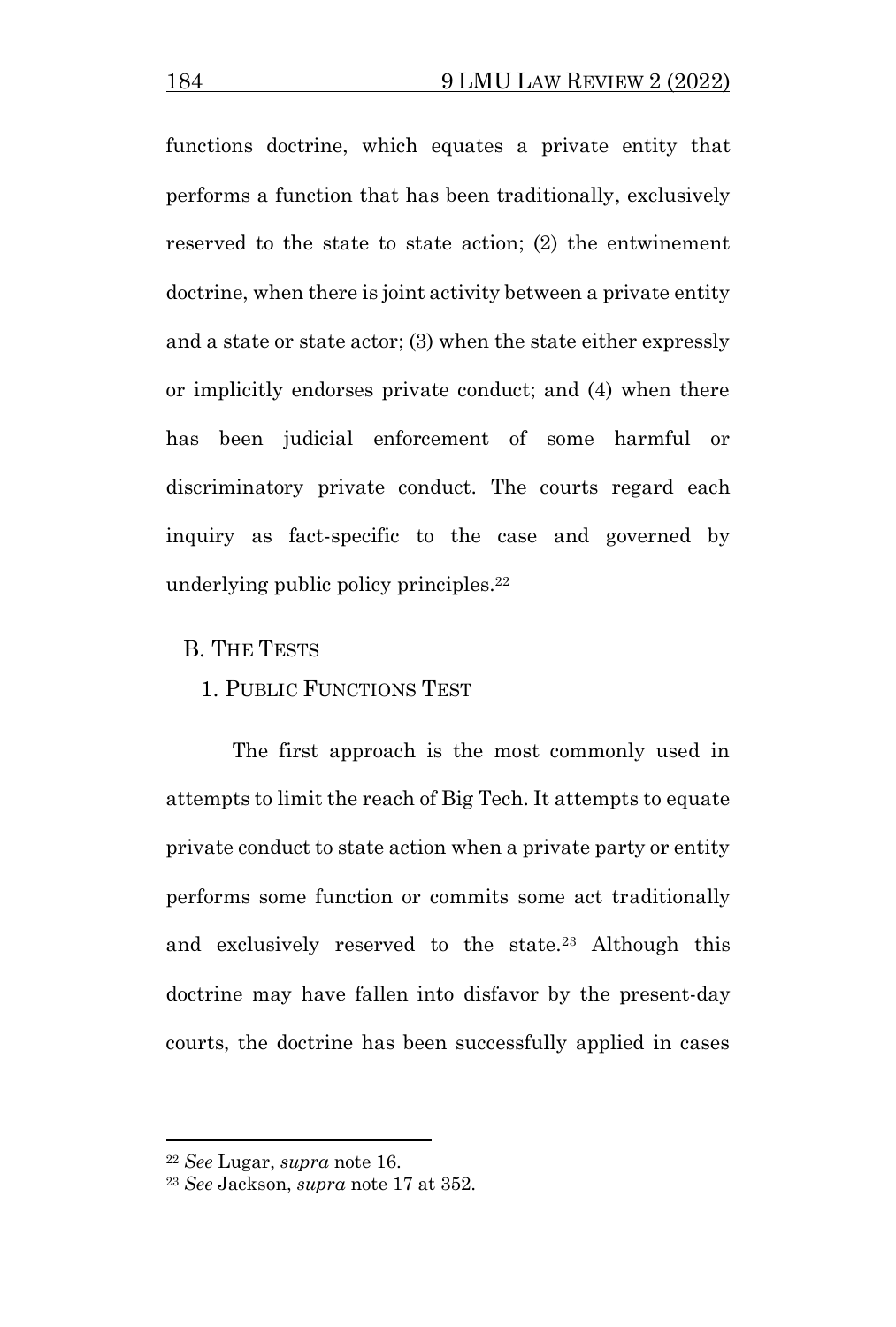functions doctrine, which equates a private entity that performs a function that has been traditionally, exclusively reserved to the state to state action; (2) the entwinement doctrine, when there is joint activity between a private entity and a state or state actor; (3) when the state either expressly or implicitly endorses private conduct; and (4) when there has been judicial enforcement of some harmful or discriminatory private conduct. The courts regard each inquiry as fact-specific to the case and governed by underlying public policy principles.[22]

## B. The Tests

### 1. Public Functions Test

The first approach is the most commonly used in attempts to limit the reach of Big Tech. It attempts to equate private conduct to state action when a private party or entity performs some function or commits some act traditionally and exclusively reserved to the state.[23] Although this doctrine may have fallen into disfavor by the present-day courts, the doctrine has been successfully applied in cases

---

[22] *See* Lugar, *supra* note 16.

[23] *See* Jackson, *supra* note 17 at 352.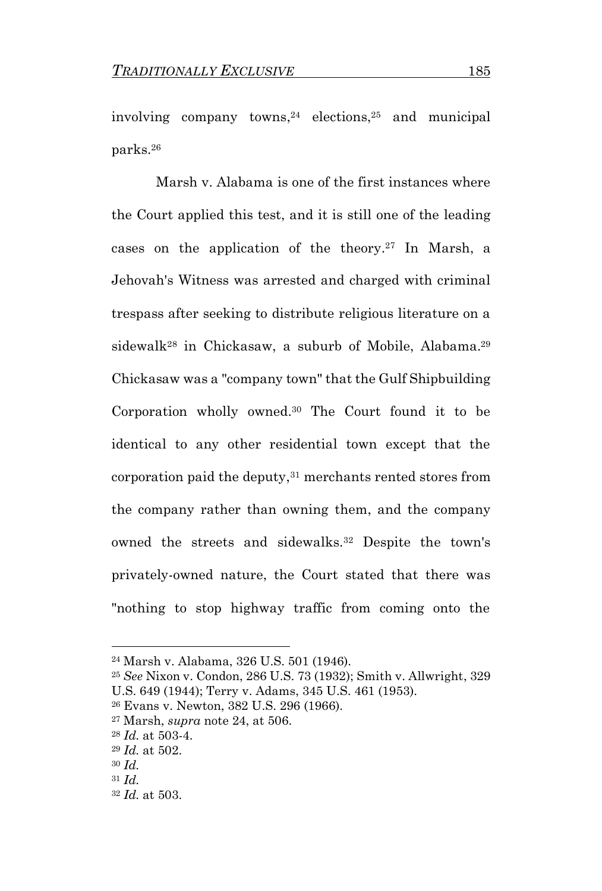involving company towns,[24] elections,[25] and municipal parks.[26]

Marsh v. Alabama is one of the first instances where the Court applied this test, and it is still one of the leading cases on the application of the theory.[27] In Marsh, a Jehovah's Witness was arrested and charged with criminal trespass after seeking to distribute religious literature on a sidewalk[28] in Chickasaw, a suburb of Mobile, Alabama.[29] Chickasaw was a "company town" that the Gulf Shipbuilding Corporation wholly owned.[30] The Court found it to be identical to any other residential town except that the corporation paid the deputy,[31] merchants rented stores from the company rather than owning them, and the company owned the streets and sidewalks.[32] Despite the town's privately-owned nature, the Court stated that there was "nothing to stop highway traffic from coming onto the

---

[24] Marsh v. Alabama, 326 U.S. 501 (1946).

[25] *See* Nixon v. Condon, 286 U.S. 73 (1932); Smith v. Allwright, 329 U.S. 649 (1944); Terry v. Adams, 345 U.S. 461 (1953).

[26] Evans v. Newton, 382 U.S. 296 (1966).

[27] Marsh, *supra* note 24, at 506.

[28] *Id.* at 503-4.

[29] *Id.* at 502.

[30] *Id.*

[31] *Id.*

[32] *Id.* at 503.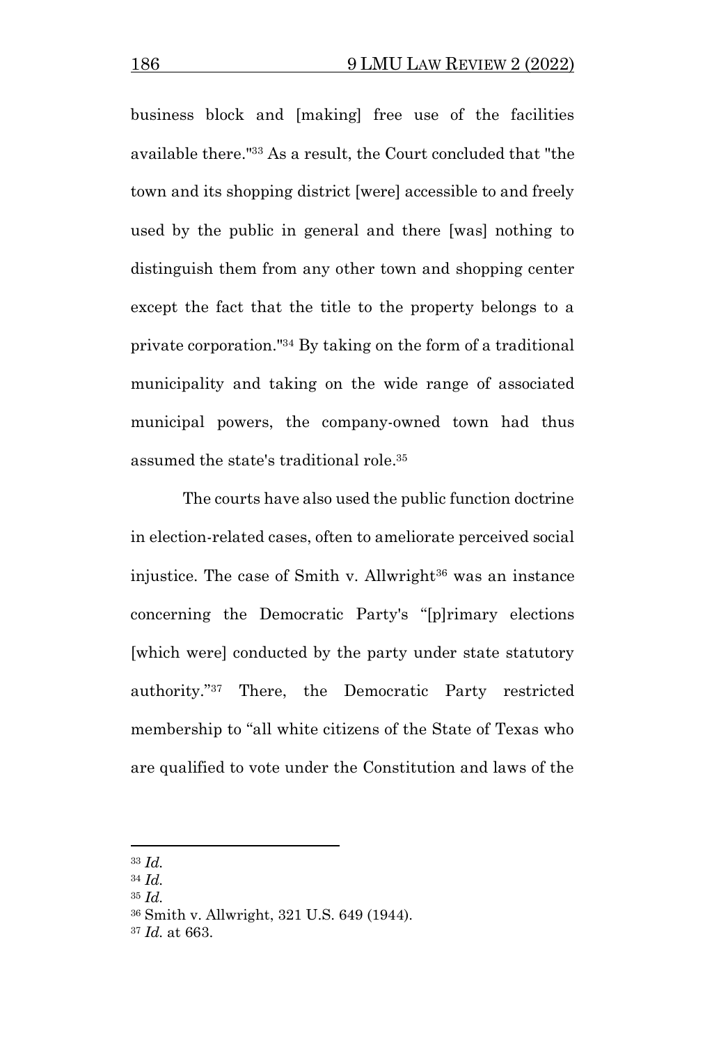business block and [making] free use of the facilities available there."[33] As a result, the Court concluded that "the town and its shopping district [were] accessible to and freely used by the public in general and there [was] nothing to distinguish them from any other town and shopping center except the fact that the title to the property belongs to a private corporation."[34] By taking on the form of a traditional municipality and taking on the wide range of associated municipal powers, the company-owned town had thus assumed the state's traditional role.[35]

The courts have also used the public function doctrine in election-related cases, often to ameliorate perceived social injustice. The case of Smith v. Allwright[36] was an instance concerning the Democratic Party's "[p]rimary elections [which were] conducted by the party under state statutory authority."[37] There, the Democratic Party restricted membership to "all white citizens of the State of Texas who are qualified to vote under the Constitution and laws of the

---

[33] *Id.*

[34] *Id.*

[35] *Id.*

[36] Smith v. Allwright, 321 U.S. 649 (1944).

[37] *Id.* at 663.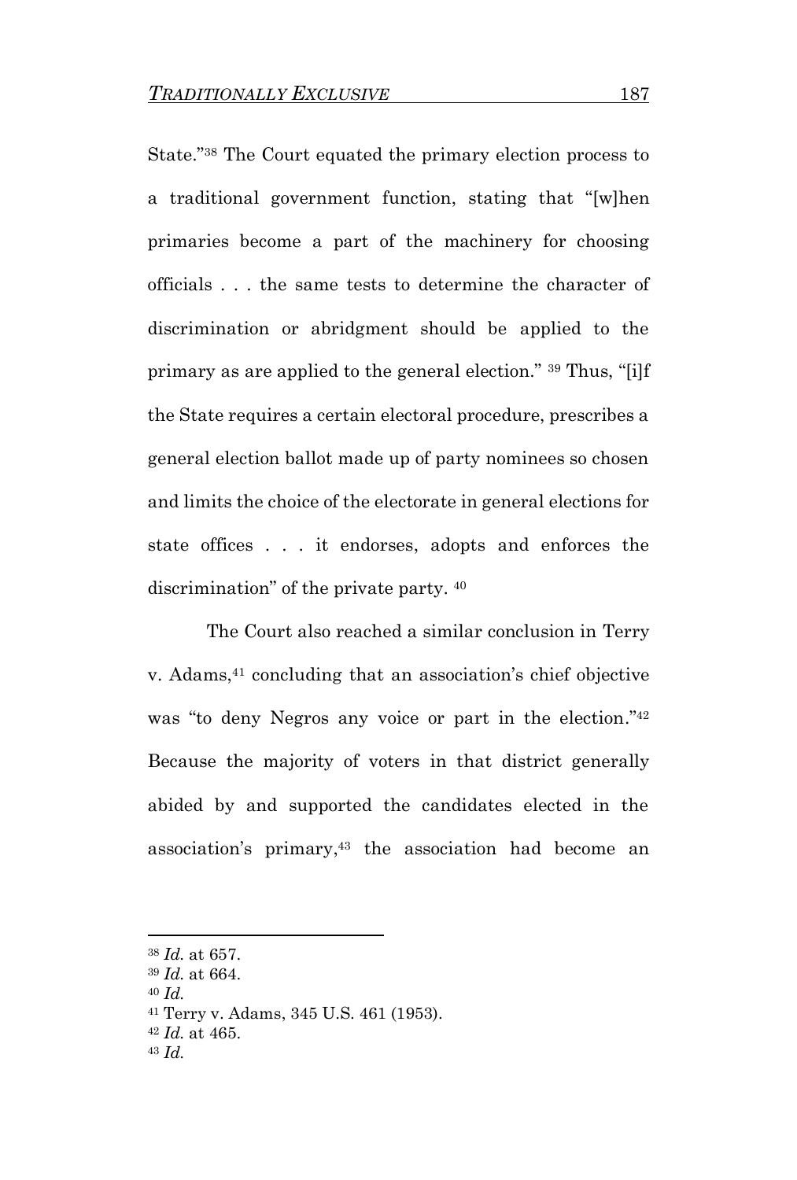State."[38] The Court equated the primary election process to a traditional government function, stating that "[w]hen primaries become a part of the machinery for choosing officials . . . the same tests to determine the character of discrimination or abridgment should be applied to the primary as are applied to the general election." [39] Thus, "[i]f the State requires a certain electoral procedure, prescribes a general election ballot made up of party nominees so chosen and limits the choice of the electorate in general elections for state offices . . . it endorses, adopts and enforces the discrimination" of the private party. [40]

The Court also reached a similar conclusion in Terry v. Adams,[41] concluding that an association's chief objective was "to deny Negros any voice or part in the election."[42] Because the majority of voters in that district generally abided by and supported the candidates elected in the association's primary,[43] the association had become an

---

[38] *Id.* at 657.
[39] *Id.* at 664.
[40] *Id.*
[41] Terry v. Adams, 345 U.S. 461 (1953).
[42] *Id.* at 465.
[43] *Id.*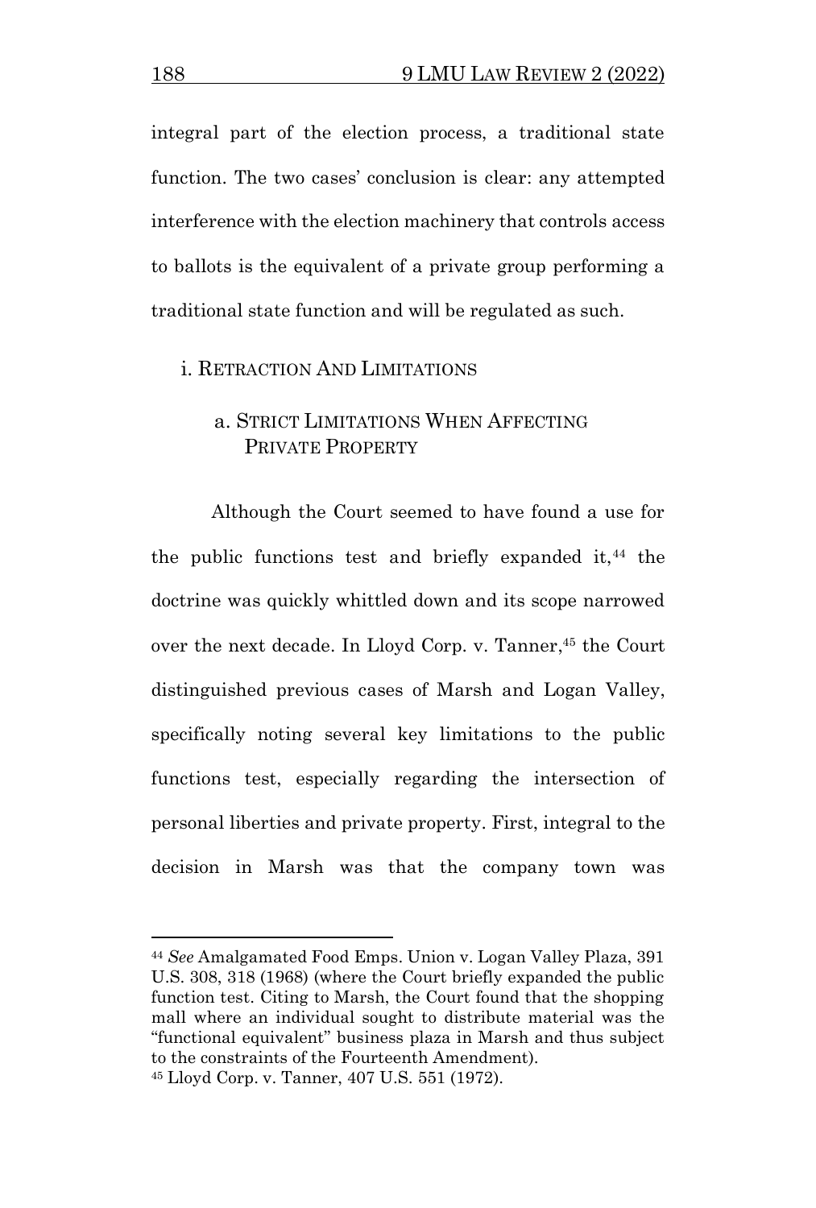integral part of the election process, a traditional state function. The two cases' conclusion is clear: any attempted interference with the election machinery that controls access to ballots is the equivalent of a private group performing a traditional state function and will be regulated as such.

### i. RETRACTION AND LIMITATIONS

#### a. STRICT LIMITATIONS WHEN AFFECTING PRIVATE PROPERTY

Although the Court seemed to have found a use for the public functions test and briefly expanded it,[44] the doctrine was quickly whittled down and its scope narrowed over the next decade. In Lloyd Corp. v. Tanner,[45] the Court distinguished previous cases of Marsh and Logan Valley, specifically noting several key limitations to the public functions test, especially regarding the intersection of personal liberties and private property. First, integral to the decision in Marsh was that the company town was

---

[44] *See* Amalgamated Food Emps. Union v. Logan Valley Plaza, 391 U.S. 308, 318 (1968) (where the Court briefly expanded the public function test. Citing to Marsh, the Court found that the shopping mall where an individual sought to distribute material was the "functional equivalent" business plaza in Marsh and thus subject to the constraints of the Fourteenth Amendment).

[45] Lloyd Corp. v. Tanner, 407 U.S. 551 (1972).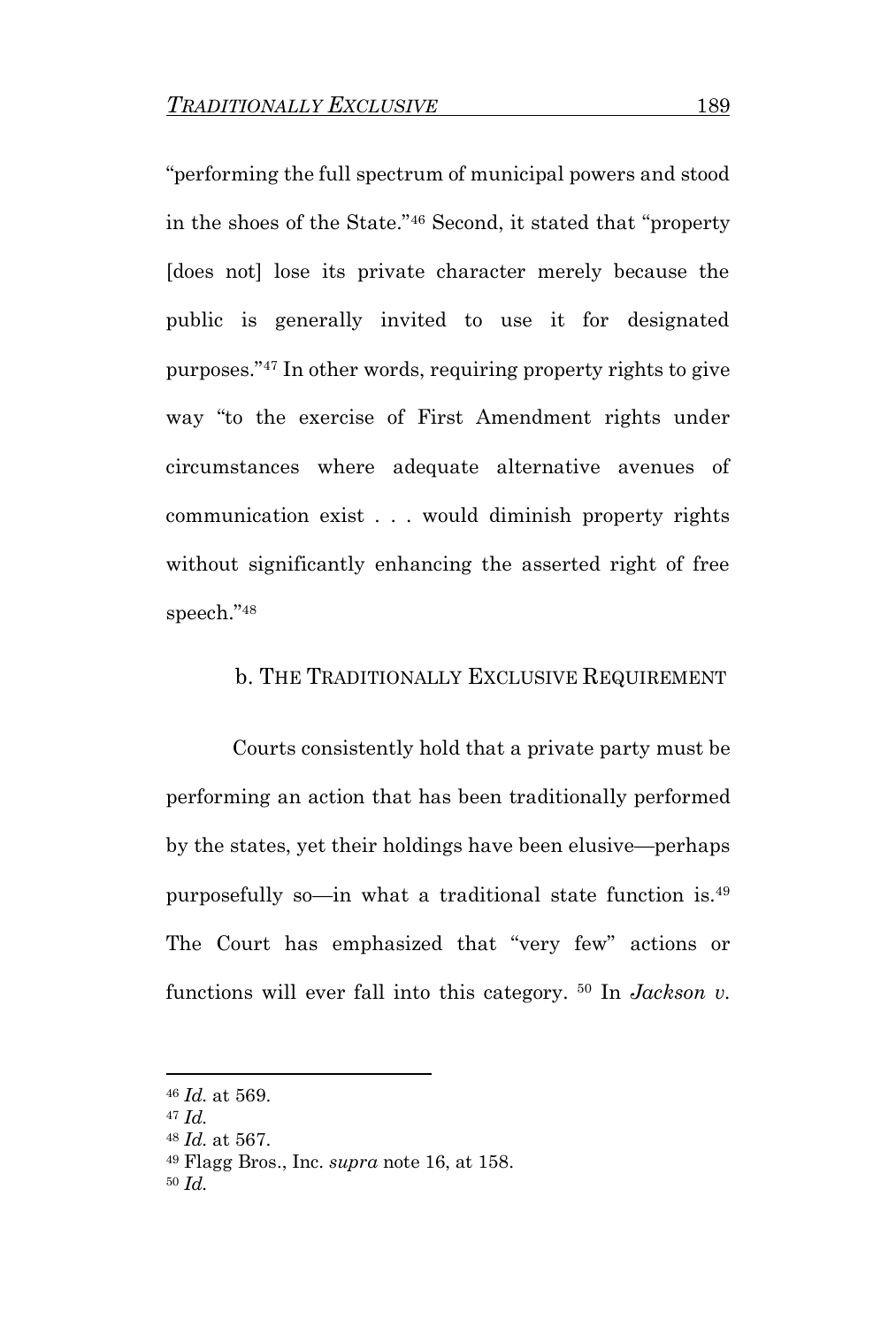"performing the full spectrum of municipal powers and stood in the shoes of the State."[46] Second, it stated that "property [does not] lose its private character merely because the public is generally invited to use it for designated purposes."[47] In other words, requiring property rights to give way "to the exercise of First Amendment rights under circumstances where adequate alternative avenues of communication exist . . . would diminish property rights without significantly enhancing the asserted right of free speech."[48]

### b. THE TRADITIONALLY EXCLUSIVE REQUIREMENT

Courts consistently hold that a private party must be performing an action that has been traditionally performed by the states, yet their holdings have been elusive—perhaps purposefully so—in what a traditional state function is.[49] The Court has emphasized that "very few" actions or functions will ever fall into this category. [50] In *Jackson v.*

---

[46] *Id.* at 569.

[47] *Id.*

[48] *Id.* at 567.

[49] Flagg Bros., Inc. *supra* note 16, at 158.

[50] *Id.*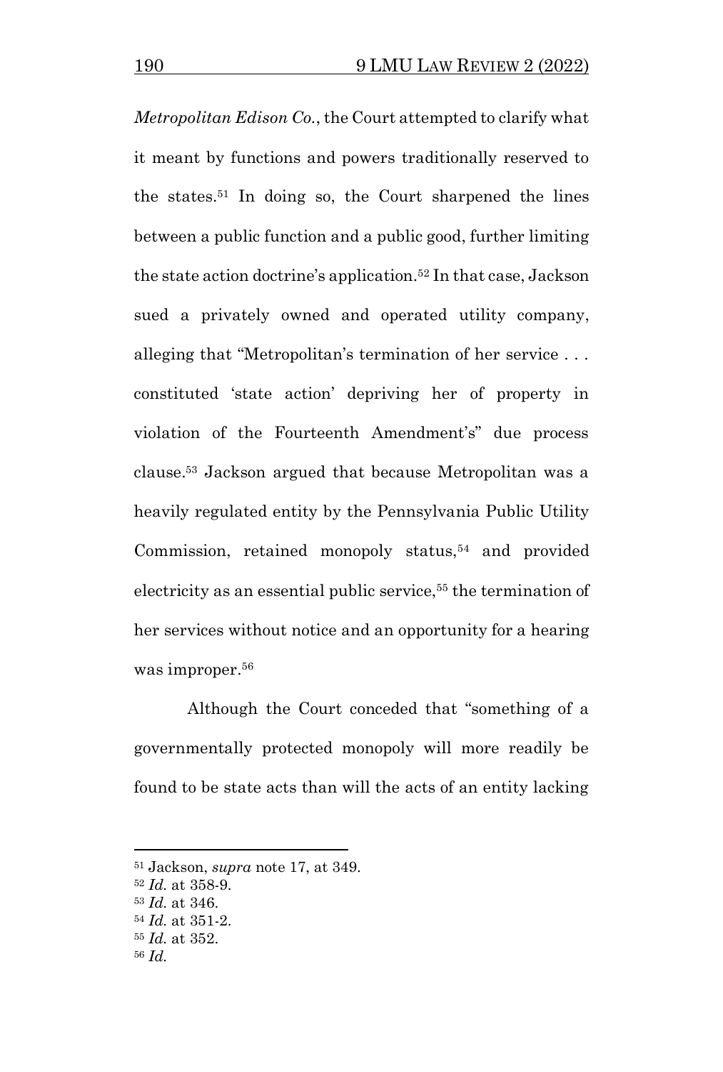*Metropolitan Edison Co.*, the Court attempted to clarify what it meant by functions and powers traditionally reserved to the states.[51] In doing so, the Court sharpened the lines between a public function and a public good, further limiting the state action doctrine's application.[52] In that case, Jackson sued a privately owned and operated utility company, alleging that "Metropolitan's termination of her service . . . constituted 'state action' depriving her of property in violation of the Fourteenth Amendment's" due process clause.[53] Jackson argued that because Metropolitan was a heavily regulated entity by the Pennsylvania Public Utility Commission, retained monopoly status,[54] and provided electricity as an essential public service,[55] the termination of her services without notice and an opportunity for a hearing was improper.[56]

Although the Court conceded that "something of a governmentally protected monopoly will more readily be found to be state acts than will the acts of an entity lacking

---

[51] Jackson, *supra* note 17, at 349.
[52] *Id.* at 358-9.
[53] *Id.* at 346.
[54] *Id.* at 351-2.
[55] *Id.* at 352.
[56] *Id.*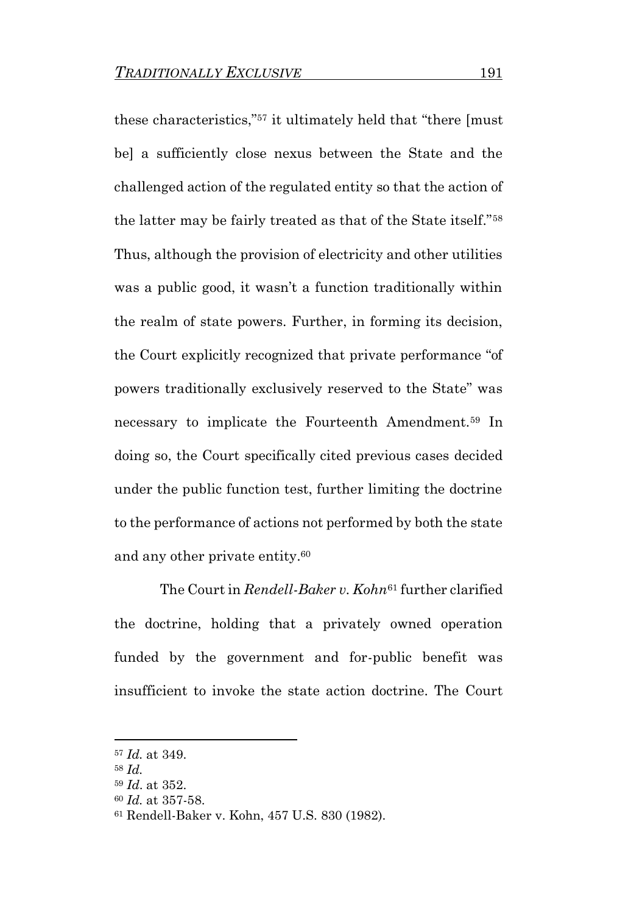these characteristics,"[57] it ultimately held that "there [must be] a sufficiently close nexus between the State and the challenged action of the regulated entity so that the action of the latter may be fairly treated as that of the State itself."[58] Thus, although the provision of electricity and other utilities was a public good, it wasn't a function traditionally within the realm of state powers. Further, in forming its decision, the Court explicitly recognized that private performance "of powers traditionally exclusively reserved to the State" was necessary to implicate the Fourteenth Amendment.[59] In doing so, the Court specifically cited previous cases decided under the public function test, further limiting the doctrine to the performance of actions not performed by both the state and any other private entity.[60]

The Court in *Rendell-Baker v. Kohn*[61] further clarified the doctrine, holding that a privately owned operation funded by the government and for-public benefit was insufficient to invoke the state action doctrine. The Court

---

[57] *Id.* at 349.
[58] *Id.*
[59] *Id*. at 352.
[60] *Id.* at 357-58.
[61] Rendell-Baker v. Kohn, 457 U.S. 830 (1982).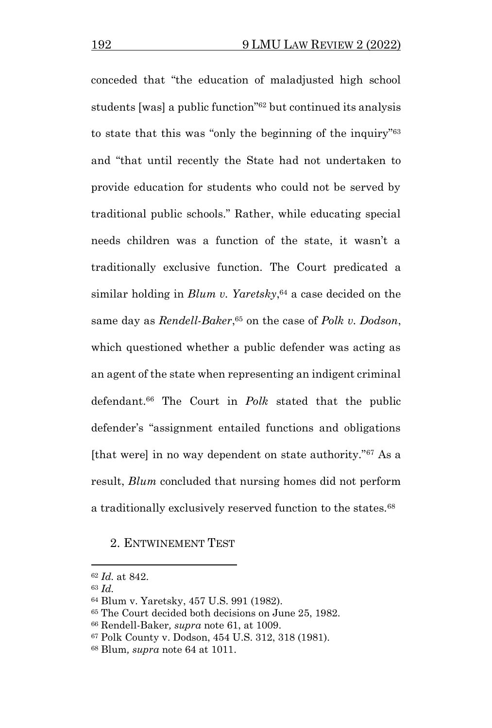conceded that "the education of maladjusted high school students [was] a public function"[62] but continued its analysis to state that this was "only the beginning of the inquiry"[63] and "that until recently the State had not undertaken to provide education for students who could not be served by traditional public schools." Rather, while educating special needs children was a function of the state, it wasn't a traditionally exclusive function. The Court predicated a similar holding in *Blum v. Yaretsky*,[64] a case decided on the same day as *Rendell-Baker*,[65] on the case of *Polk v. Dodson*, which questioned whether a public defender was acting as an agent of the state when representing an indigent criminal defendant.[66] The Court in *Polk* stated that the public defender's "assignment entailed functions and obligations [that were] in no way dependent on state authority."[67] As a result, *Blum* concluded that nursing homes did not perform a traditionally exclusively reserved function to the states.[68]

### 2. ENTWINEMENT TEST

---

[62] *Id.* at 842.

[63] *Id.*

[64] Blum v. Yaretsky, 457 U.S. 991 (1982).

[65] The Court decided both decisions on June 25, 1982.

[66] Rendell-Baker*, supra* note 61, at 1009.

[67] Polk County v. Dodson, 454 U.S. 312, 318 (1981).

[68] Blum*, supra* note 64 at 1011.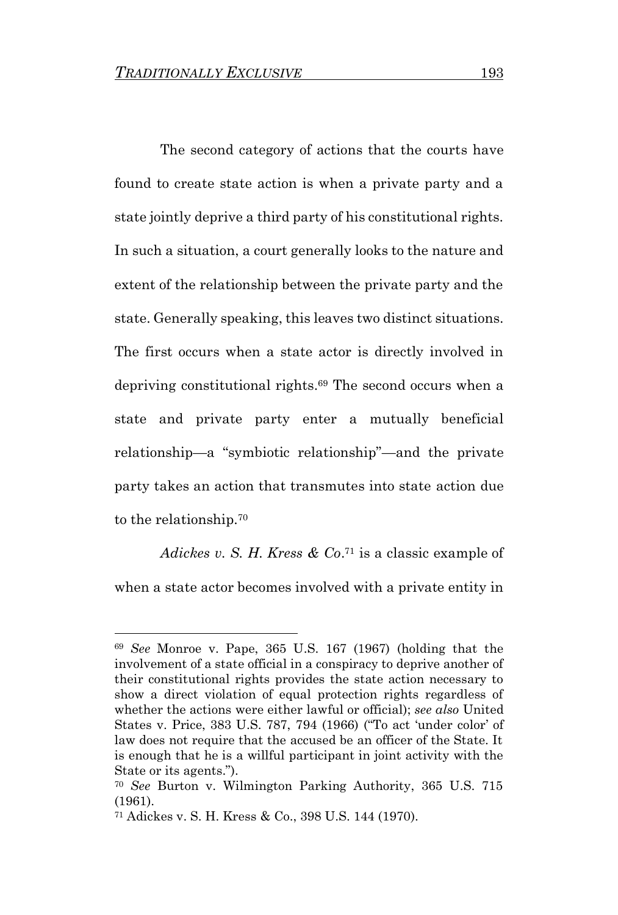The second category of actions that the courts have found to create state action is when a private party and a state jointly deprive a third party of his constitutional rights. In such a situation, a court generally looks to the nature and extent of the relationship between the private party and the state. Generally speaking, this leaves two distinct situations. The first occurs when a state actor is directly involved in depriving constitutional rights.[69] The second occurs when a state and private party enter a mutually beneficial relationship—a "symbiotic relationship"—and the private party takes an action that transmutes into state action due to the relationship.[70]

*Adickes v. S. H. Kress & Co.*[71] is a classic example of when a state actor becomes involved with a private entity in

---

[69] *See* Monroe v. Pape, 365 U.S. 167 (1967) (holding that the involvement of a state official in a conspiracy to deprive another of their constitutional rights provides the state action necessary to show a direct violation of equal protection rights regardless of whether the actions were either lawful or official); *see also* United States v. Price, 383 U.S. 787, 794 (1966) ("To act 'under color' of law does not require that the accused be an officer of the State. It is enough that he is a willful participant in joint activity with the State or its agents.").

[70] *See* Burton v. Wilmington Parking Authority, 365 U.S. 715 (1961).

[71] Adickes v. S. H. Kress & Co., 398 U.S. 144 (1970).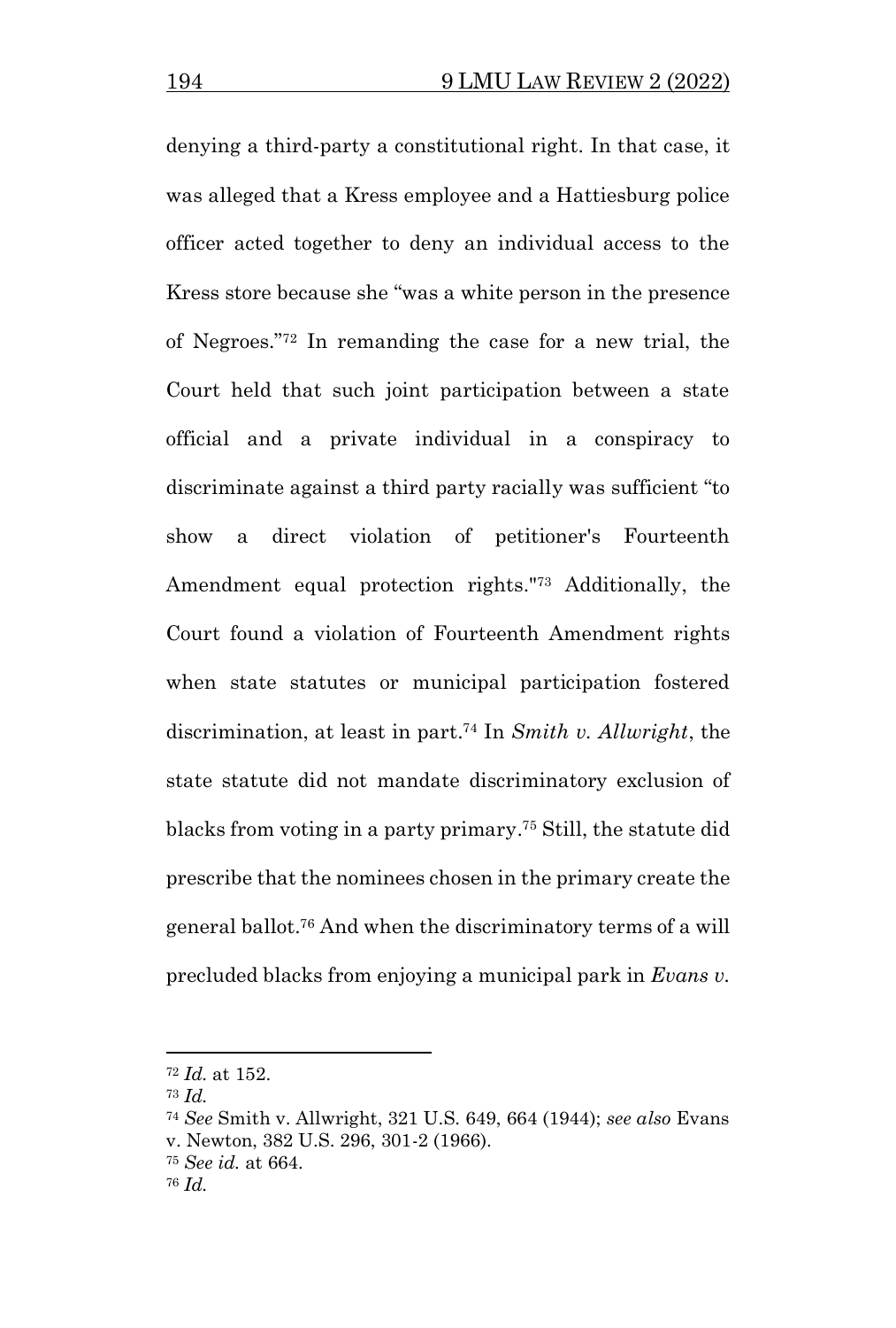denying a third-party a constitutional right. In that case, it was alleged that a Kress employee and a Hattiesburg police officer acted together to deny an individual access to the Kress store because she "was a white person in the presence of Negroes."[72] In remanding the case for a new trial, the Court held that such joint participation between a state official and a private individual in a conspiracy to discriminate against a third party racially was sufficient "to show a direct violation of petitioner's Fourteenth Amendment equal protection rights."[73] Additionally, the Court found a violation of Fourteenth Amendment rights when state statutes or municipal participation fostered discrimination, at least in part.[74] In *Smith v. Allwright*, the state statute did not mandate discriminatory exclusion of blacks from voting in a party primary.[75] Still, the statute did prescribe that the nominees chosen in the primary create the general ballot.[76] And when the discriminatory terms of a will precluded blacks from enjoying a municipal park in *Evans v.*

---

[72] *Id.* at 152.

[73] *Id.*

[74] *See* Smith v. Allwright, 321 U.S. 649, 664 (1944); *see also* Evans v. Newton, 382 U.S. 296, 301-2 (1966).

[75] *See id.* at 664.

[76] *Id.*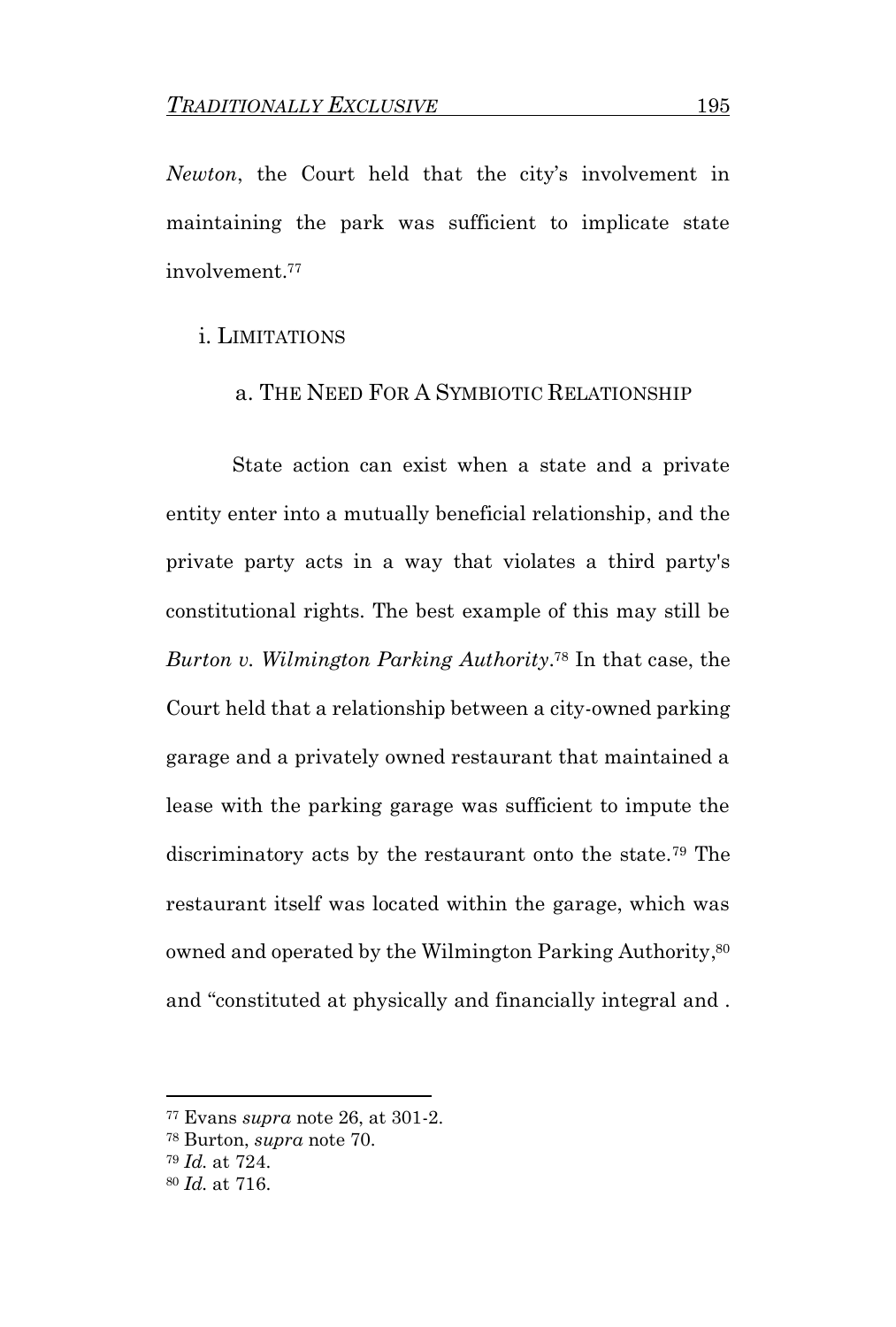*Newton*, the Court held that the city's involvement in maintaining the park was sufficient to implicate state involvement.[77]

### i. LIMITATIONS

#### a. THE NEED FOR A SYMBIOTIC RELATIONSHIP

State action can exist when a state and a private entity enter into a mutually beneficial relationship, and the private party acts in a way that violates a third party's constitutional rights. The best example of this may still be *Burton v. Wilmington Parking Authority*.[78] In that case, the Court held that a relationship between a city-owned parking garage and a privately owned restaurant that maintained a lease with the parking garage was sufficient to impute the discriminatory acts by the restaurant onto the state.[79] The restaurant itself was located within the garage, which was owned and operated by the Wilmington Parking Authority,[80] and "constituted at physically and financially integral and .

---

[77] Evans *supra* note 26, at 301-2.

[78] Burton, *supra* note 70.

[79] *Id.* at 724.

[80] *Id.* at 716.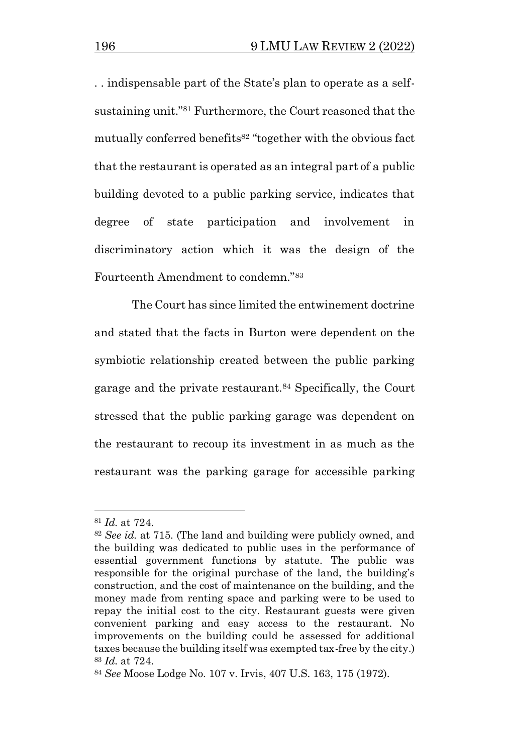. . indispensable part of the State's plan to operate as a self-sustaining unit."[81] Furthermore, the Court reasoned that the mutually conferred benefits[82] "together with the obvious fact that the restaurant is operated as an integral part of a public building devoted to a public parking service, indicates that degree of state participation and involvement in discriminatory action which it was the design of the Fourteenth Amendment to condemn."[83]

The Court has since limited the entwinement doctrine and stated that the facts in Burton were dependent on the symbiotic relationship created between the public parking garage and the private restaurant.[84] Specifically, the Court stressed that the public parking garage was dependent on the restaurant to recoup its investment in as much as the restaurant was the parking garage for accessible parking

---

[81] *Id.* at 724.

[82] *See id.* at 715. (The land and building were publicly owned, and the building was dedicated to public uses in the performance of essential government functions by statute. The public was responsible for the original purchase of the land, the building's construction, and the cost of maintenance on the building, and the money made from renting space and parking were to be used to repay the initial cost to the city. Restaurant guests were given convenient parking and easy access to the restaurant. No improvements on the building could be assessed for additional taxes because the building itself was exempted tax-free by the city.)

[83] *Id.* at 724.

[84] *See* Moose Lodge No. 107 v. Irvis, 407 U.S. 163, 175 (1972).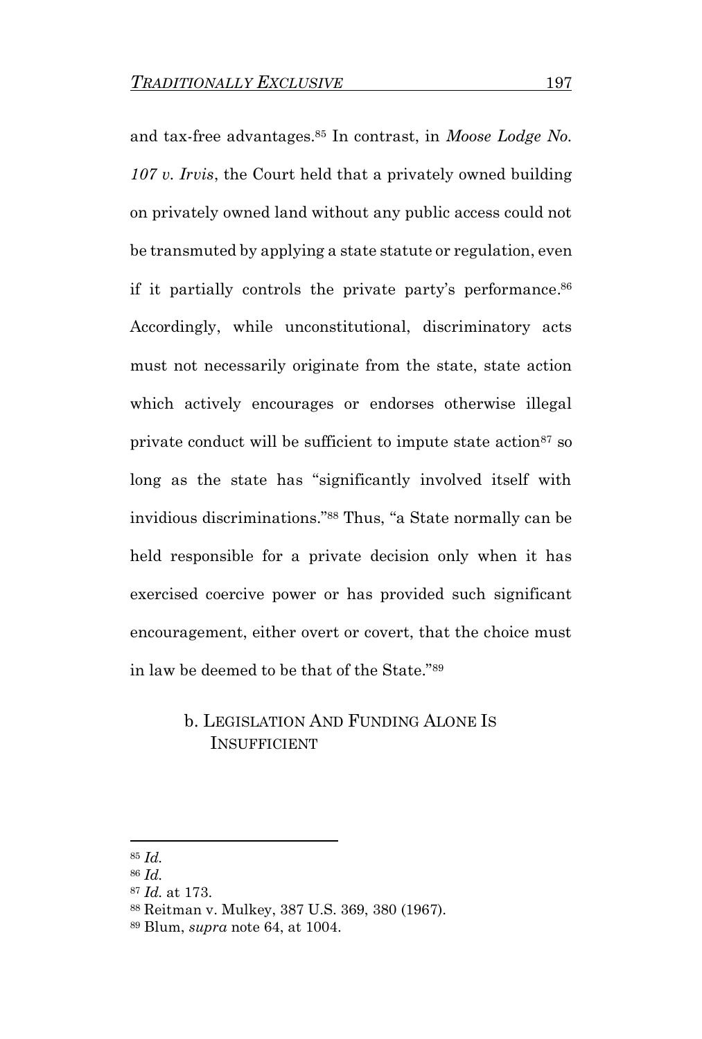and tax-free advantages.[85] In contrast, in *Moose Lodge No. 107 v. Irvis*, the Court held that a privately owned building on privately owned land without any public access could not be transmuted by applying a state statute or regulation, even if it partially controls the private party's performance.[86] Accordingly, while unconstitutional, discriminatory acts must not necessarily originate from the state, state action which actively encourages or endorses otherwise illegal private conduct will be sufficient to impute state action[87] so long as the state has "significantly involved itself with invidious discriminations."[88] Thus, "a State normally can be held responsible for a private decision only when it has exercised coercive power or has provided such significant encouragement, either overt or covert, that the choice must in law be deemed to be that of the State."[89]

#### b. LEGISLATION AND FUNDING ALONE IS INSUFFICIENT

---

[85] *Id.*

[86] *Id.*

[87] *Id.* at 173.

[88] Reitman v. Mulkey, 387 U.S. 369, 380 (1967).

[89] Blum, *supra* note 64, at 1004.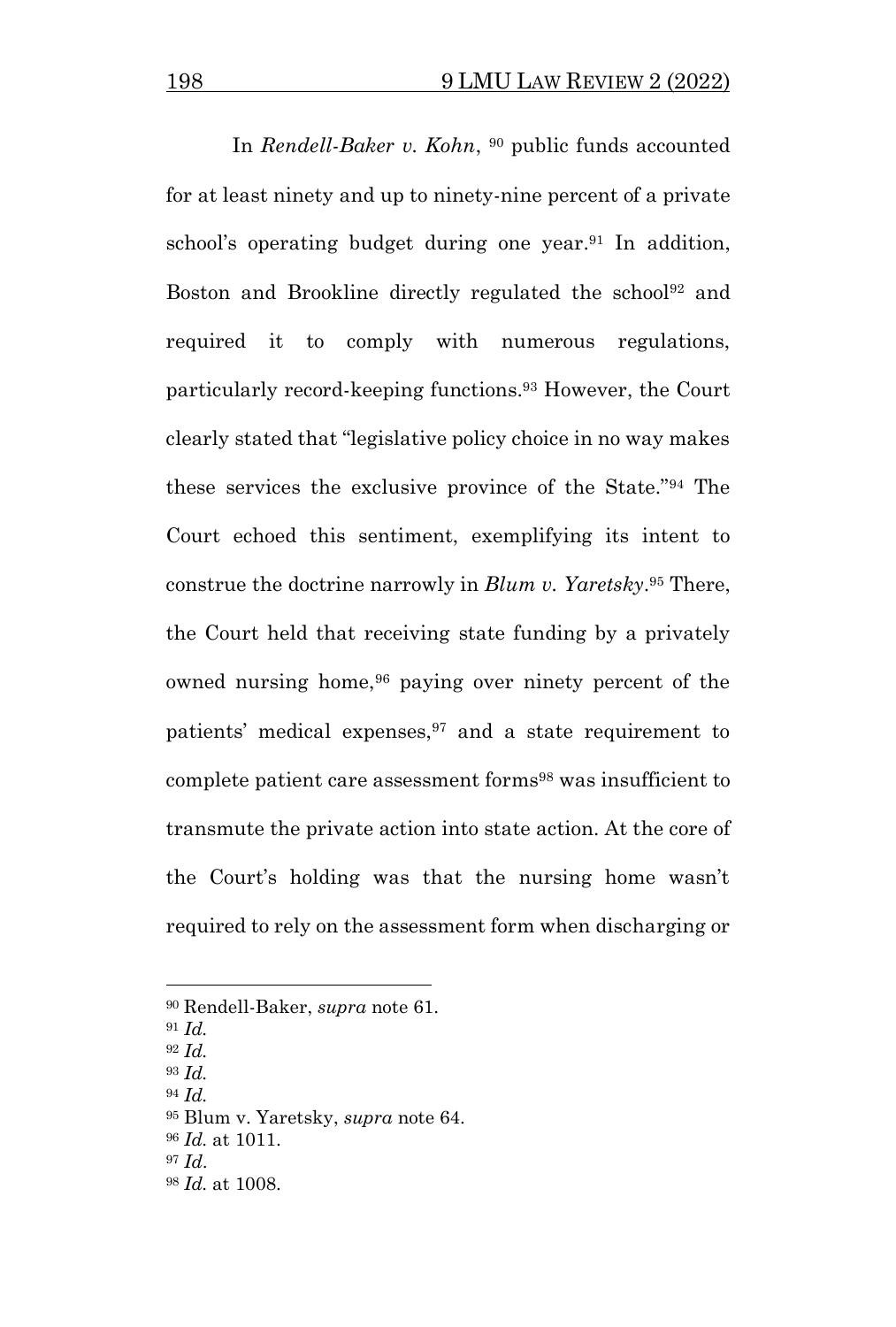In *Rendell-Baker v. Kohn*, [90] public funds accounted for at least ninety and up to ninety-nine percent of a private school's operating budget during one year.[91] In addition, Boston and Brookline directly regulated the school[92] and required it to comply with numerous regulations, particularly record-keeping functions.[93] However, the Court clearly stated that "legislative policy choice in no way makes these services the exclusive province of the State."[94] The Court echoed this sentiment, exemplifying its intent to construe the doctrine narrowly in *Blum v. Yaretsky*.[95] There, the Court held that receiving state funding by a privately owned nursing home,[96] paying over ninety percent of the patients' medical expenses,[97] and a state requirement to complete patient care assessment forms[98] was insufficient to transmute the private action into state action. At the core of the Court's holding was that the nursing home wasn't required to rely on the assessment form when discharging or

---

[90] Rendell-Baker, *supra* note 61.
[91] *Id.*
[92] *Id.*
[93] *Id.*
[94] *Id.*
[95] Blum v. Yaretsky, *supra* note 64.
[96] *Id.* at 1011.
[97] *Id*.
[98] *Id.* at 1008.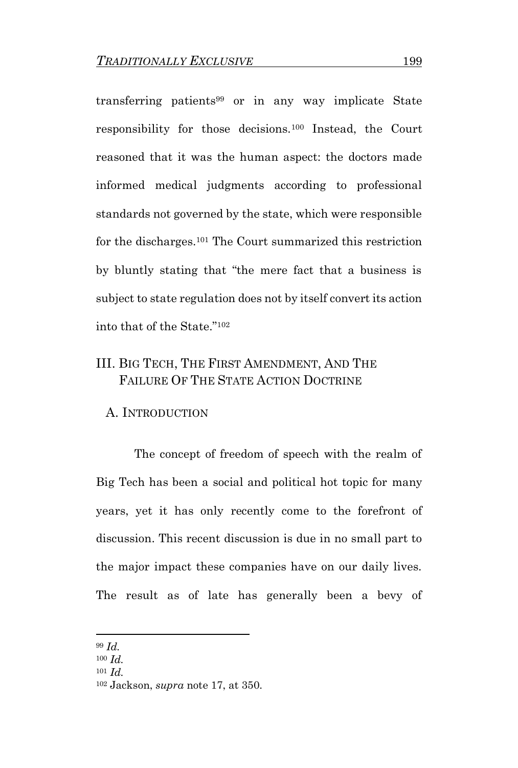transferring patients[99] or in any way implicate State responsibility for those decisions.[100] Instead, the Court reasoned that it was the human aspect: the doctors made informed medical judgments according to professional standards not governed by the state, which were responsible for the discharges.[101] The Court summarized this restriction by bluntly stating that "the mere fact that a business is subject to state regulation does not by itself convert its action into that of the State."[102]

## III. Big Tech, The First Amendment, And The Failure Of The State Action Doctrine

### A. Introduction

The concept of freedom of speech with the realm of Big Tech has been a social and political hot topic for many years, yet it has only recently come to the forefront of discussion. This recent discussion is due in no small part to the major impact these companies have on our daily lives. The result as of late has generally been a bevy of

---

[99] *Id.*

[100] *Id.*

[101] *Id.*

[102] Jackson, *supra* note 17, at 350.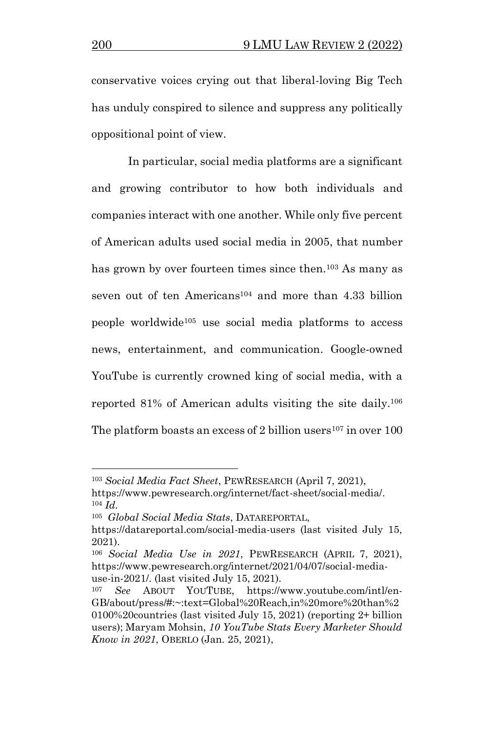conservative voices crying out that liberal-loving Big Tech has unduly conspired to silence and suppress any politically oppositional point of view.

In particular, social media platforms are a significant and growing contributor to how both individuals and companies interact with one another. While only five percent of American adults used social media in 2005, that number has grown by over fourteen times since then.[103] As many as seven out of ten Americans[104] and more than 4.33 billion people worldwide[105] use social media platforms to access news, entertainment, and communication. Google-owned YouTube is currently crowned king of social media, with a reported 81% of American adults visiting the site daily.[106] The platform boasts an excess of 2 billion users[107] in over 100

---

[103] *Social Media Fact Sheet*, PEWRESEARCH (April 7, 2021), https://www.pewresearch.org/internet/fact-sheet/social-media/.

[104] *Id.*

[105] *Global Social Media Stats*, DATAREPORTAL, https://datareportal.com/social-media-users (last visited July 15, 2021).

[106] *Social Media Use in 2021*, PEWRESEARCH (APRIL 7, 2021), https://www.pewresearch.org/internet/2021/04/07/social-media-use-in-2021/. (last visited July 15, 2021).

[107] *See* ABOUT YOUTUBE, https://www.youtube.com/intl/en-GB/about/press/#:~:text=Global%20Reach,in%20more%20than%20100%20countries (last visited July 15, 2021) (reporting 2+ billion users); Maryam Mohsin, *10 YouTube Stats Every Marketer Should Know in 2021*, OBERLO (Jan. 25, 2021),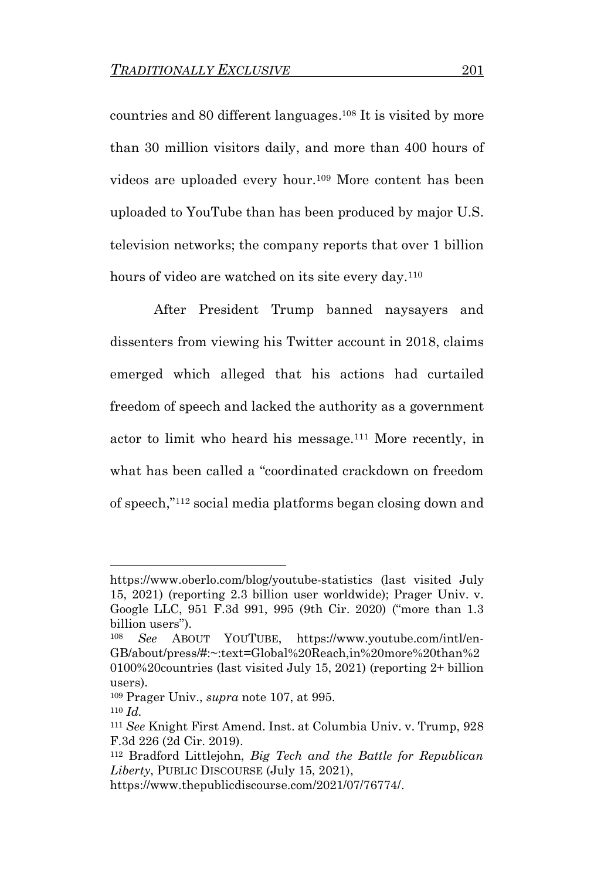countries and 80 different languages.[108] It is visited by more than 30 million visitors daily, and more than 400 hours of videos are uploaded every hour.[109] More content has been uploaded to YouTube than has been produced by major U.S. television networks; the company reports that over 1 billion hours of video are watched on its site every day.[110]

After President Trump banned naysayers and dissenters from viewing his Twitter account in 2018, claims emerged which alleged that his actions had curtailed freedom of speech and lacked the authority as a government actor to limit who heard his message.[111] More recently, in what has been called a "coordinated crackdown on freedom of speech,"[112] social media platforms began closing down and

---

https://www.oberlo.com/blog/youtube-statistics (last visited July 15, 2021) (reporting 2.3 billion user worldwide); Prager Univ. v. Google LLC, 951 F.3d 991, 995 (9th Cir. 2020) ("more than 1.3 billion users").

[108] *See* ABOUT YOUTUBE, https://www.youtube.com/intl/en-GB/about/press/#:~:text=Global%20Reach,in%20more%20than%20100%20countries (last visited July 15, 2021) (reporting 2+ billion users).

[109] Prager Univ., *supra* note 107, at 995.

[110] *Id.*

[111] *See* Knight First Amend. Inst. at Columbia Univ. v. Trump, 928 F.3d 226 (2d Cir. 2019).

[112] Bradford Littlejohn, *Big Tech and the Battle for Republican Liberty*, PUBLIC DISCOURSE (July 15, 2021), https://www.thepublicdiscourse.com/2021/07/76774/.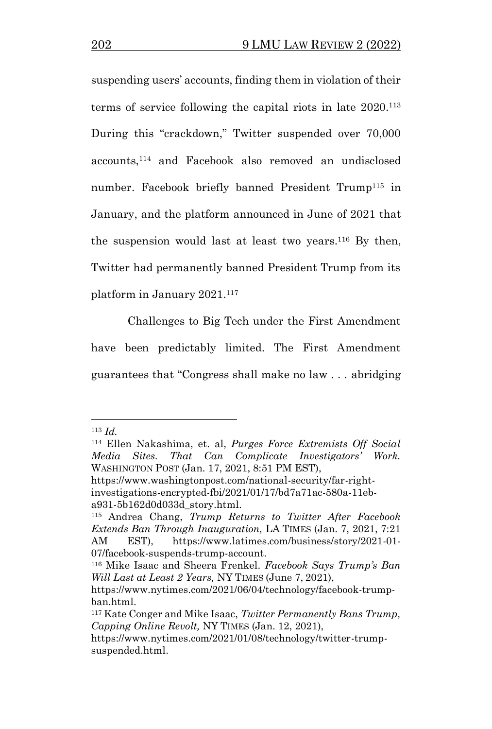suspending users' accounts, finding them in violation of their terms of service following the capital riots in late 2020.[113] During this "crackdown," Twitter suspended over 70,000 accounts,[114] and Facebook also removed an undisclosed number. Facebook briefly banned President Trump[115] in January, and the platform announced in June of 2021 that the suspension would last at least two years.[116] By then, Twitter had permanently banned President Trump from its platform in January 2021.[117]

Challenges to Big Tech under the First Amendment have been predictably limited. The First Amendment guarantees that "Congress shall make no law . . . abridging

---

[113] *Id.*

[114] Ellen Nakashima, et. al, *Purges Force Extremists Off Social Media Sites. That Can Complicate Investigators' Work.* WASHINGTON POST (Jan. 17, 2021, 8:51 PM EST), https://www.washingtonpost.com/national-security/far-right-investigations-encrypted-fbi/2021/01/17/bd7a71ac-580a-11eb-a931-5b162d0d033d_story.html.

[115] Andrea Chang, *Trump Returns to Twitter After Facebook Extends Ban Through Inauguration,* LA TIMES (Jan. 7, 2021, 7:21 AM EST), https://www.latimes.com/business/story/2021-01-07/facebook-suspends-trump-account.

[116] Mike Isaac and Sheera Frenkel. *Facebook Says Trump's Ban Will Last at Least 2 Years,* NY TIMES (June 7, 2021), https://www.nytimes.com/2021/06/04/technology/facebook-trump-ban.html.

[117] Kate Conger and Mike Isaac, *Twitter Permanently Bans Trump, Capping Online Revolt,* NY TIMES (Jan. 12, 2021), https://www.nytimes.com/2021/01/08/technology/twitter-trump-suspended.html.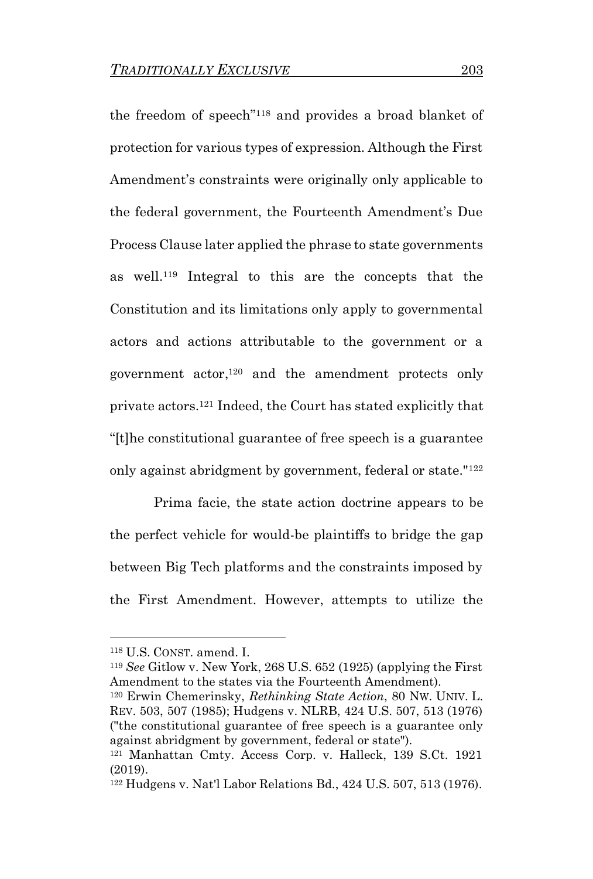the freedom of speech"[118] and provides a broad blanket of protection for various types of expression. Although the First Amendment's constraints were originally only applicable to the federal government, the Fourteenth Amendment's Due Process Clause later applied the phrase to state governments as well.[119] Integral to this are the concepts that the Constitution and its limitations only apply to governmental actors and actions attributable to the government or a government actor,[120] and the amendment protects only private actors.[121] Indeed, the Court has stated explicitly that "[t]he constitutional guarantee of free speech is a guarantee only against abridgment by government, federal or state."[122]

Prima facie, the state action doctrine appears to be the perfect vehicle for would-be plaintiffs to bridge the gap between Big Tech platforms and the constraints imposed by the First Amendment. However, attempts to utilize the

---

[118] U.S. CONST. amend. I.

[119] *See* Gitlow v. New York, 268 U.S. 652 (1925) (applying the First Amendment to the states via the Fourteenth Amendment).

[120] Erwin Chemerinsky, *Rethinking State Action*, 80 NW. UNIV. L. REV. 503, 507 (1985); Hudgens v. NLRB, 424 U.S. 507, 513 (1976) ("the constitutional guarantee of free speech is a guarantee only against abridgment by government, federal or state").

[121] Manhattan Cmty. Access Corp. v. Halleck, 139 S.Ct. 1921 (2019).

[122] Hudgens v. Nat'l Labor Relations Bd., 424 U.S. 507, 513 (1976).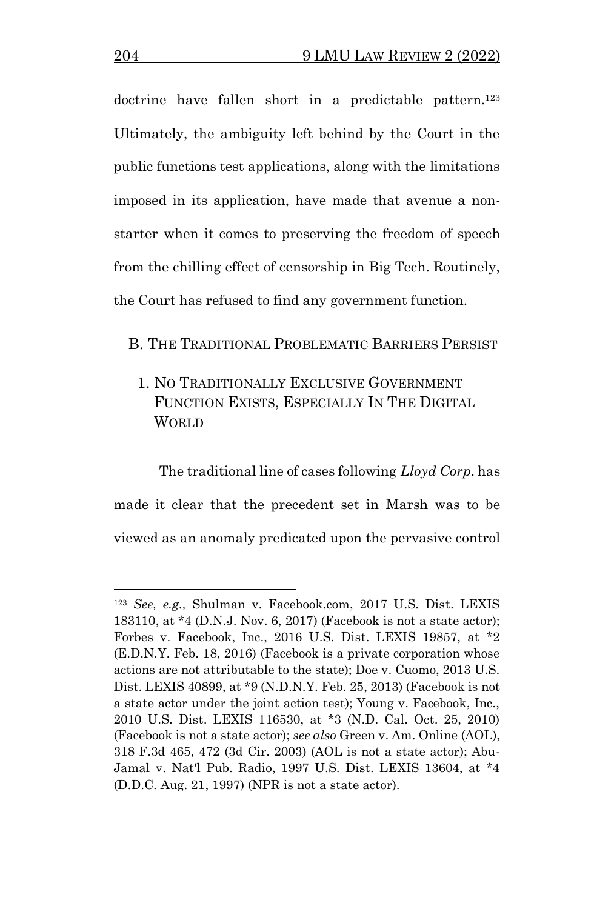doctrine have fallen short in a predictable pattern.[123] Ultimately, the ambiguity left behind by the Court in the public functions test applications, along with the limitations imposed in its application, have made that avenue a non-starter when it comes to preserving the freedom of speech from the chilling effect of censorship in Big Tech. Routinely, the Court has refused to find any government function.

### B. The Traditional Problematic Barriers Persist

#### 1. No Traditionally Exclusive Government Function Exists, Especially In The Digital World

The traditional line of cases following *Lloyd Corp.* has made it clear that the precedent set in Marsh was to be viewed as an anomaly predicated upon the pervasive control

---

[123] *See, e.g.,* Shulman v. Facebook.com, 2017 U.S. Dist. LEXIS 183110, at *4 (D.N.J. Nov. 6, 2017) (Facebook is not a state actor); Forbes v. Facebook, Inc., 2016 U.S. Dist. LEXIS 19857, at *2 (E.D.N.Y. Feb. 18, 2016) (Facebook is a private corporation whose actions are not attributable to the state); Doe v. Cuomo, 2013 U.S. Dist. LEXIS 40899, at *9 (N.D.N.Y. Feb. 25, 2013) (Facebook is not a state actor under the joint action test); Young v. Facebook, Inc., 2010 U.S. Dist. LEXIS 116530, at *3 (N.D. Cal. Oct. 25, 2010) (Facebook is not a state actor); *see also* Green v. Am. Online (AOL), 318 F.3d 465, 472 (3d Cir. 2003) (AOL is not a state actor); Abu-Jamal v. Nat'l Pub. Radio, 1997 U.S. Dist. LEXIS 13604, at *4 (D.D.C. Aug. 21, 1997) (NPR is not a state actor).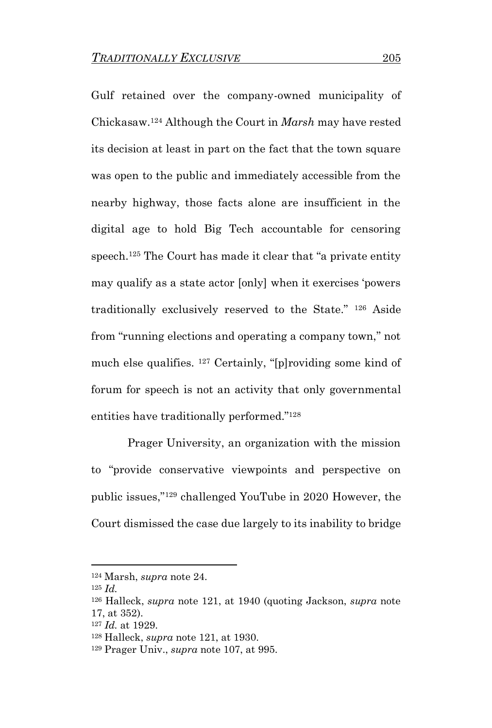Gulf retained over the company-owned municipality of Chickasaw.[124] Although the Court in *Marsh* may have rested its decision at least in part on the fact that the town square was open to the public and immediately accessible from the nearby highway, those facts alone are insufficient in the digital age to hold Big Tech accountable for censoring speech.[125] The Court has made it clear that "a private entity may qualify as a state actor [only] when it exercises 'powers traditionally exclusively reserved to the State." [126] Aside from "running elections and operating a company town," not much else qualifies. [127] Certainly, "[p]roviding some kind of forum for speech is not an activity that only governmental entities have traditionally performed."[128]

Prager University, an organization with the mission to "provide conservative viewpoints and perspective on public issues,"[129] challenged YouTube in 2020 However, the Court dismissed the case due largely to its inability to bridge

---

[124] Marsh, *supra* note 24.

[125] *Id.*

[126] Halleck, *supra* note 121, at 1940 (quoting Jackson, *supra* note 17, at 352).

[127] *Id.* at 1929.

[128] Halleck, *supra* note 121, at 1930.

[129] Prager Univ., *supra* note 107, at 995.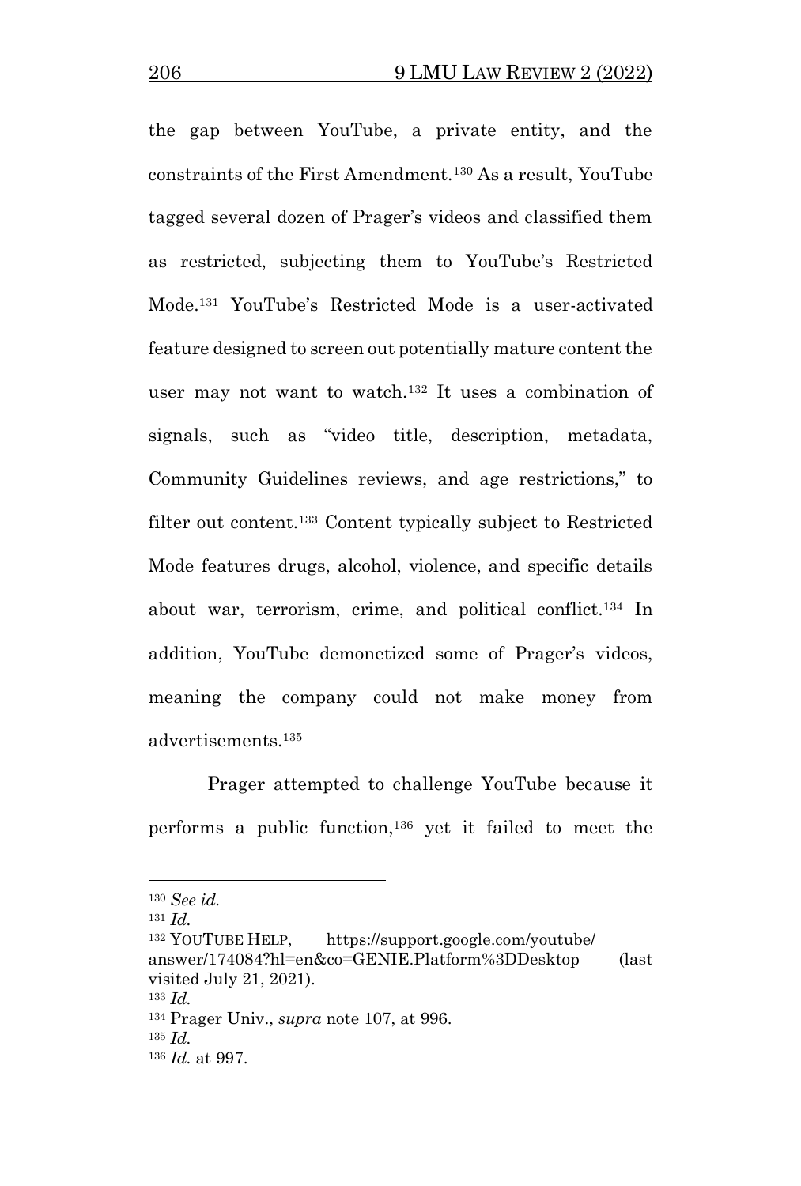the gap between YouTube, a private entity, and the constraints of the First Amendment.[130] As a result, YouTube tagged several dozen of Prager's videos and classified them as restricted, subjecting them to YouTube's Restricted Mode.[131] YouTube's Restricted Mode is a user-activated feature designed to screen out potentially mature content the user may not want to watch.[132] It uses a combination of signals, such as "video title, description, metadata, Community Guidelines reviews, and age restrictions," to filter out content.[133] Content typically subject to Restricted Mode features drugs, alcohol, violence, and specific details about war, terrorism, crime, and political conflict.[134] In addition, YouTube demonetized some of Prager's videos, meaning the company could not make money from advertisements.[135]

Prager attempted to challenge YouTube because it performs a public function,[136] yet it failed to meet the

---

[130] *See id.*

[131] *Id.*

[132] YOUTUBE HELP, https://support.google.com/youtube/answer/174084?hl=en&co=GENIE.Platform%3DDesktop (last visited July 21, 2021).

[133] *Id.*

[134] Prager Univ., *supra* note 107, at 996.

[135] *Id.*

[136] *Id.* at 997.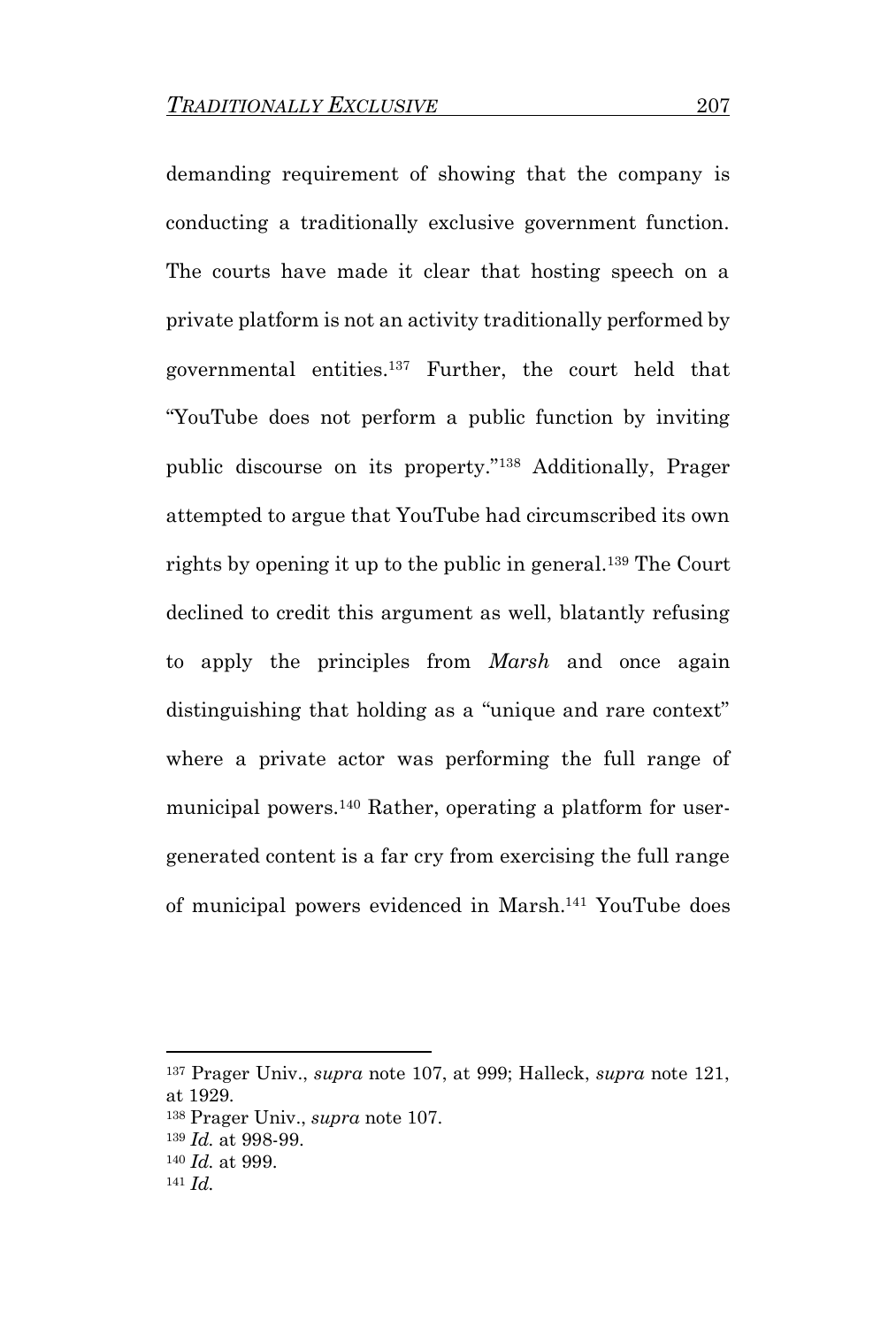demanding requirement of showing that the company is conducting a traditionally exclusive government function. The courts have made it clear that hosting speech on a private platform is not an activity traditionally performed by governmental entities.[137] Further, the court held that "YouTube does not perform a public function by inviting public discourse on its property."[138] Additionally, Prager attempted to argue that YouTube had circumscribed its own rights by opening it up to the public in general.[139] The Court declined to credit this argument as well, blatantly refusing to apply the principles from *Marsh* and once again distinguishing that holding as a "unique and rare context" where a private actor was performing the full range of municipal powers.[140] Rather, operating a platform for user-generated content is a far cry from exercising the full range of municipal powers evidenced in Marsh.[141] YouTube does

---

[137] Prager Univ., *supra* note 107, at 999; Halleck, *supra* note 121, at 1929.

[138] Prager Univ., *supra* note 107.

[139] *Id.* at 998-99.

[140] *Id.* at 999.

[141] *Id.*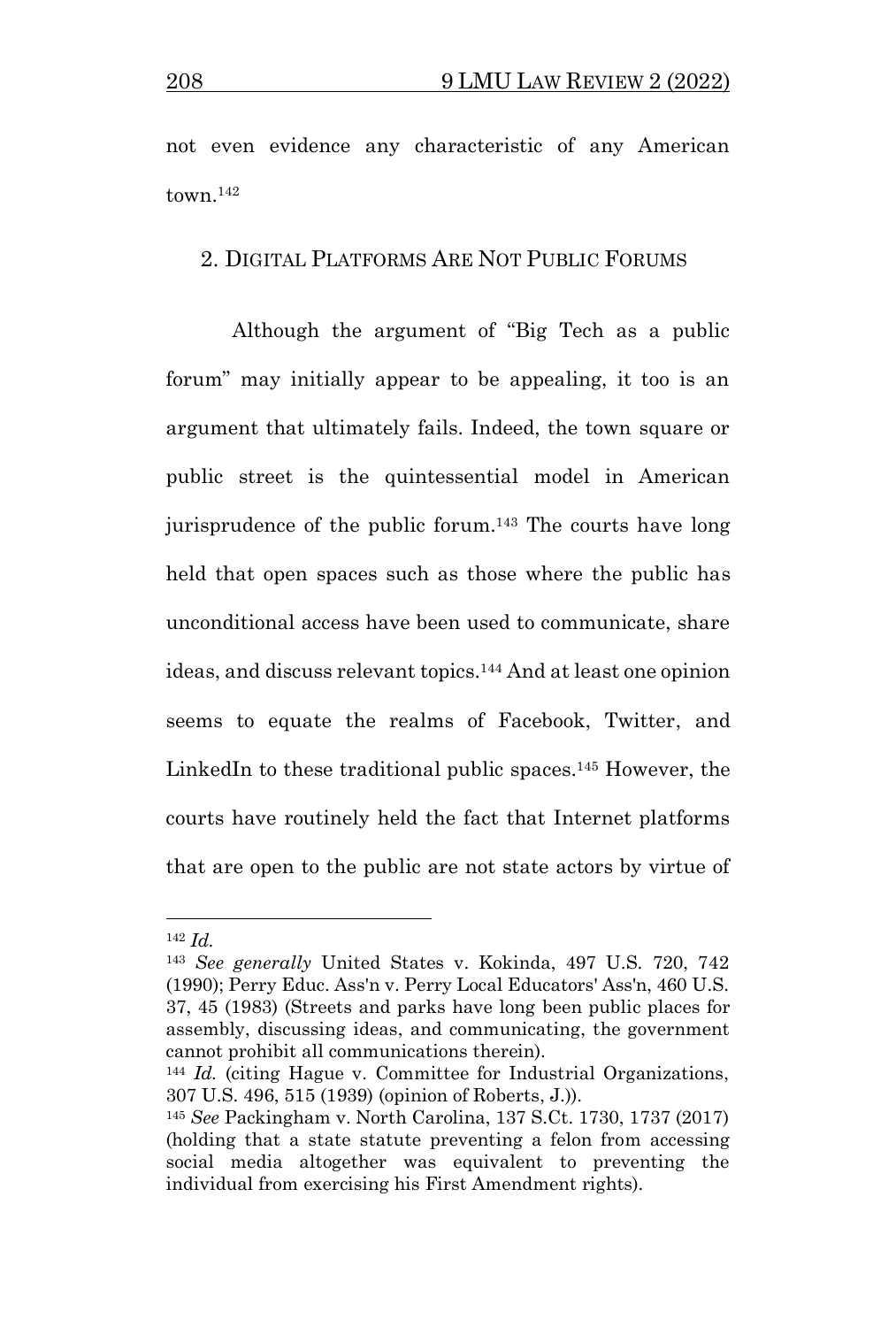not even evidence any characteristic of any American town.[142]

## 2. Digital Platforms Are Not Public Forums

Although the argument of "Big Tech as a public forum" may initially appear to be appealing, it too is an argument that ultimately fails. Indeed, the town square or public street is the quintessential model in American jurisprudence of the public forum.[143] The courts have long held that open spaces such as those where the public has unconditional access have been used to communicate, share ideas, and discuss relevant topics.[144] And at least one opinion seems to equate the realms of Facebook, Twitter, and LinkedIn to these traditional public spaces.[145] However, the courts have routinely held the fact that Internet platforms that are open to the public are not state actors by virtue of

---

[142] *Id.*

[143] *See generally* United States v. Kokinda, 497 U.S. 720, 742 (1990); Perry Educ. Ass'n v. Perry Local Educators' Ass'n, 460 U.S. 37, 45 (1983) (Streets and parks have long been public places for assembly, discussing ideas, and communicating, the government cannot prohibit all communications therein).

[144] *Id.* (citing Hague v. Committee for Industrial Organizations, 307 U.S. 496, 515 (1939) (opinion of Roberts, J.)).

[145] *See* Packingham v. North Carolina, 137 S.Ct. 1730, 1737 (2017) (holding that a state statute preventing a felon from accessing social media altogether was equivalent to preventing the individual from exercising his First Amendment rights).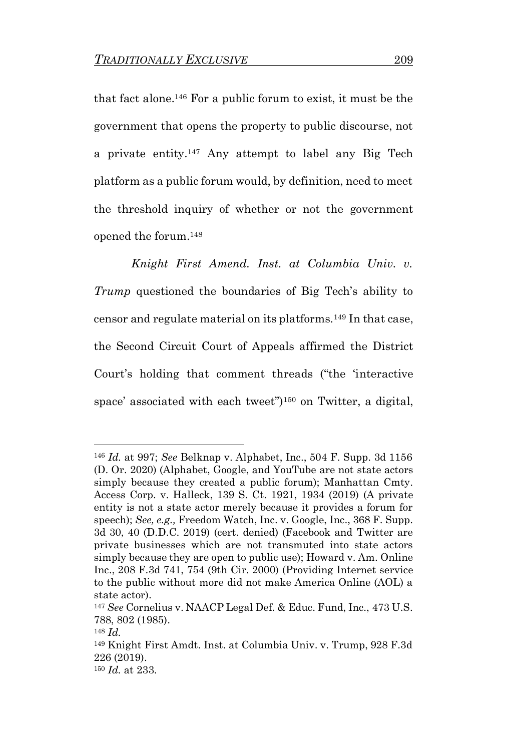that fact alone.[146] For a public forum to exist, it must be the government that opens the property to public discourse, not a private entity.[147] Any attempt to label any Big Tech platform as a public forum would, by definition, need to meet the threshold inquiry of whether or not the government opened the forum.[148]

*Knight First Amend. Inst. at Columbia Univ. v. Trump* questioned the boundaries of Big Tech's ability to censor and regulate material on its platforms.[149] In that case, the Second Circuit Court of Appeals affirmed the District Court's holding that comment threads ("the 'interactive space' associated with each tweet")[150] on Twitter, a digital,

---

[146] *Id.* at 997; *See* Belknap v. Alphabet, Inc., 504 F. Supp. 3d 1156 (D. Or. 2020) (Alphabet, Google, and YouTube are not state actors simply because they created a public forum); Manhattan Cmty. Access Corp. v. Halleck, 139 S. Ct. 1921, 1934 (2019) (A private entity is not a state actor merely because it provides a forum for speech); *See, e.g.,* Freedom Watch, Inc. v. Google, Inc., 368 F. Supp. 3d 30, 40 (D.D.C. 2019) (cert. denied) (Facebook and Twitter are private businesses which are not transmuted into state actors simply because they are open to public use); Howard v. Am. Online Inc., 208 F.3d 741, 754 (9th Cir. 2000) (Providing Internet service to the public without more did not make America Online (AOL) a state actor).

[147] *See* Cornelius v. NAACP Legal Def. & Educ. Fund, Inc., 473 U.S. 788, 802 (1985).

[148] *Id.*

[149] Knight First Amdt. Inst. at Columbia Univ. v. Trump, 928 F.3d 226 (2019).

[150] *Id.* at 233.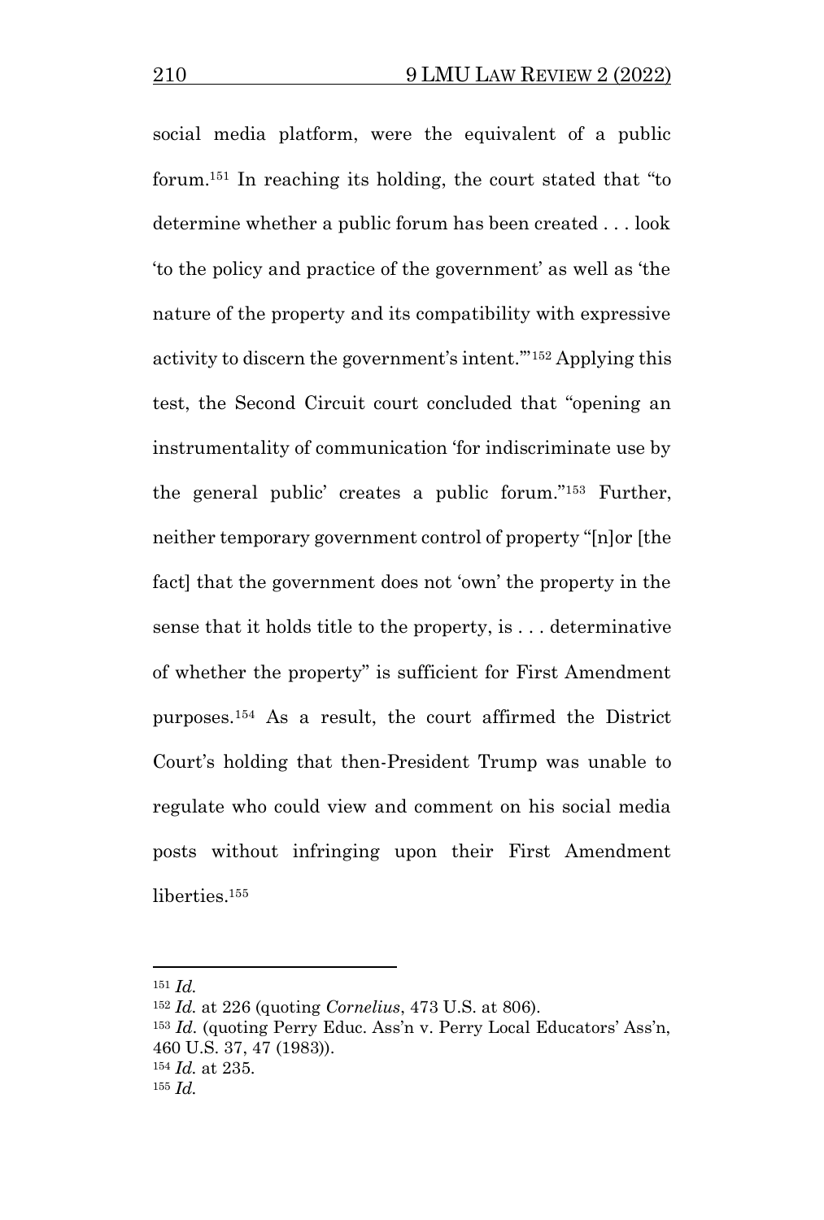social media platform, were the equivalent of a public forum.[151] In reaching its holding, the court stated that "to determine whether a public forum has been created . . . look 'to the policy and practice of the government' as well as 'the nature of the property and its compatibility with expressive activity to discern the government's intent.'"[152] Applying this test, the Second Circuit court concluded that "opening an instrumentality of communication 'for indiscriminate use by the general public' creates a public forum."[153] Further, neither temporary government control of property "[n]or [the fact] that the government does not 'own' the property in the sense that it holds title to the property, is . . . determinative of whether the property" is sufficient for First Amendment purposes.[154] As a result, the court affirmed the District Court's holding that then-President Trump was unable to regulate who could view and comment on his social media posts without infringing upon their First Amendment liberties.[155]

---

[151] *Id.*

[152] *Id.* at 226 (quoting *Cornelius*, 473 U.S. at 806).

[153] *Id.* (quoting Perry Educ. Ass'n v. Perry Local Educators' Ass'n, 460 U.S. 37, 47 (1983)).

[154] *Id.* at 235.

[155] *Id.*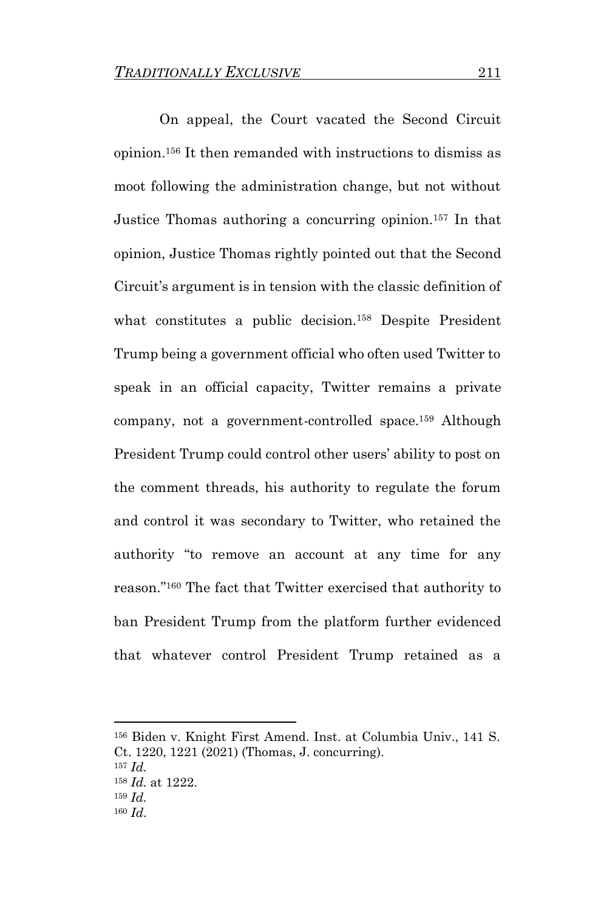On appeal, the Court vacated the Second Circuit opinion.[156] It then remanded with instructions to dismiss as moot following the administration change, but not without Justice Thomas authoring a concurring opinion.[157] In that opinion, Justice Thomas rightly pointed out that the Second Circuit's argument is in tension with the classic definition of what constitutes a public decision.[158] Despite President Trump being a government official who often used Twitter to speak in an official capacity, Twitter remains a private company, not a government-controlled space.[159] Although President Trump could control other users' ability to post on the comment threads, his authority to regulate the forum and control it was secondary to Twitter, who retained the authority "to remove an account at any time for any reason."[160] The fact that Twitter exercised that authority to ban President Trump from the platform further evidenced that whatever control President Trump retained as a

---

[156] Biden v. Knight First Amend. Inst. at Columbia Univ., 141 S. Ct. 1220, 1221 (2021) (Thomas, J. concurring).
[157] *Id.*
[158] *Id.* at 1222.
[159] *Id.*
[160] *Id*.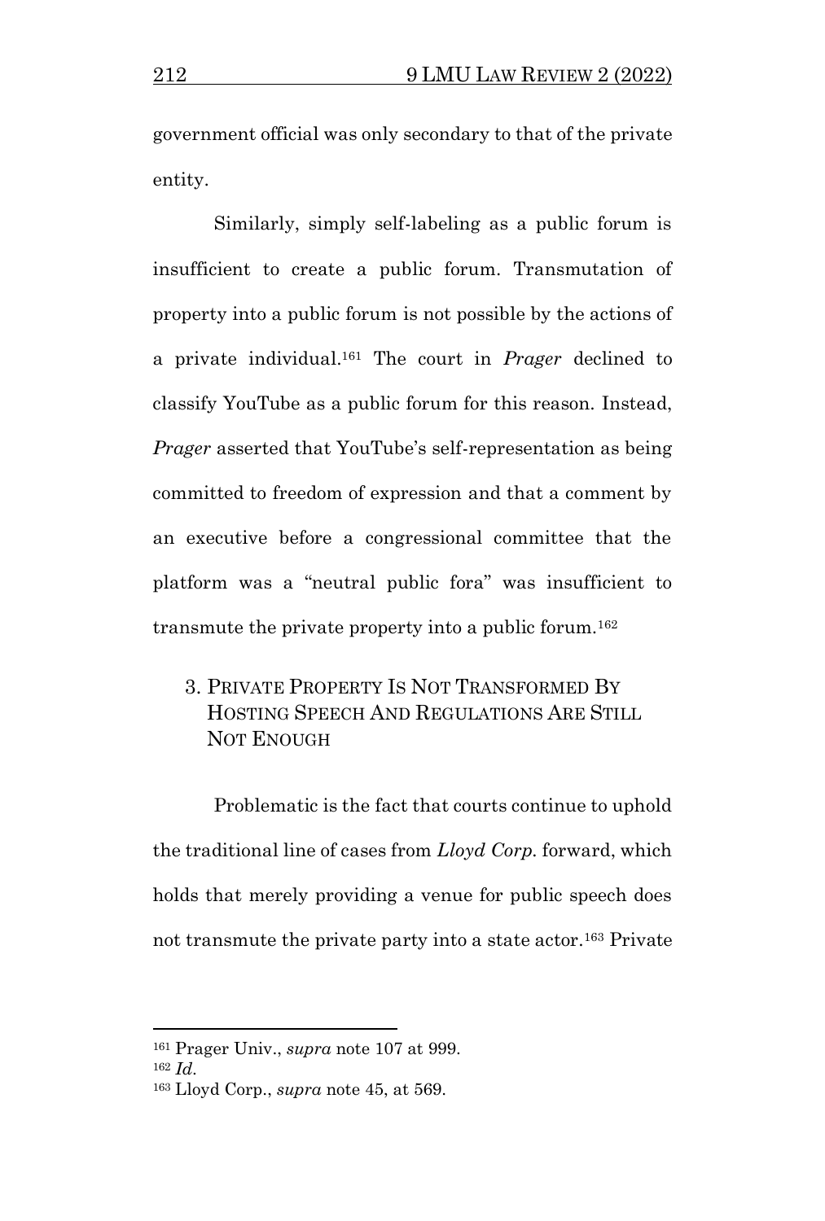government official was only secondary to that of the private entity.

Similarly, simply self-labeling as a public forum is insufficient to create a public forum. Transmutation of property into a public forum is not possible by the actions of a private individual.[161] The court in *Prager* declined to classify YouTube as a public forum for this reason. Instead, *Prager* asserted that YouTube's self-representation as being committed to freedom of expression and that a comment by an executive before a congressional committee that the platform was a "neutral public fora" was insufficient to transmute the private property into a public forum.[162]

### 3. Private Property Is Not Transformed By Hosting Speech And Regulations Are Still Not Enough

Problematic is the fact that courts continue to uphold the traditional line of cases from *Lloyd Corp.* forward, which holds that merely providing a venue for public speech does not transmute the private party into a state actor.[163] Private

---

[161] Prager Univ., *supra* note 107 at 999.

[162] *Id.*

[163] Lloyd Corp., *supra* note 45, at 569.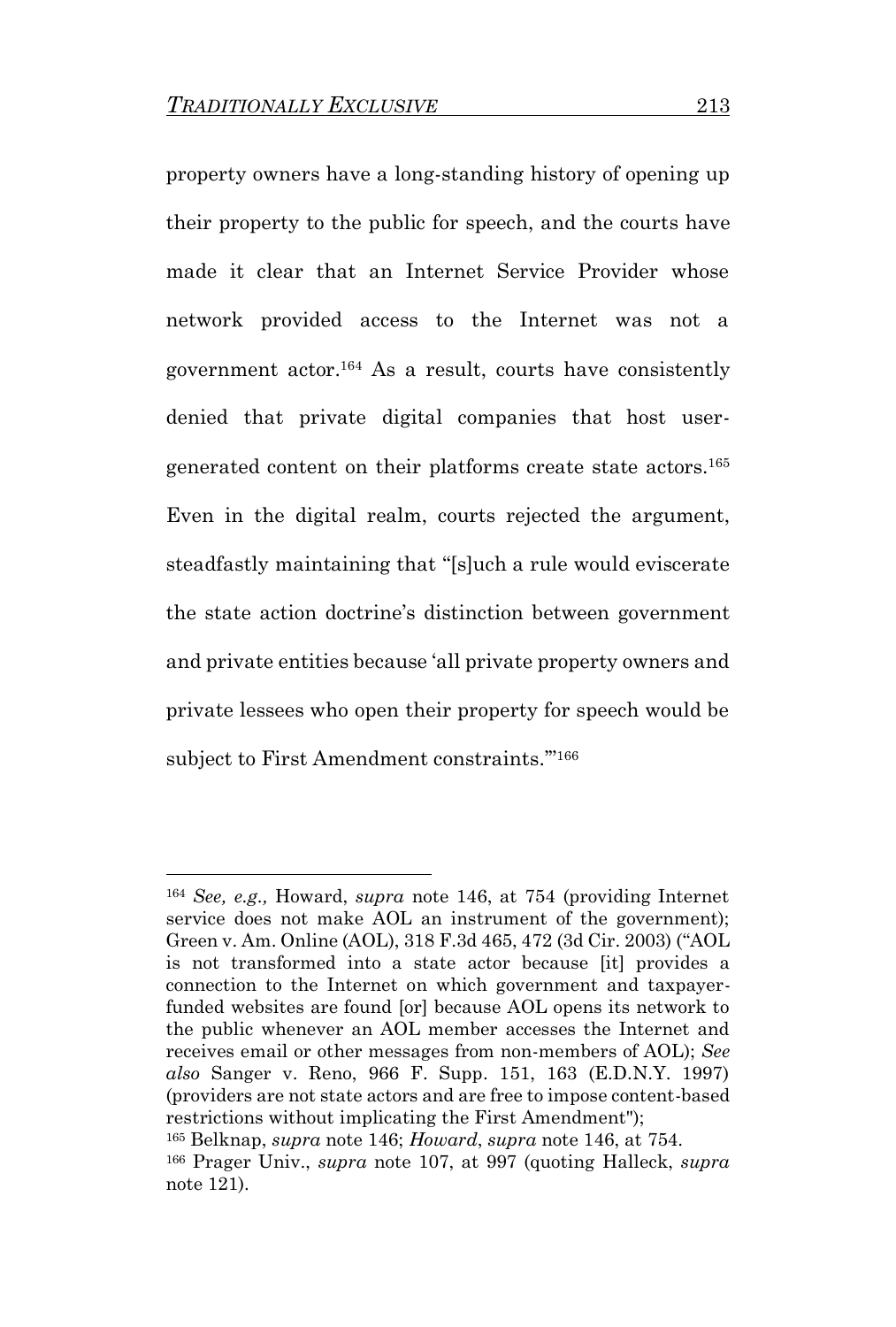property owners have a long-standing history of opening up their property to the public for speech, and the courts have made it clear that an Internet Service Provider whose network provided access to the Internet was not a government actor.[164] As a result, courts have consistently denied that private digital companies that host user-generated content on their platforms create state actors.[165] Even in the digital realm, courts rejected the argument, steadfastly maintaining that "[s]uch a rule would eviscerate the state action doctrine's distinction between government and private entities because 'all private property owners and private lessees who open their property for speech would be subject to First Amendment constraints.'"[166]

---

[164] *See, e.g.,* Howard, *supra* note 146, at 754 (providing Internet service does not make AOL an instrument of the government); Green v. Am. Online (AOL), 318 F.3d 465, 472 (3d Cir. 2003) ("AOL is not transformed into a state actor because [it] provides a connection to the Internet on which government and taxpayer-funded websites are found [or] because AOL opens its network to the public whenever an AOL member accesses the Internet and receives email or other messages from non-members of AOL); *See also* Sanger v. Reno, 966 F. Supp. 151, 163 (E.D.N.Y. 1997) (providers are not state actors and are free to impose content-based restrictions without implicating the First Amendment");

[165] Belknap, *supra* note 146; *Howard*, *supra* note 146, at 754.

[166] Prager Univ., *supra* note 107, at 997 (quoting Halleck, *supra* note 121).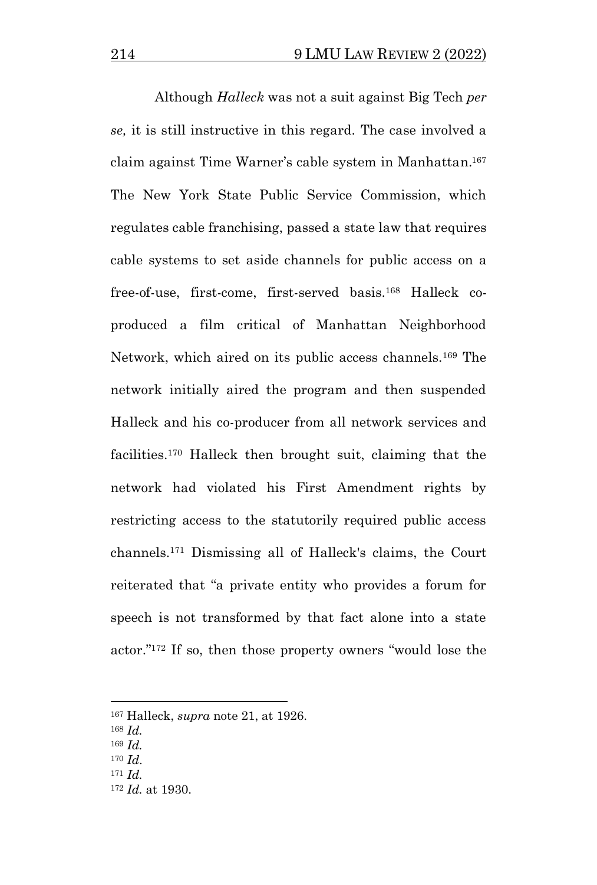Although *Halleck* was not a suit against Big Tech *per se,* it is still instructive in this regard. The case involved a claim against Time Warner's cable system in Manhattan.[167] The New York State Public Service Commission, which regulates cable franchising, passed a state law that requires cable systems to set aside channels for public access on a free-of-use, first-come, first-served basis.[168] Halleck co-produced a film critical of Manhattan Neighborhood Network, which aired on its public access channels.[169] The network initially aired the program and then suspended Halleck and his co-producer from all network services and facilities.[170] Halleck then brought suit, claiming that the network had violated his First Amendment rights by restricting access to the statutorily required public access channels.[171] Dismissing all of Halleck's claims, the Court reiterated that "a private entity who provides a forum for speech is not transformed by that fact alone into a state actor."[172] If so, then those property owners "would lose the

---

[167] Halleck, *supra* note 21, at 1926.

[168] *Id.*

[169] *Id.*

[170] *Id.*

[171] *Id.*

[172] *Id.* at 1930.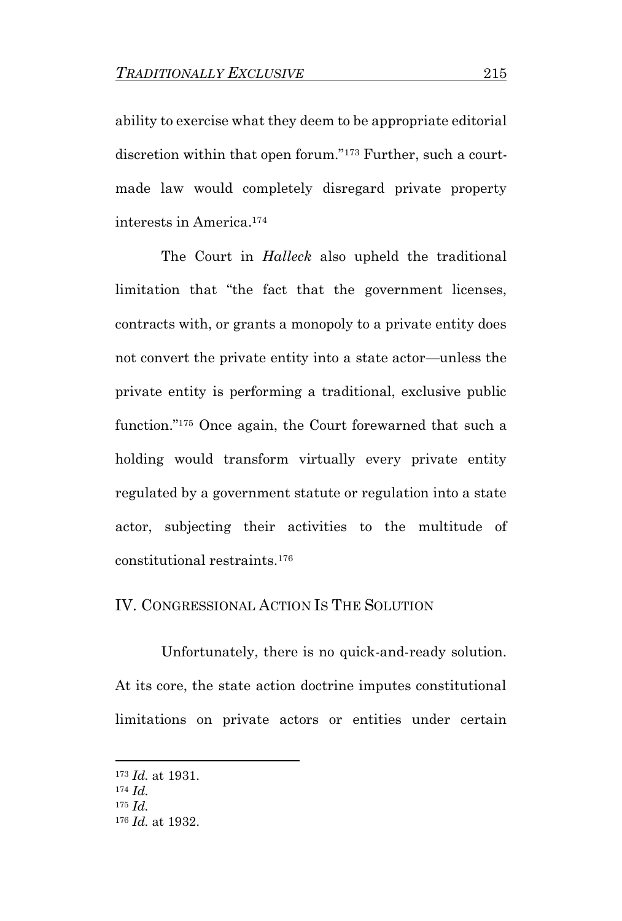ability to exercise what they deem to be appropriate editorial discretion within that open forum."[173] Further, such a court-made law would completely disregard private property interests in America.[174]

The Court in *Halleck* also upheld the traditional limitation that "the fact that the government licenses, contracts with, or grants a monopoly to a private entity does not convert the private entity into a state actor—unless the private entity is performing a traditional, exclusive public function."[175] Once again, the Court forewarned that such a holding would transform virtually every private entity regulated by a government statute or regulation into a state actor, subjecting their activities to the multitude of constitutional restraints.[176]

## IV. CONGRESSIONAL ACTION IS THE SOLUTION

Unfortunately, there is no quick-and-ready solution. At its core, the state action doctrine imputes constitutional limitations on private actors or entities under certain

---

[173] *Id.* at 1931.
[174] *Id.*
[175] *Id.*
[176] *Id.* at 1932.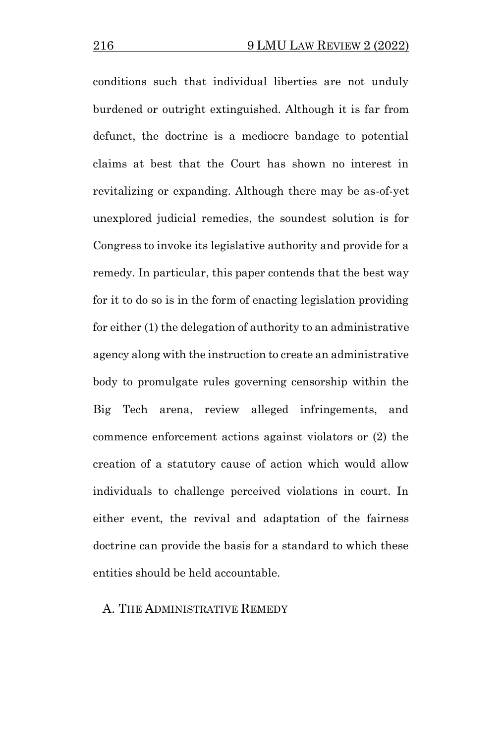conditions such that individual liberties are not unduly burdened or outright extinguished. Although it is far from defunct, the doctrine is a mediocre bandage to potential claims at best that the Court has shown no interest in revitalizing or expanding. Although there may be as-of-yet unexplored judicial remedies, the soundest solution is for Congress to invoke its legislative authority and provide for a remedy. In particular, this paper contends that the best way for it to do so is in the form of enacting legislation providing for either (1) the delegation of authority to an administrative agency along with the instruction to create an administrative body to promulgate rules governing censorship within the Big Tech arena, review alleged infringements, and commence enforcement actions against violators or (2) the creation of a statutory cause of action which would allow individuals to challenge perceived violations in court. In either event, the revival and adaptation of the fairness doctrine can provide the basis for a standard to which these entities should be held accountable.

### A. The Administrative Remedy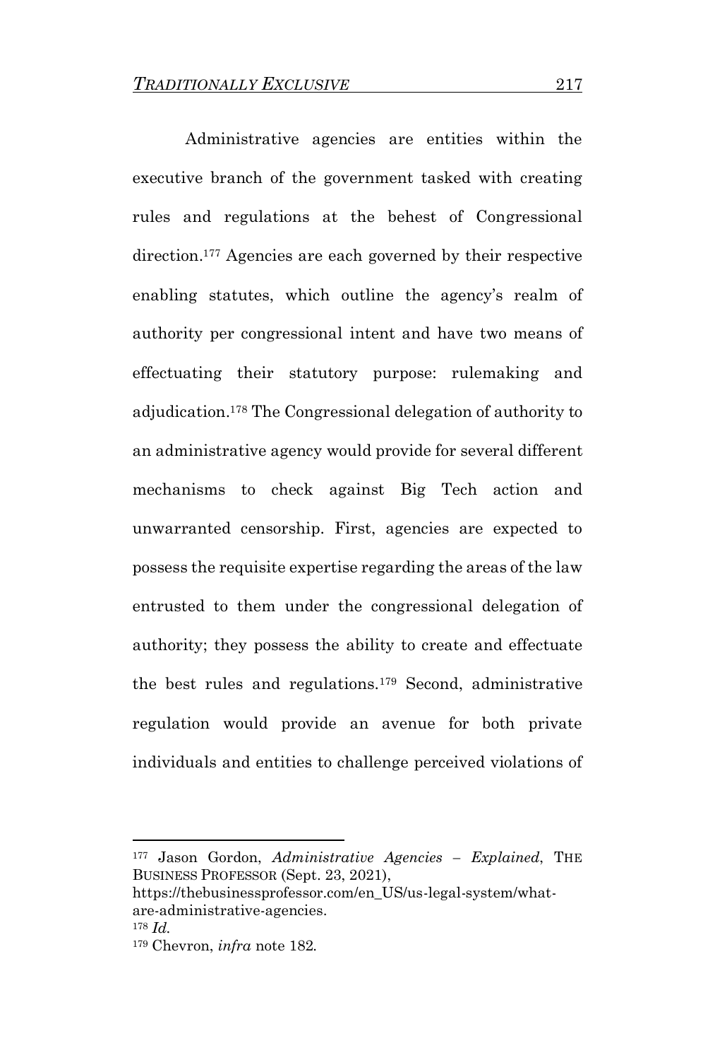Administrative agencies are entities within the executive branch of the government tasked with creating rules and regulations at the behest of Congressional direction.[177] Agencies are each governed by their respective enabling statutes, which outline the agency's realm of authority per congressional intent and have two means of effectuating their statutory purpose: rulemaking and adjudication.[178] The Congressional delegation of authority to an administrative agency would provide for several different mechanisms to check against Big Tech action and unwarranted censorship. First, agencies are expected to possess the requisite expertise regarding the areas of the law entrusted to them under the congressional delegation of authority; they possess the ability to create and effectuate the best rules and regulations.[179] Second, administrative regulation would provide an avenue for both private individuals and entities to challenge perceived violations of

---

[177] Jason Gordon, *Administrative Agencies – Explained*, THE BUSINESS PROFESSOR (Sept. 23, 2021), https://thebusinessprofessor.com/en_US/us-legal-system/what-are-administrative-agencies.

[178] *Id.*

[179] Chevron, *infra* note 182.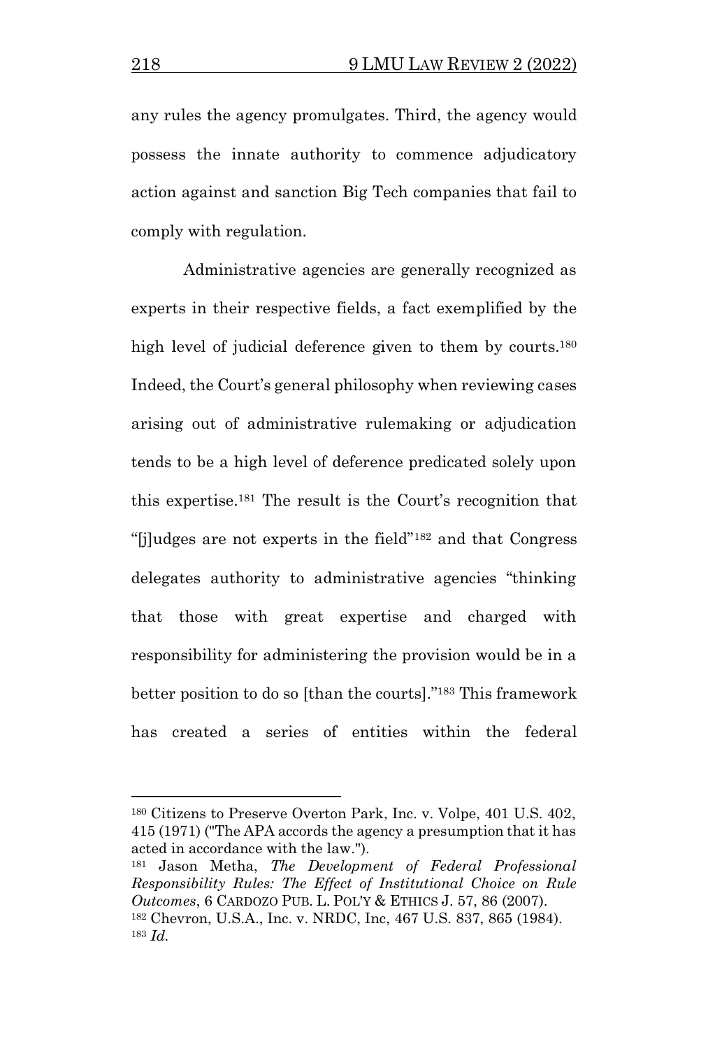any rules the agency promulgates. Third, the agency would possess the innate authority to commence adjudicatory action against and sanction Big Tech companies that fail to comply with regulation.

Administrative agencies are generally recognized as experts in their respective fields, a fact exemplified by the high level of judicial deference given to them by courts.[180] Indeed, the Court's general philosophy when reviewing cases arising out of administrative rulemaking or adjudication tends to be a high level of deference predicated solely upon this expertise.[181] The result is the Court's recognition that "[j]udges are not experts in the field"[182] and that Congress delegates authority to administrative agencies "thinking that those with great expertise and charged with responsibility for administering the provision would be in a better position to do so [than the courts]."[183] This framework has created a series of entities within the federal

---

[180] Citizens to Preserve Overton Park, Inc. v. Volpe, 401 U.S. 402, 415 (1971) ("The APA accords the agency a presumption that it has acted in accordance with the law.").

[181] Jason Metha, *The Development of Federal Professional Responsibility Rules: The Effect of Institutional Choice on Rule Outcomes*, 6 CARDOZO PUB. L. POL'Y & ETHICS J. 57, 86 (2007).

[182] Chevron, U.S.A., Inc. v. NRDC, Inc, 467 U.S. 837, 865 (1984).

[183] *Id.*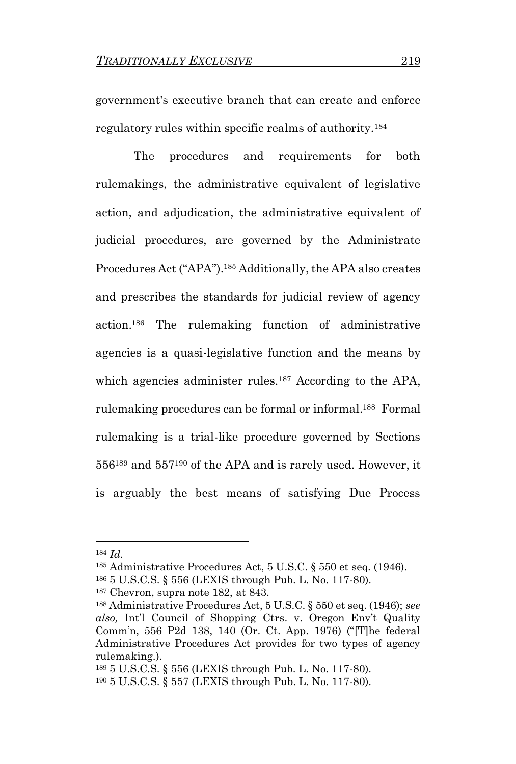government's executive branch that can create and enforce regulatory rules within specific realms of authority.[184]

The procedures and requirements for both rulemakings, the administrative equivalent of legislative action, and adjudication, the administrative equivalent of judicial procedures, are governed by the Administrate Procedures Act ("APA").[185] Additionally, the APA also creates and prescribes the standards for judicial review of agency action.[186] The rulemaking function of administrative agencies is a quasi-legislative function and the means by which agencies administer rules.[187] According to the APA, rulemaking procedures can be formal or informal.[188] Formal rulemaking is a trial-like procedure governed by Sections 556[189] and 557[190] of the APA and is rarely used. However, it is arguably the best means of satisfying Due Process

---

[184] *Id.*

[185] Administrative Procedures Act, 5 U.S.C. § 550 et seq. (1946).

[186] 5 U.S.C.S. § 556 (LEXIS through Pub. L. No. 117-80).

[187] Chevron, supra note 182, at 843.

[188] Administrative Procedures Act, 5 U.S.C. § 550 et seq. (1946); *see also,* Int'l Council of Shopping Ctrs. v. Oregon Env't Quality Comm'n, 556 P2d 138, 140 (Or. Ct. App. 1976) ("[T]he federal Administrative Procedures Act provides for two types of agency rulemaking.).

[189] 5 U.S.C.S. § 556 (LEXIS through Pub. L. No. 117-80).

[190] 5 U.S.C.S. § 557 (LEXIS through Pub. L. No. 117-80).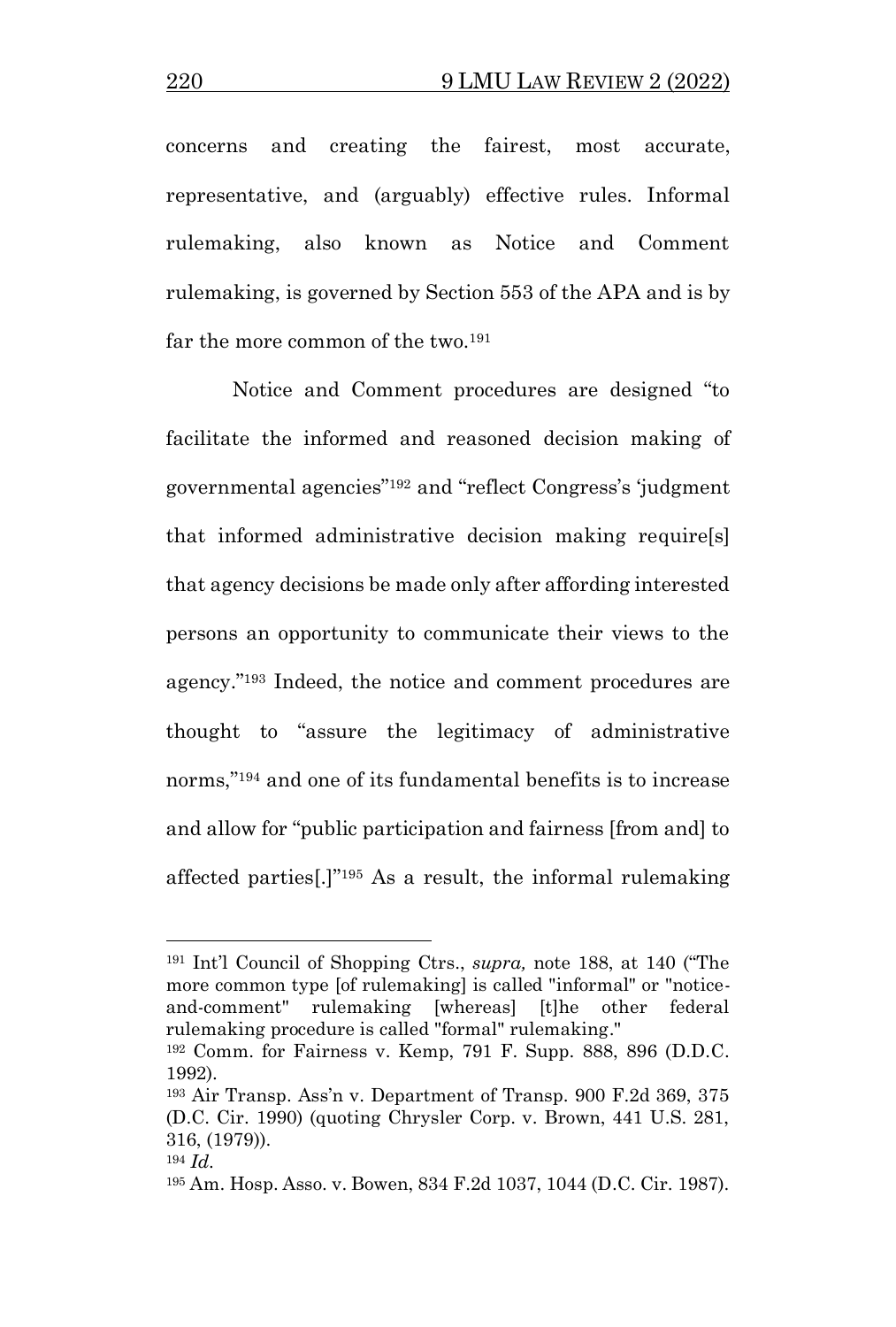concerns and creating the fairest, most accurate, representative, and (arguably) effective rules. Informal rulemaking, also known as Notice and Comment rulemaking, is governed by Section 553 of the APA and is by far the more common of the two.[191]

Notice and Comment procedures are designed "to facilitate the informed and reasoned decision making of governmental agencies"[192] and "reflect Congress's 'judgment that informed administrative decision making require[s] that agency decisions be made only after affording interested persons an opportunity to communicate their views to the agency."[193] Indeed, the notice and comment procedures are thought to "assure the legitimacy of administrative norms,"[194] and one of its fundamental benefits is to increase and allow for "public participation and fairness [from and] to affected parties[.]"[195] As a result, the informal rulemaking

---

[191] Int'l Council of Shopping Ctrs., *supra,* note 188, at 140 ("The more common type [of rulemaking] is called "informal" or "notice-and-comment" rulemaking [whereas] [t]he other federal rulemaking procedure is called "formal" rulemaking."

[192] Comm. for Fairness v. Kemp, 791 F. Supp. 888, 896 (D.D.C. 1992).

[193] Air Transp. Ass'n v. Department of Transp. 900 F.2d 369, 375 (D.C. Cir. 1990) (quoting Chrysler Corp. v. Brown, 441 U.S. 281, 316, (1979)).

[194] *Id.*

[195] Am. Hosp. Asso. v. Bowen, 834 F.2d 1037, 1044 (D.C. Cir. 1987).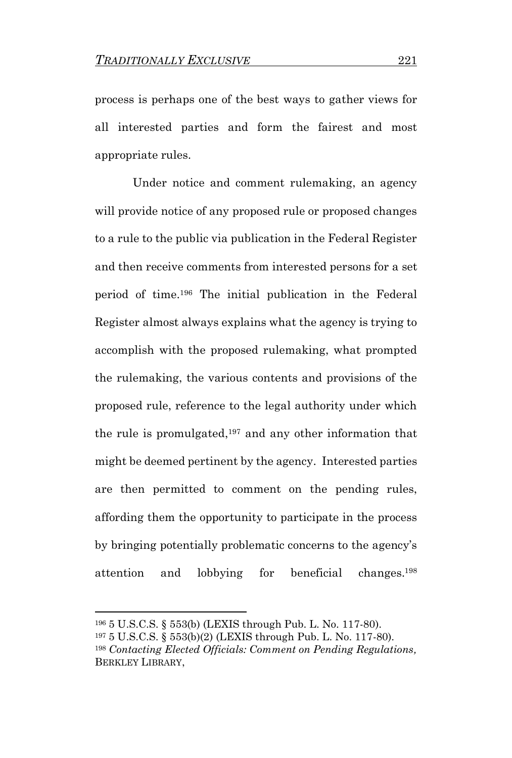process is perhaps one of the best ways to gather views for all interested parties and form the fairest and most appropriate rules.

Under notice and comment rulemaking, an agency will provide notice of any proposed rule or proposed changes to a rule to the public via publication in the Federal Register and then receive comments from interested persons for a set period of time.[196] The initial publication in the Federal Register almost always explains what the agency is trying to accomplish with the proposed rulemaking, what prompted the rulemaking, the various contents and provisions of the proposed rule, reference to the legal authority under which the rule is promulgated,[197] and any other information that might be deemed pertinent by the agency. Interested parties are then permitted to comment on the pending rules, affording them the opportunity to participate in the process by bringing potentially problematic concerns to the agency's attention and lobbying for beneficial changes.[198]

---

[196] 5 U.S.C.S. § 553(b) (LEXIS through Pub. L. No. 117-80).

[197] 5 U.S.C.S. § 553(b)(2) (LEXIS through Pub. L. No. 117-80).

[198] *Contacting Elected Officials: Comment on Pending Regulations,* BERKLEY LIBRARY,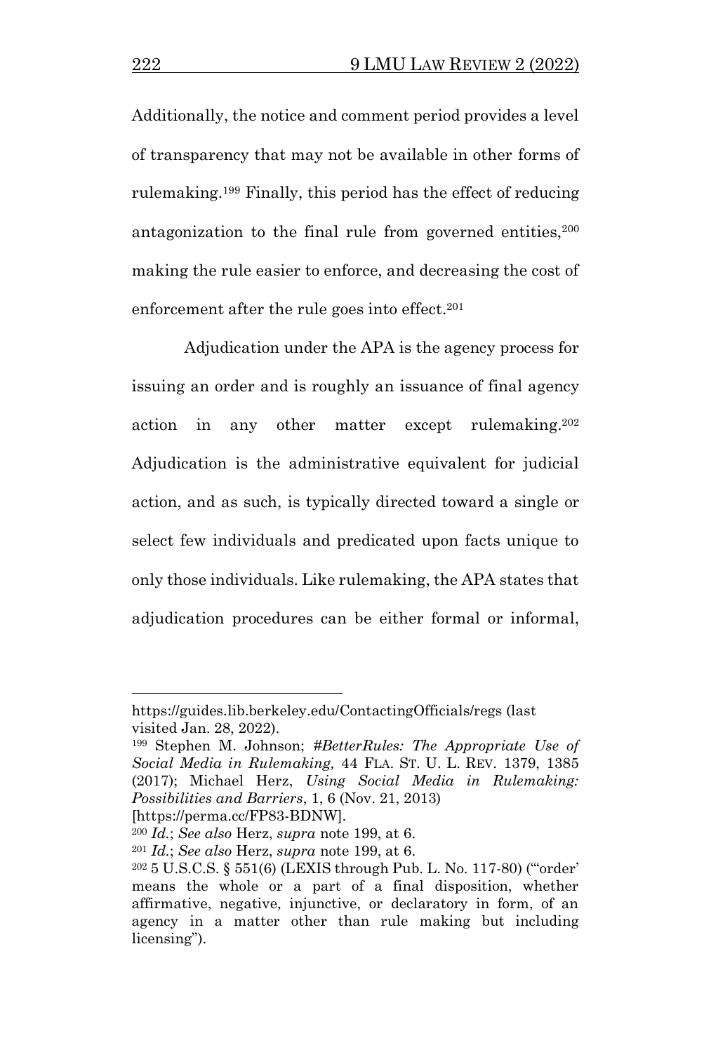Additionally, the notice and comment period provides a level of transparency that may not be available in other forms of rulemaking.[199] Finally, this period has the effect of reducing antagonization to the final rule from governed entities,[200] making the rule easier to enforce, and decreasing the cost of enforcement after the rule goes into effect.[201]

Adjudication under the APA is the agency process for issuing an order and is roughly an issuance of final agency action in any other matter except rulemaking.[202] Adjudication is the administrative equivalent for judicial action, and as such, is typically directed toward a single or select few individuals and predicated upon facts unique to only those individuals. Like rulemaking, the APA states that adjudication procedures can be either formal or informal,

---

https://guides.lib.berkeley.edu/ContactingOfficials/regs (last visited Jan. 28, 2022).

[199] Stephen M. Johnson; *#BetterRules: The Appropriate Use of Social Media in Rulemaking,* 44 FLA. ST. U. L. REV. 1379, 1385 (2017); Michael Herz, *Using Social Media in Rulemaking: Possibilities and Barriers*, 1, 6 (Nov. 21, 2013) [https://perma.cc/FP83-BDNW].

[200] *Id.*; *See also* Herz, *supra* note 199, at 6.

[201] *Id.*; *See also* Herz, *supra* note 199, at 6.

[202] 5 U.S.C.S. § 551(6) (LEXIS through Pub. L. No. 117-80) ("'order' means the whole or a part of a final disposition, whether affirmative, negative, injunctive, or declaratory in form, of an agency in a matter other than rule making but including licensing").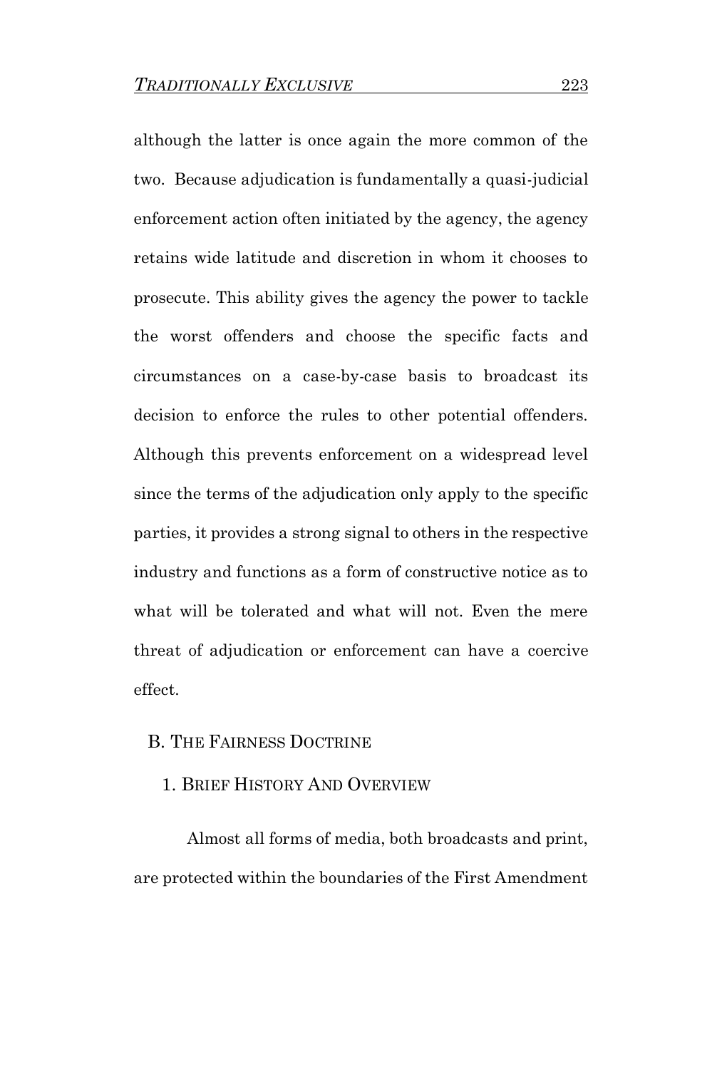although the latter is once again the more common of the two. Because adjudication is fundamentally a quasi-judicial enforcement action often initiated by the agency, the agency retains wide latitude and discretion in whom it chooses to prosecute. This ability gives the agency the power to tackle the worst offenders and choose the specific facts and circumstances on a case-by-case basis to broadcast its decision to enforce the rules to other potential offenders. Although this prevents enforcement on a widespread level since the terms of the adjudication only apply to the specific parties, it provides a strong signal to others in the respective industry and functions as a form of constructive notice as to what will be tolerated and what will not. Even the mere threat of adjudication or enforcement can have a coercive effect.

### B. The Fairness Doctrine

#### 1. Brief History And Overview

Almost all forms of media, both broadcasts and print, are protected within the boundaries of the First Amendment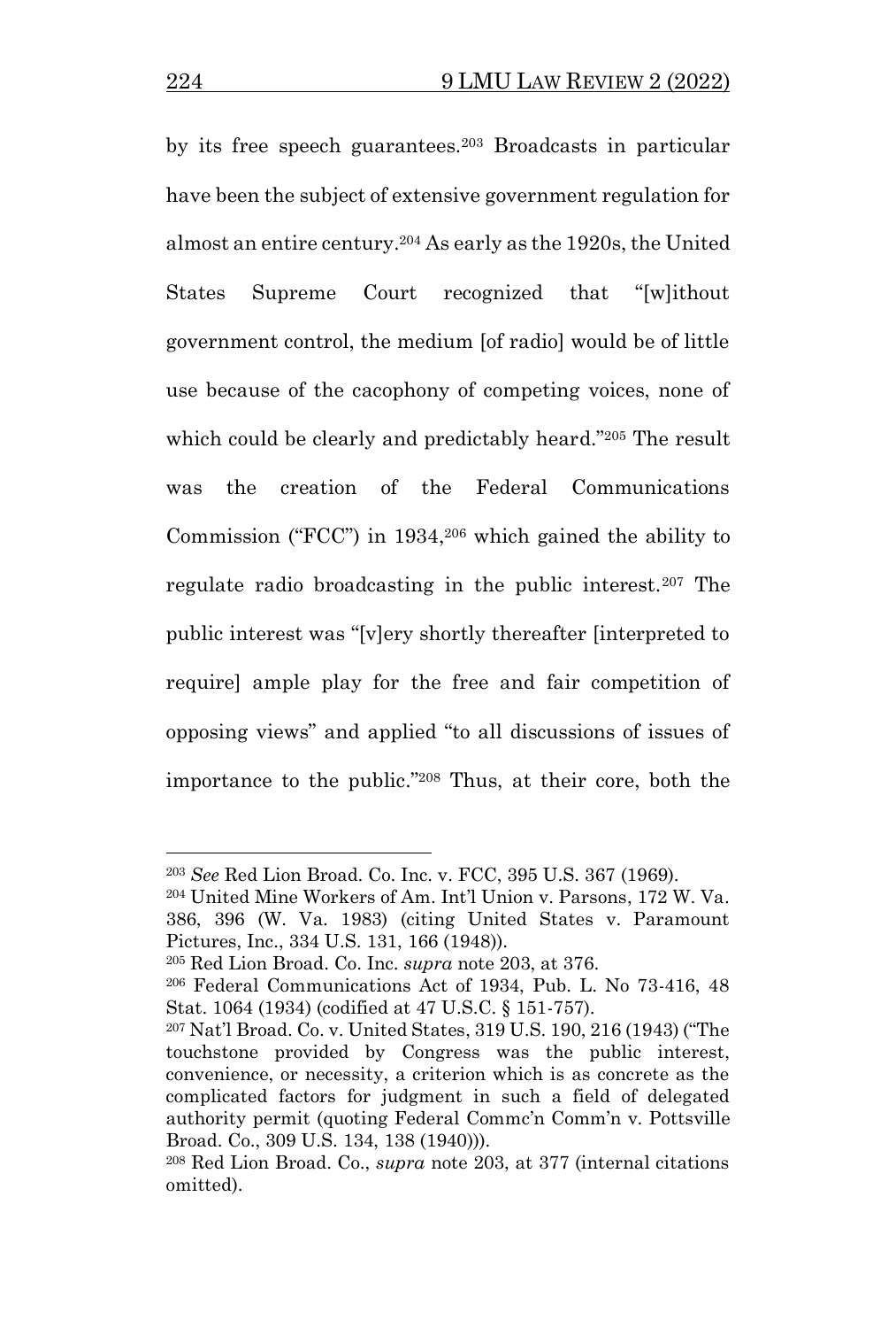by its free speech guarantees.[203] Broadcasts in particular have been the subject of extensive government regulation for almost an entire century.[204] As early as the 1920s, the United States Supreme Court recognized that "[w]ithout government control, the medium [of radio] would be of little use because of the cacophony of competing voices, none of which could be clearly and predictably heard."[205] The result was the creation of the Federal Communications Commission ("FCC") in 1934,[206] which gained the ability to regulate radio broadcasting in the public interest.[207] The public interest was "[v]ery shortly thereafter [interpreted to require] ample play for the free and fair competition of opposing views" and applied "to all discussions of issues of importance to the public."[208] Thus, at their core, both the

---

[203] *See* Red Lion Broad. Co. Inc. v. FCC, 395 U.S. 367 (1969).

[204] United Mine Workers of Am. Int'l Union v. Parsons, 172 W. Va. 386, 396 (W. Va. 1983) (citing United States v. Paramount Pictures, Inc., 334 U.S. 131, 166 (1948)).

[205] Red Lion Broad. Co. Inc. *supra* note 203, at 376.

[206] Federal Communications Act of 1934, Pub. L. No 73-416, 48 Stat. 1064 (1934) (codified at 47 U.S.C. § 151-757).

[207] Nat'l Broad. Co. v. United States, 319 U.S. 190, 216 (1943) ("The touchstone provided by Congress was the public interest, convenience, or necessity, a criterion which is as concrete as the complicated factors for judgment in such a field of delegated authority permit (quoting Federal Commc'n Comm'n v. Pottsville Broad. Co., 309 U.S. 134, 138 (1940))).

[208] Red Lion Broad. Co., *supra* note 203, at 377 (internal citations omitted).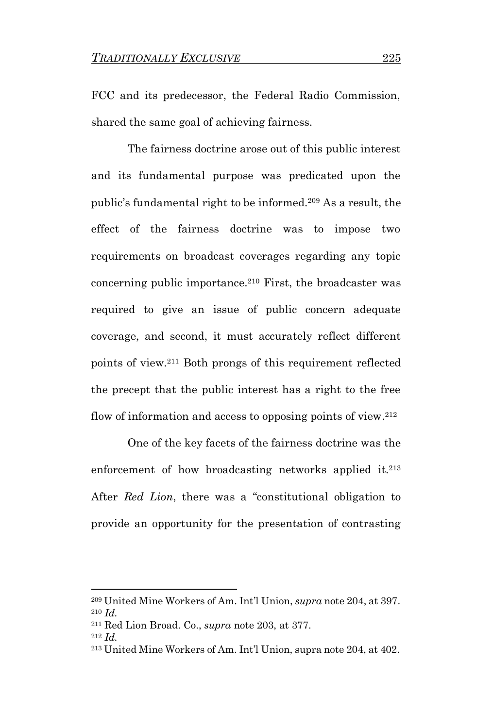FCC and its predecessor, the Federal Radio Commission, shared the same goal of achieving fairness.

The fairness doctrine arose out of this public interest and its fundamental purpose was predicated upon the public's fundamental right to be informed.[209] As a result, the effect of the fairness doctrine was to impose two requirements on broadcast coverages regarding any topic concerning public importance.[210] First, the broadcaster was required to give an issue of public concern adequate coverage, and second, it must accurately reflect different points of view.[211] Both prongs of this requirement reflected the precept that the public interest has a right to the free flow of information and access to opposing points of view.[212]

One of the key facets of the fairness doctrine was the enforcement of how broadcasting networks applied it.[213] After *Red Lion*, there was a "constitutional obligation to provide an opportunity for the presentation of contrasting

---

[209] United Mine Workers of Am. Int'l Union, *supra* note 204, at 397.
[210] *Id.*
[211] Red Lion Broad. Co., *supra* note 203, at 377.
[212] *Id.*
[213] United Mine Workers of Am. Int'l Union, supra note 204, at 402.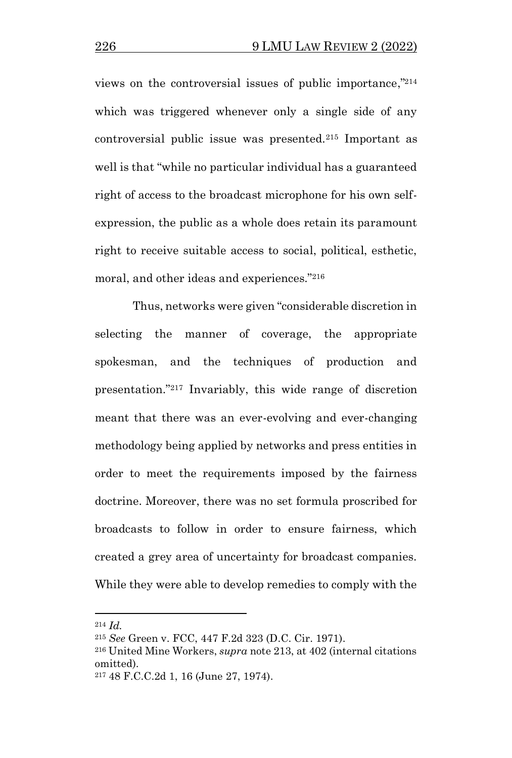views on the controversial issues of public importance,"[214] which was triggered whenever only a single side of any controversial public issue was presented.[215] Important as well is that "while no particular individual has a guaranteed right of access to the broadcast microphone for his own self-expression, the public as a whole does retain its paramount right to receive suitable access to social, political, esthetic, moral, and other ideas and experiences."[216]

Thus, networks were given "considerable discretion in selecting the manner of coverage, the appropriate spokesman, and the techniques of production and presentation."[217] Invariably, this wide range of discretion meant that there was an ever-evolving and ever-changing methodology being applied by networks and press entities in order to meet the requirements imposed by the fairness doctrine. Moreover, there was no set formula proscribed for broadcasts to follow in order to ensure fairness, which created a grey area of uncertainty for broadcast companies. While they were able to develop remedies to comply with the

---

[214] *Id.*

[215] *See* Green v. FCC, 447 F.2d 323 (D.C. Cir. 1971).

[216] United Mine Workers, *supra* note 213, at 402 (internal citations omitted).

[217] 48 F.C.C.2d 1, 16 (June 27, 1974).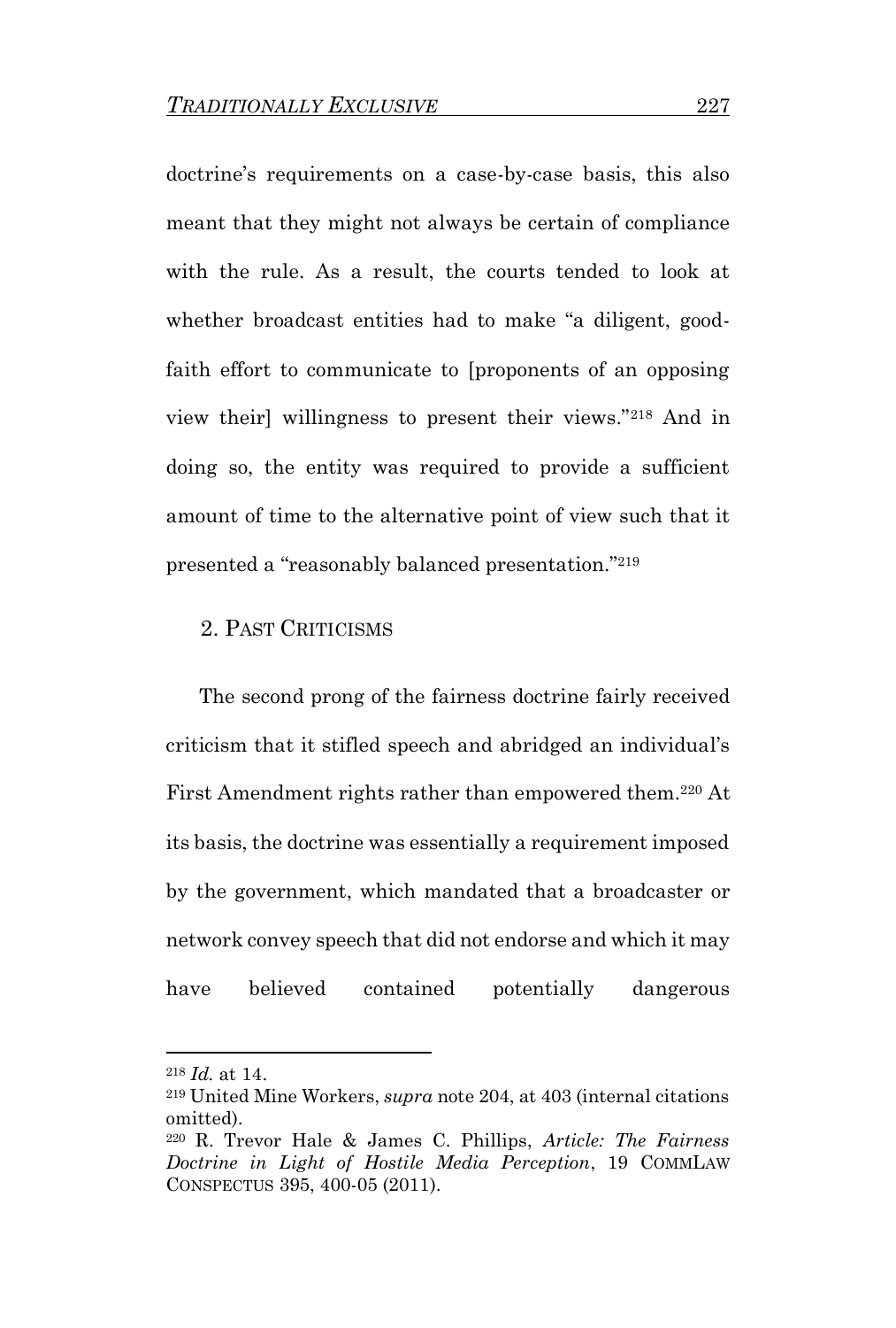doctrine's requirements on a case-by-case basis, this also meant that they might not always be certain of compliance with the rule. As a result, the courts tended to look at whether broadcast entities had to make "a diligent, good-faith effort to communicate to [proponents of an opposing view their] willingness to present their views."[218] And in doing so, the entity was required to provide a sufficient amount of time to the alternative point of view such that it presented a "reasonably balanced presentation."[219]

### 2. Past Criticisms

The second prong of the fairness doctrine fairly received criticism that it stifled speech and abridged an individual's First Amendment rights rather than empowered them.[220] At its basis, the doctrine was essentially a requirement imposed by the government, which mandated that a broadcaster or network convey speech that did not endorse and which it may have believed contained potentially dangerous

---

[218] *Id.* at 14.

[219] United Mine Workers, *supra* note 204, at 403 (internal citations omitted).

[220] R. Trevor Hale & James C. Phillips, *Article: The Fairness Doctrine in Light of Hostile Media Perception*, 19 CommLaw Conspectus 395, 400-05 (2011).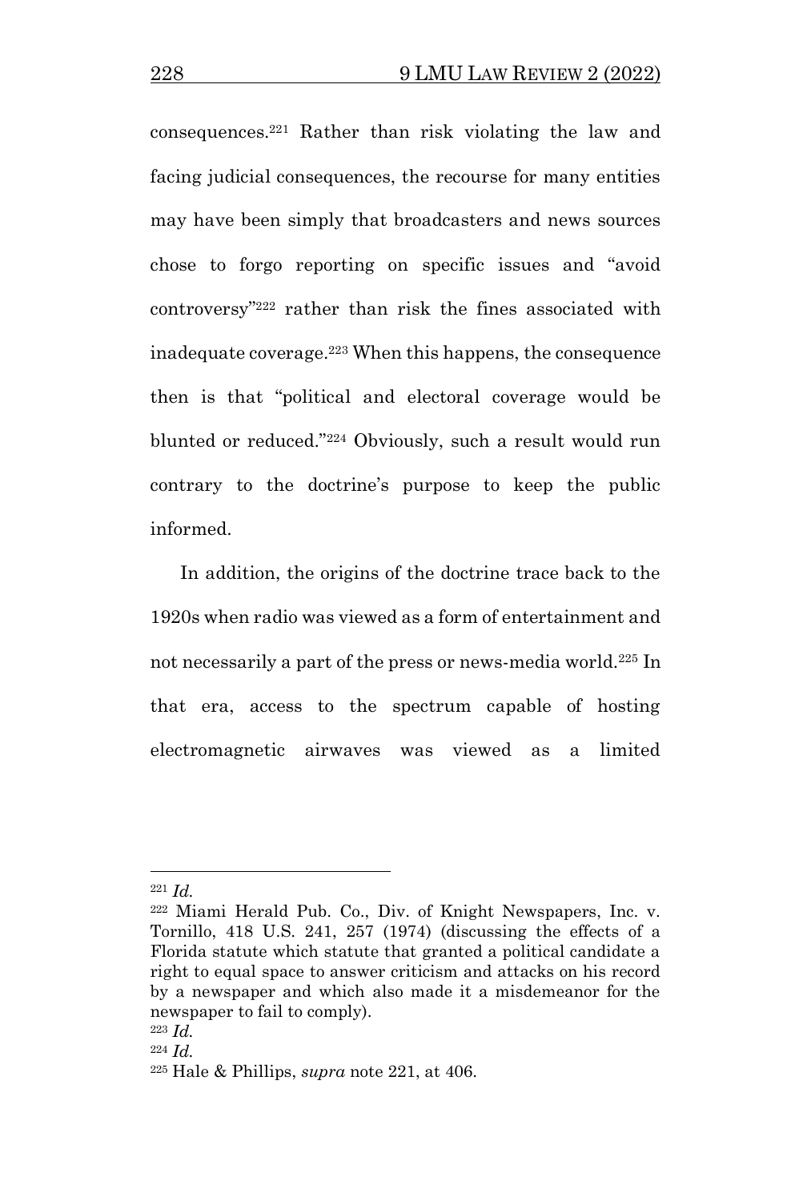consequences.[221] Rather than risk violating the law and facing judicial consequences, the recourse for many entities may have been simply that broadcasters and news sources chose to forgo reporting on specific issues and "avoid controversy"[222] rather than risk the fines associated with inadequate coverage.[223] When this happens, the consequence then is that "political and electoral coverage would be blunted or reduced."[224] Obviously, such a result would run contrary to the doctrine's purpose to keep the public informed.

In addition, the origins of the doctrine trace back to the 1920s when radio was viewed as a form of entertainment and not necessarily a part of the press or news-media world.[225] In that era, access to the spectrum capable of hosting electromagnetic airwaves was viewed as a limited

---

[221] *Id.*

[222] Miami Herald Pub. Co., Div. of Knight Newspapers, Inc. v. Tornillo, 418 U.S. 241, 257 (1974) (discussing the effects of a Florida statute which statute that granted a political candidate a right to equal space to answer criticism and attacks on his record by a newspaper and which also made it a misdemeanor for the newspaper to fail to comply).

[223] *Id.*

[224] *Id.*

[225] Hale & Phillips, *supra* note 221, at 406.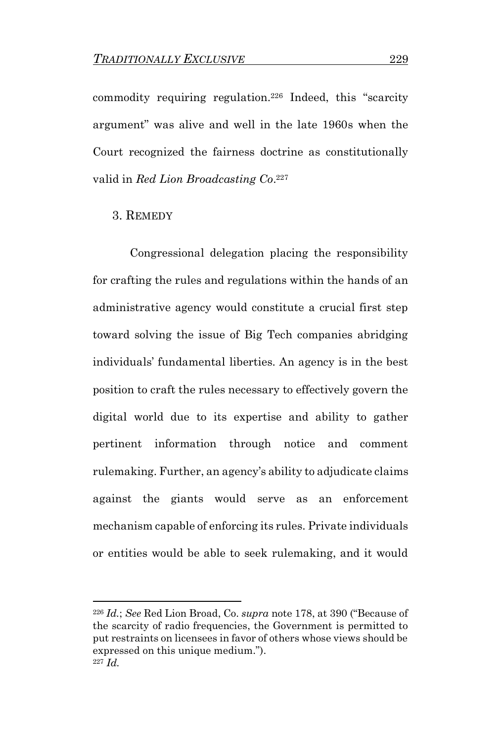commodity requiring regulation.[226] Indeed, this "scarcity argument" was alive and well in the late 1960s when the Court recognized the fairness doctrine as constitutionally valid in *Red Lion Broadcasting Co*.[227]

### 3. REMEDY

Congressional delegation placing the responsibility for crafting the rules and regulations within the hands of an administrative agency would constitute a crucial first step toward solving the issue of Big Tech companies abridging individuals' fundamental liberties. An agency is in the best position to craft the rules necessary to effectively govern the digital world due to its expertise and ability to gather pertinent information through notice and comment rulemaking. Further, an agency's ability to adjudicate claims against the giants would serve as an enforcement mechanism capable of enforcing its rules. Private individuals or entities would be able to seek rulemaking, and it would

---

[226] *Id.*; *See* Red Lion Broad, Co. *supra* note 178, at 390 ("Because of the scarcity of radio frequencies, the Government is permitted to put restraints on licensees in favor of others whose views should be expressed on this unique medium.").

[227] *Id.*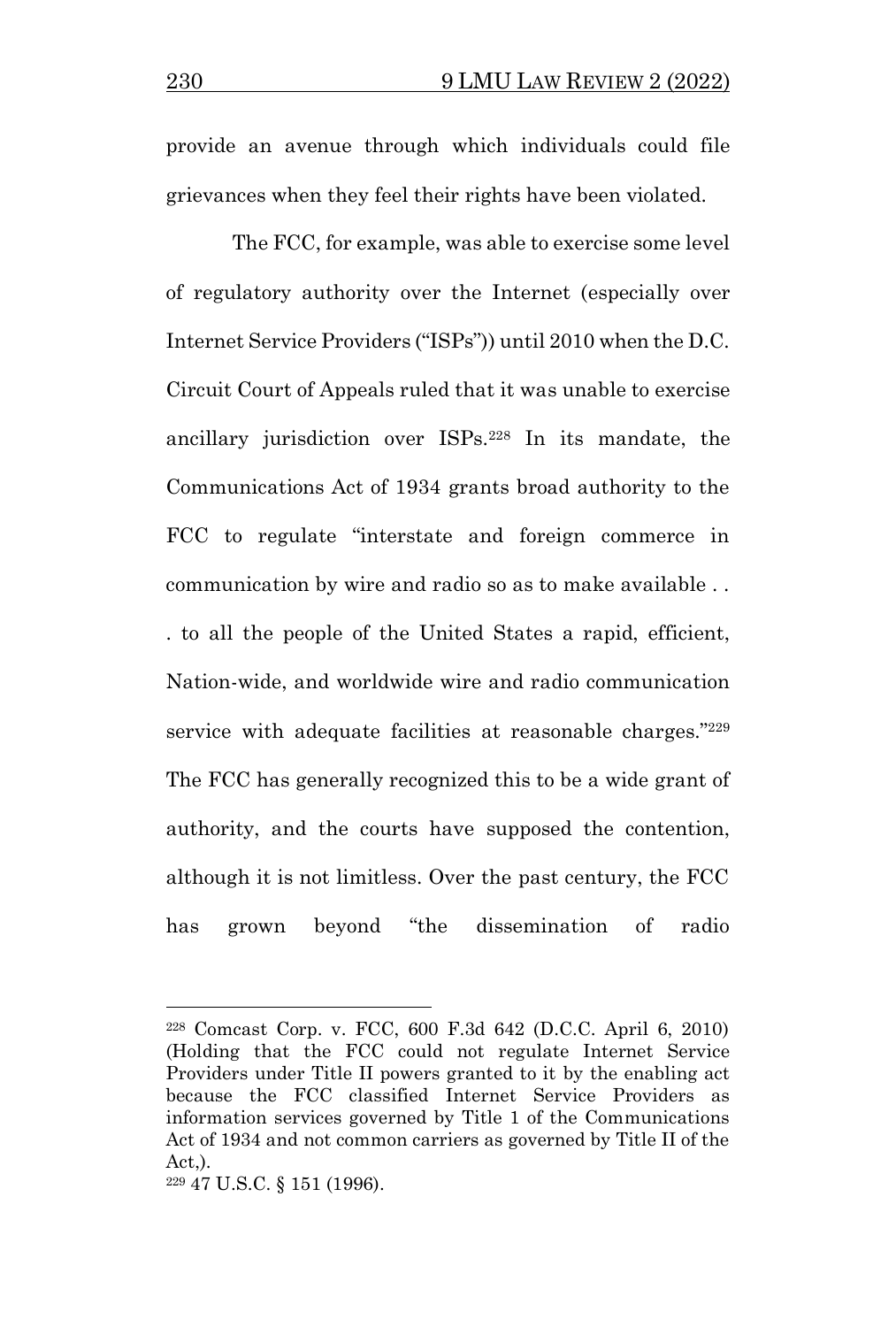provide an avenue through which individuals could file grievances when they feel their rights have been violated.

The FCC, for example, was able to exercise some level of regulatory authority over the Internet (especially over Internet Service Providers ("ISPs")) until 2010 when the D.C. Circuit Court of Appeals ruled that it was unable to exercise ancillary jurisdiction over ISPs.[228] In its mandate, the Communications Act of 1934 grants broad authority to the FCC to regulate "interstate and foreign commerce in communication by wire and radio so as to make available . . . to all the people of the United States a rapid, efficient, Nation-wide, and worldwide wire and radio communication service with adequate facilities at reasonable charges."[229] The FCC has generally recognized this to be a wide grant of authority, and the courts have supposed the contention, although it is not limitless. Over the past century, the FCC has grown beyond "the dissemination of radio

---

[228] Comcast Corp. v. FCC, 600 F.3d 642 (D.C.C. April 6, 2010) (Holding that the FCC could not regulate Internet Service Providers under Title II powers granted to it by the enabling act because the FCC classified Internet Service Providers as information services governed by Title 1 of the Communications Act of 1934 and not common carriers as governed by Title II of the Act,).

[229] 47 U.S.C. § 151 (1996).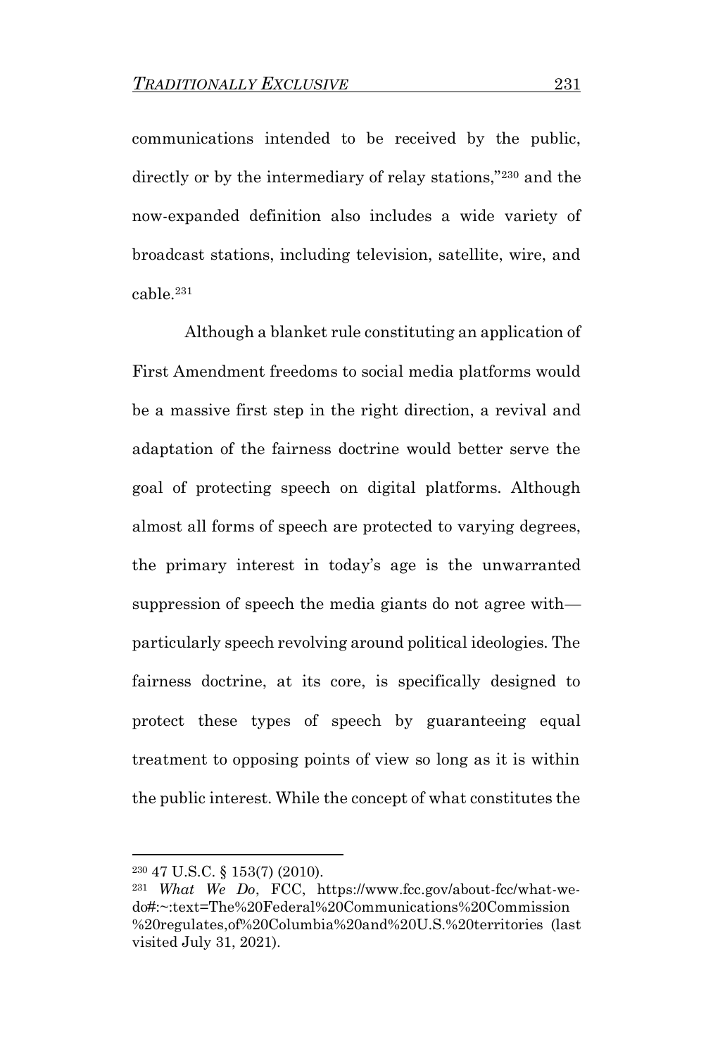communications intended to be received by the public, directly or by the intermediary of relay stations,"[230] and the now-expanded definition also includes a wide variety of broadcast stations, including television, satellite, wire, and cable.[231]

Although a blanket rule constituting an application of First Amendment freedoms to social media platforms would be a massive first step in the right direction, a revival and adaptation of the fairness doctrine would better serve the goal of protecting speech on digital platforms. Although almost all forms of speech are protected to varying degrees, the primary interest in today's age is the unwarranted suppression of speech the media giants do not agree with—particularly speech revolving around political ideologies. The fairness doctrine, at its core, is specifically designed to protect these types of speech by guaranteeing equal treatment to opposing points of view so long as it is within the public interest. While the concept of what constitutes the

---

[230] 47 U.S.C. § 153(7) (2010).

[231] *What We Do*, FCC, https://www.fcc.gov/about-fcc/what-we-do#:~:text=The%20Federal%20Communications%20Commission%20regulates,of%20Columbia%20and%20U.S.%20territories (last visited July 31, 2021).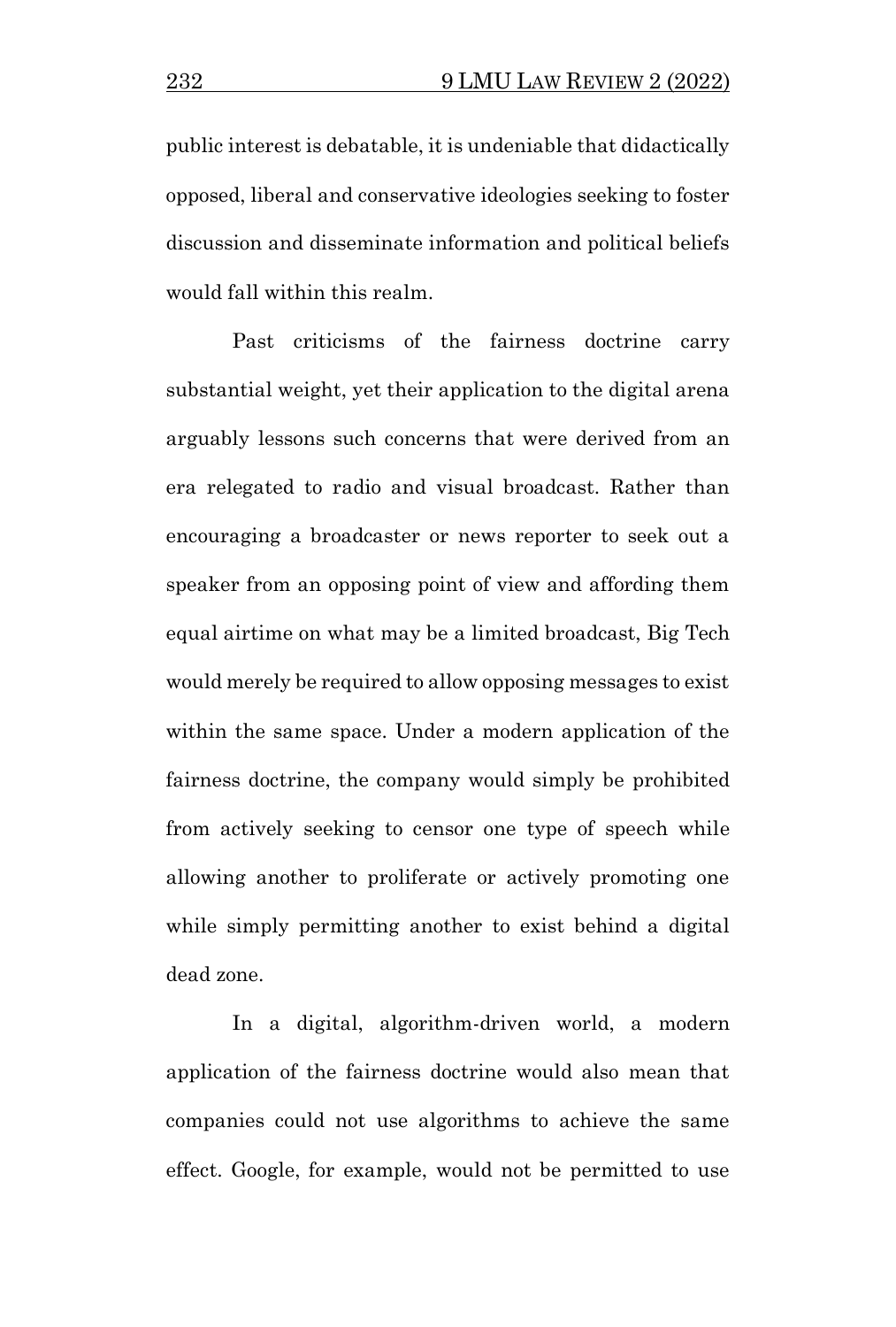public interest is debatable, it is undeniable that didactically opposed, liberal and conservative ideologies seeking to foster discussion and disseminate information and political beliefs would fall within this realm.

Past criticisms of the fairness doctrine carry substantial weight, yet their application to the digital arena arguably lessons such concerns that were derived from an era relegated to radio and visual broadcast. Rather than encouraging a broadcaster or news reporter to seek out a speaker from an opposing point of view and affording them equal airtime on what may be a limited broadcast, Big Tech would merely be required to allow opposing messages to exist within the same space. Under a modern application of the fairness doctrine, the company would simply be prohibited from actively seeking to censor one type of speech while allowing another to proliferate or actively promoting one while simply permitting another to exist behind a digital dead zone.

In a digital, algorithm-driven world, a modern application of the fairness doctrine would also mean that companies could not use algorithms to achieve the same effect. Google, for example, would not be permitted to use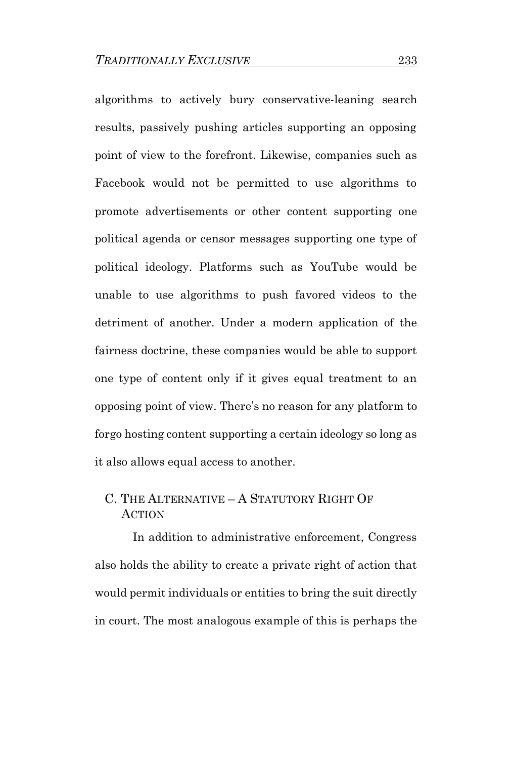algorithms to actively bury conservative-leaning search results, passively pushing articles supporting an opposing point of view to the forefront. Likewise, companies such as Facebook would not be permitted to use algorithms to promote advertisements or other content supporting one political agenda or censor messages supporting one type of political ideology. Platforms such as YouTube would be unable to use algorithms to push favored videos to the detriment of another. Under a modern application of the fairness doctrine, these companies would be able to support one type of content only if it gives equal treatment to an opposing point of view. There's no reason for any platform to forgo hosting content supporting a certain ideology so long as it also allows equal access to another.

### C. The Alternative – A Statutory Right Of Action

In addition to administrative enforcement, Congress also holds the ability to create a private right of action that would permit individuals or entities to bring the suit directly in court. The most analogous example of this is perhaps the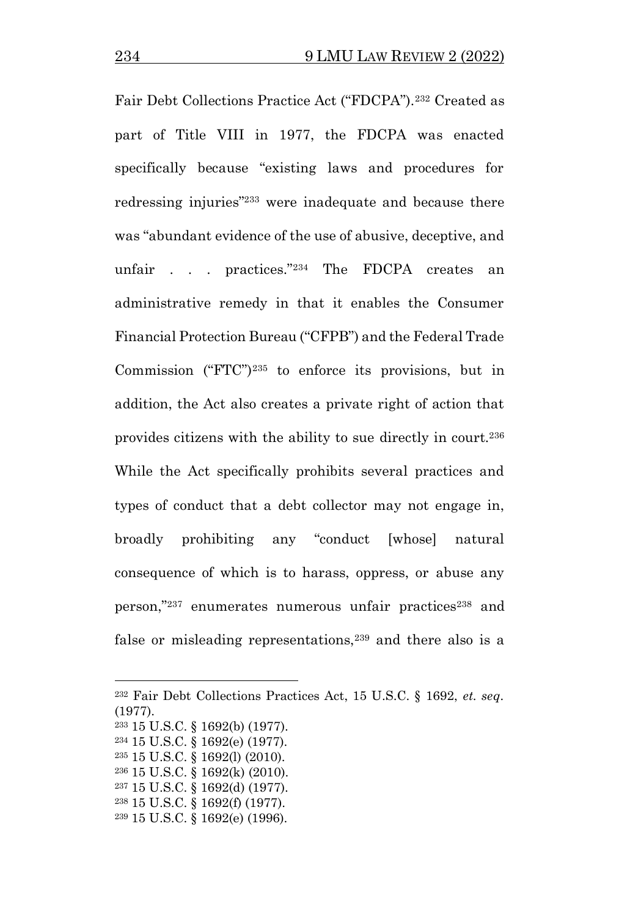Fair Debt Collections Practice Act ("FDCPA").[232] Created as part of Title VIII in 1977, the FDCPA was enacted specifically because "existing laws and procedures for redressing injuries"[233] were inadequate and because there was "abundant evidence of the use of abusive, deceptive, and unfair . . . practices."[234] The FDCPA creates an administrative remedy in that it enables the Consumer Financial Protection Bureau ("CFPB") and the Federal Trade Commission ("FTC")[235] to enforce its provisions, but in addition, the Act also creates a private right of action that provides citizens with the ability to sue directly in court.[236] While the Act specifically prohibits several practices and types of conduct that a debt collector may not engage in, broadly prohibiting any "conduct [whose] natural consequence of which is to harass, oppress, or abuse any person,"[237] enumerates numerous unfair practices[238] and false or misleading representations,[239] and there also is a

---

[232] Fair Debt Collections Practices Act, 15 U.S.C. § 1692, *et. seq*. (1977).

[233] 15 U.S.C. § 1692(b) (1977).

[234] 15 U.S.C. § 1692(e) (1977).

[235] 15 U.S.C. § 1692(l) (2010).

[236] 15 U.S.C. § 1692(k) (2010).

[237] 15 U.S.C. § 1692(d) (1977).

[238] 15 U.S.C. § 1692(f) (1977).

[239] 15 U.S.C. § 1692(e) (1996).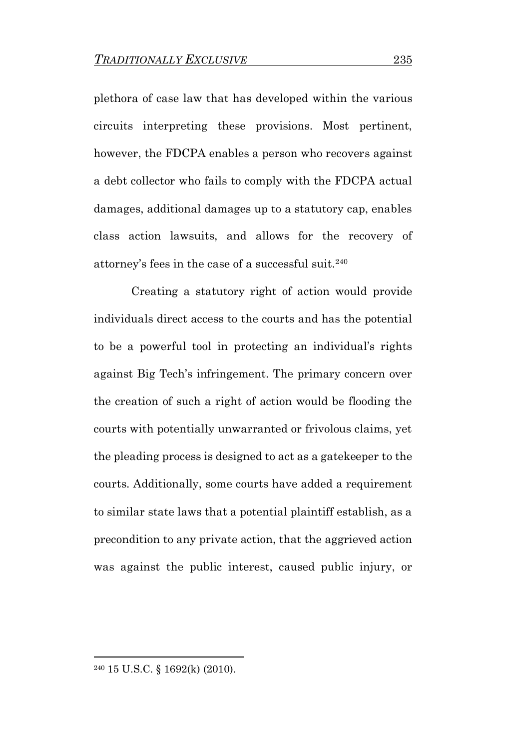plethora of case law that has developed within the various circuits interpreting these provisions. Most pertinent, however, the FDCPA enables a person who recovers against a debt collector who fails to comply with the FDCPA actual damages, additional damages up to a statutory cap, enables class action lawsuits, and allows for the recovery of attorney's fees in the case of a successful suit.[240]

Creating a statutory right of action would provide individuals direct access to the courts and has the potential to be a powerful tool in protecting an individual's rights against Big Tech's infringement. The primary concern over the creation of such a right of action would be flooding the courts with potentially unwarranted or frivolous claims, yet the pleading process is designed to act as a gatekeeper to the courts. Additionally, some courts have added a requirement to similar state laws that a potential plaintiff establish, as a precondition to any private action, that the aggrieved action was against the public interest, caused public injury, or

---

[240] 15 U.S.C. § 1692(k) (2010).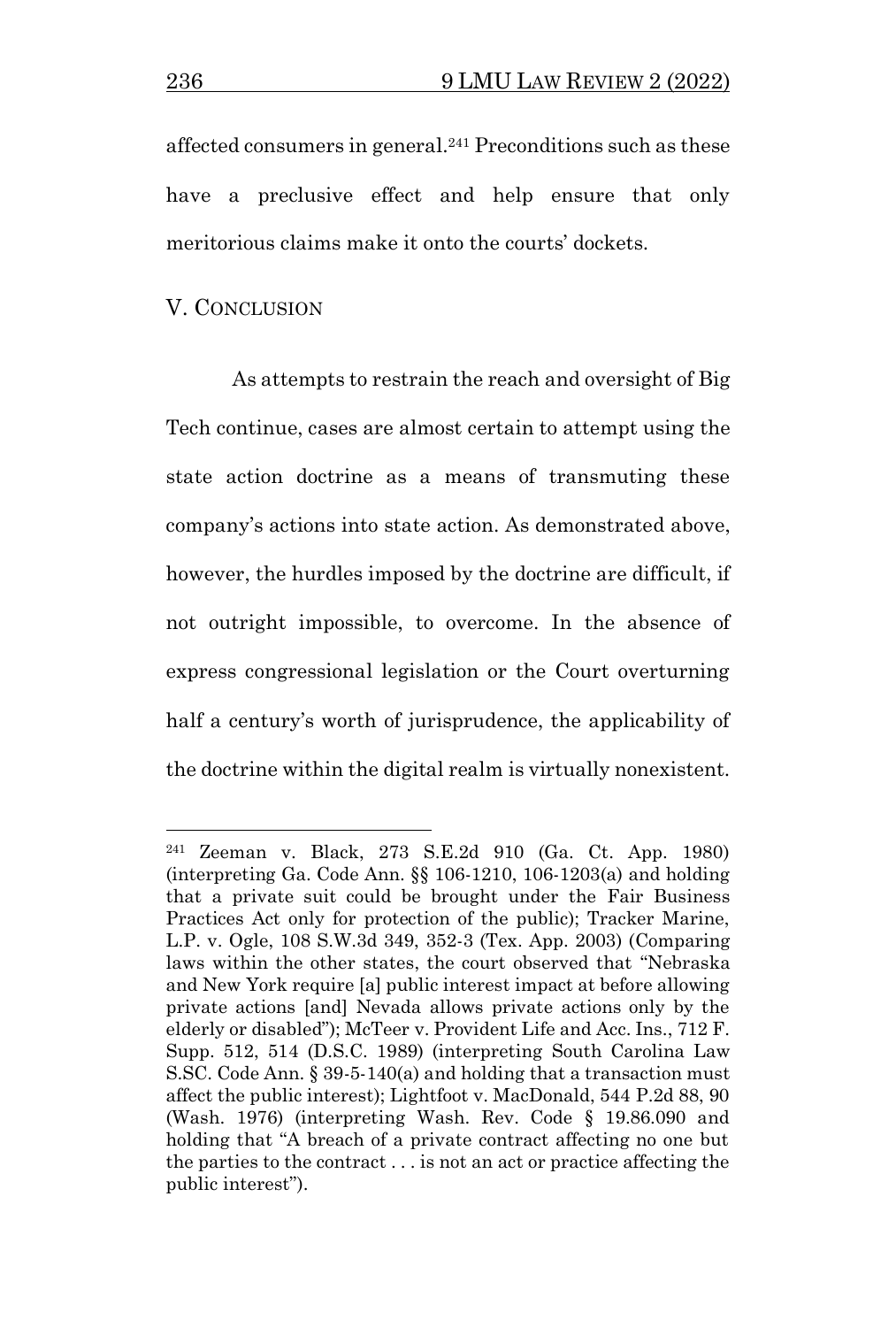affected consumers in general.[241] Preconditions such as these have a preclusive effect and help ensure that only meritorious claims make it onto the courts' dockets.

## V. Conclusion

As attempts to restrain the reach and oversight of Big Tech continue, cases are almost certain to attempt using the state action doctrine as a means of transmuting these company's actions into state action. As demonstrated above, however, the hurdles imposed by the doctrine are difficult, if not outright impossible, to overcome. In the absence of express congressional legislation or the Court overturning half a century's worth of jurisprudence, the applicability of the doctrine within the digital realm is virtually nonexistent.

---

[241] Zeeman v. Black, 273 S.E.2d 910 (Ga. Ct. App. 1980) (interpreting Ga. Code Ann. §§ 106-1210, 106-1203(a) and holding that a private suit could be brought under the Fair Business Practices Act only for protection of the public); Tracker Marine, L.P. v. Ogle, 108 S.W.3d 349, 352-3 (Tex. App. 2003) (Comparing laws within the other states, the court observed that "Nebraska and New York require [a] public interest impact at before allowing private actions [and] Nevada allows private actions only by the elderly or disabled"); McTeer v. Provident Life and Acc. Ins., 712 F. Supp. 512, 514 (D.S.C. 1989) (interpreting South Carolina Law S.SC. Code Ann. § 39-5-140(a) and holding that a transaction must affect the public interest); Lightfoot v. MacDonald, 544 P.2d 88, 90 (Wash. 1976) (interpreting Wash. Rev. Code § 19.86.090 and holding that "A breach of a private contract affecting no one but the parties to the contract . . . is not an act or practice affecting the public interest").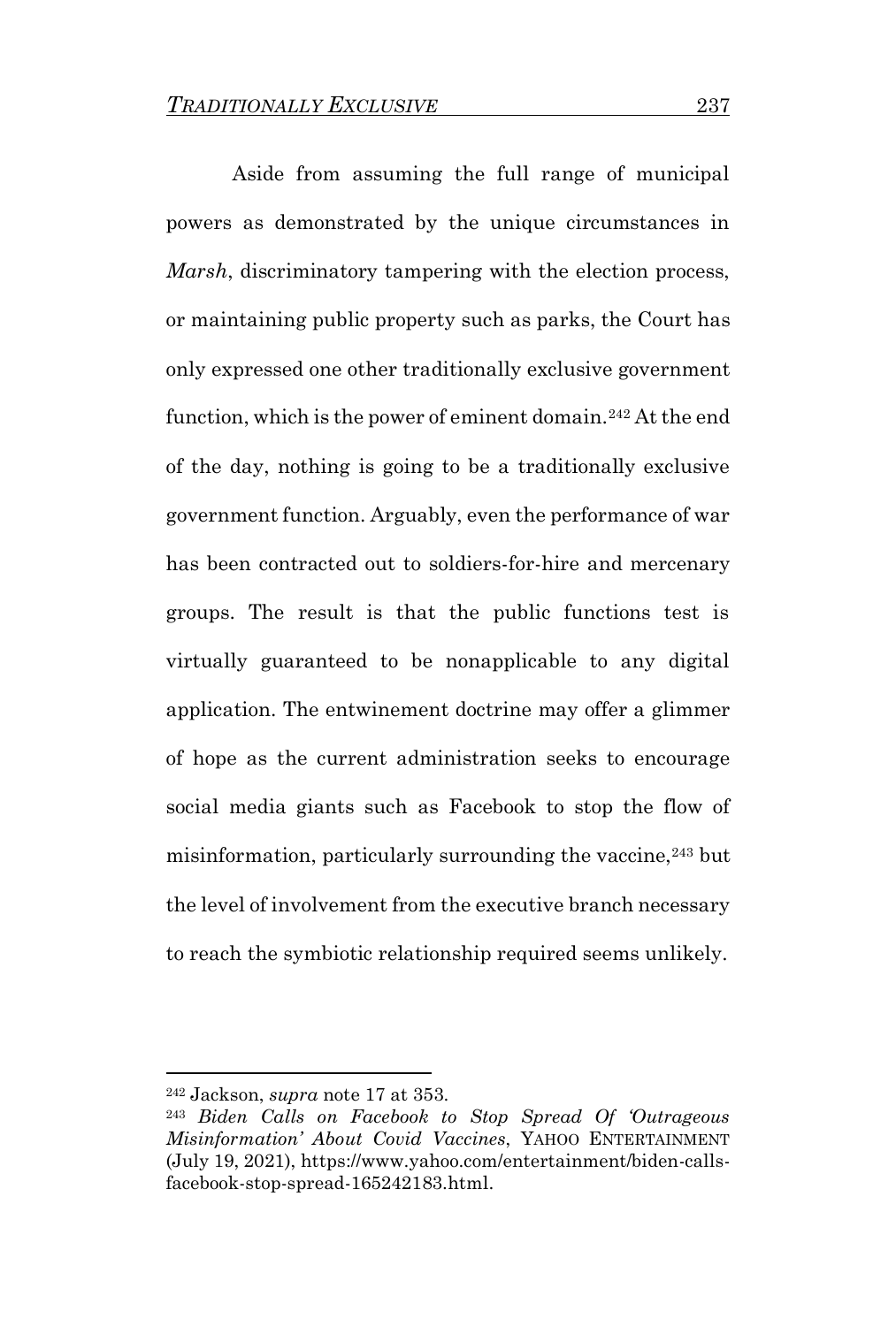Aside from assuming the full range of municipal powers as demonstrated by the unique circumstances in *Marsh*, discriminatory tampering with the election process, or maintaining public property such as parks, the Court has only expressed one other traditionally exclusive government function, which is the power of eminent domain.[242] At the end of the day, nothing is going to be a traditionally exclusive government function. Arguably, even the performance of war has been contracted out to soldiers-for-hire and mercenary groups. The result is that the public functions test is virtually guaranteed to be nonapplicable to any digital application. The entwinement doctrine may offer a glimmer of hope as the current administration seeks to encourage social media giants such as Facebook to stop the flow of misinformation, particularly surrounding the vaccine,[243] but the level of involvement from the executive branch necessary to reach the symbiotic relationship required seems unlikely.

---

[242] Jackson, *supra* note 17 at 353.

[243] *Biden Calls on Facebook to Stop Spread Of 'Outrageous Misinformation' About Covid Vaccines*, YAHOO ENTERTAINMENT (July 19, 2021), https://www.yahoo.com/entertainment/biden-calls-facebook-stop-spread-165242183.html.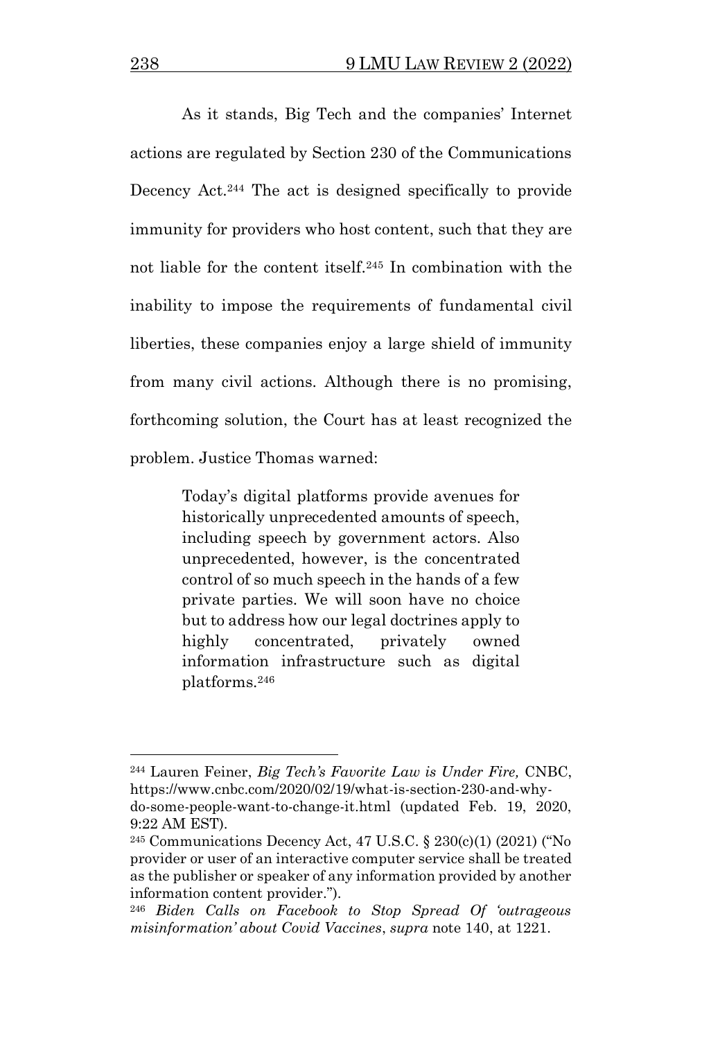As it stands, Big Tech and the companies' Internet actions are regulated by Section 230 of the Communications Decency Act.[244] The act is designed specifically to provide immunity for providers who host content, such that they are not liable for the content itself.[245] In combination with the inability to impose the requirements of fundamental civil liberties, these companies enjoy a large shield of immunity from many civil actions. Although there is no promising, forthcoming solution, the Court has at least recognized the problem. Justice Thomas warned:

> Today's digital platforms provide avenues for historically unprecedented amounts of speech, including speech by government actors. Also unprecedented, however, is the concentrated control of so much speech in the hands of a few private parties. We will soon have no choice but to address how our legal doctrines apply to highly concentrated, privately owned information infrastructure such as digital platforms.[246]

---

[244] Lauren Feiner, *Big Tech's Favorite Law is Under Fire,* CNBC, https://www.cnbc.com/2020/02/19/what-is-section-230-and-why-do-some-people-want-to-change-it.html (updated Feb. 19, 2020, 9:22 AM EST).

[245] Communications Decency Act, 47 U.S.C. § 230(c)(1) (2021) ("No provider or user of an interactive computer service shall be treated as the publisher or speaker of any information provided by another information content provider.").

[246] *Biden Calls on Facebook to Stop Spread Of 'outrageous misinformation' about Covid Vaccines*, *supra* note 140, at 1221.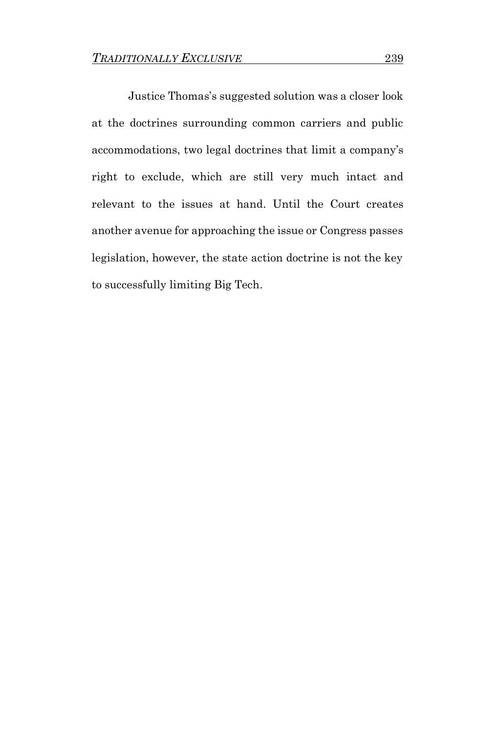Justice Thomas's suggested solution was a closer look at the doctrines surrounding common carriers and public accommodations, two legal doctrines that limit a company's right to exclude, which are still very much intact and relevant to the issues at hand. Until the Court creates another avenue for approaching the issue or Congress passes legislation, however, the state action doctrine is not the key to successfully limiting Big Tech.